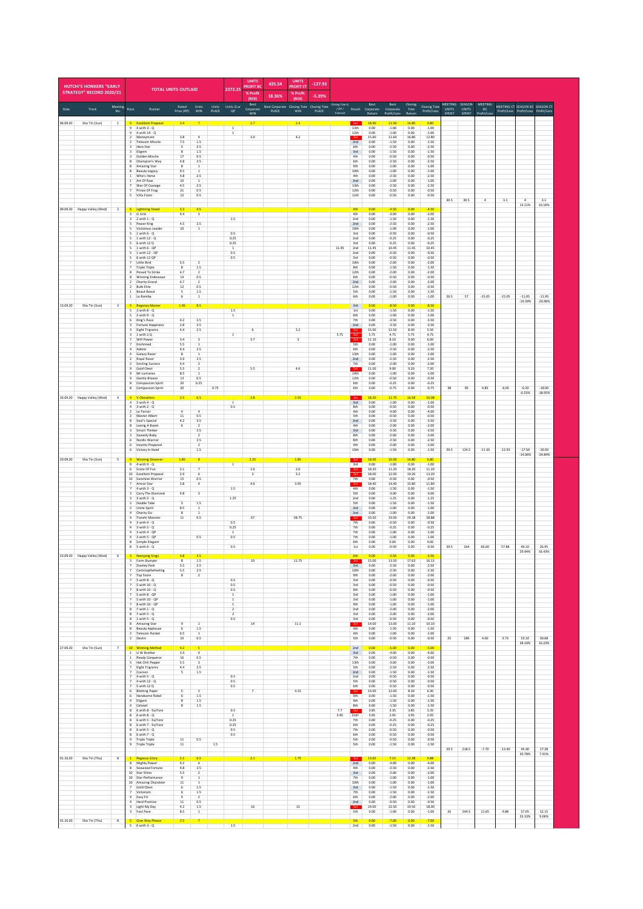| HUTCHI'S HONKERS "EARLY STRATEGY" RECORD 2020/21 | | | TOTAL UNITS OUTLAID | | | | | 2372.25 | UNITS PROFIT BC | 435.54 | UNITS PROFIT CT | -127.93 | | | | | | | | | | | | | |
|---|---|---|---|---|---|---|---|---|---|---|---|---|---|---|---|---|---|---|---|---|---|---|---|---|---|
| | | | | | | | | | % Profit (ROI) | 18.36% | % Profit (ROI) | -5.39% | | | | | | | | | | | | | |
| Date | Track | Meeting No. | Race | Runner | Rated Price (RP) | Units WIN | Units PLACE | Units Q or QP | Best Corporate WIN | Best Corporate PLACE | Closing Tote WIN | Closing Tote PLACE | Closing Tote Q / QP / Forecast | Result | Best Corporate Return | Best Corporate Profit/Loss | Closing Tote Return | Closing Tote Profit/Loss | MEETING UNITS SPENT | SEASON UNITS SPENT | MEETING BC Profit/Loss | MEETING CT Profit/Loss | SEASON BC Profit/Loss | SEASON CT Profit/Loss | |
| 06.09.20 | Sha Tin (Sun) | 1 | 9 | Excellent Proposal | 2.4 | 7 | | | 2.7 | | 2.4 | | | 1st | 18.90 | 11.90 | 16.80 | 9.80 | | | | | | | |
| | | | 9 | 4 with 3 - Q | | | | 1 | | | | | | 13th | 0.00 | -1.00 | 0.00 | -1.00 | | | | | | | |
| | | | 9 | 4 with 14 - Q | | | | 1 | | | | | | 12th | 0.00 | -1.00 | 0.00 | -1.00 | | | | | | | |
| | | | 2 | Moneymore | 3.8 | 4 | | | 3.9 | | 4.2 | | | 1st | 15.60 | 11.60 | 16.80 | 12.80 | | | | | | | |
| | | | 2 | Telecom Missile | 7.5 | 1.5 | | | | | | | | 2nd | 0.00 | -1.50 | 0.00 | -1.50 | | | | | | | |
| | | | 3 | Hero Star | 5 | 2.5 | | | | | | | | 6th | 0.00 | -2.50 | 0.00 | -2.50 | | | | | | | |
| | | | 3 | Eligere | 8 | 1.5 | | | | | | | | 3rd | 0.00 | -1.50 | 0.00 | -1.50 | | | | | | | |
| | | | 3 | Golden Missile | 17 | 0.5 | | | | | | | | 4th | 0.00 | -0.50 | 0.00 | -0.50 | | | | | | | |
| | | | 8 | Champion's Way | 4.8 | 2.5 | | | | | | | | 6th | 0.00 | -2.50 | 0.00 | -2.50 | | | | | | | |
| | | | 8 | Amazing Star | 8 | 1 | | | | | | | | 9th | 0.00 | -1.00 | 0.00 | -1.00 | | | | | | | |
| | | | 8 | Beauty Legacy | 9.5 | 1 | | | | | | | | 10th | 0.00 | -1.00 | 0.00 | -1.00 | | | | | | | |
| | | | 1 | Who's Horse | 4.8 | 2.5 | | | | | | | | 4th | 0.00 | -2.50 | 0.00 | -2.50 | | | | | | | |
| | | | 1 | Art Of Raw | 10 | 1 | | | | | | | | 2nd | 0.00 | -1.00 | 0.00 | -1.00 | | | | | | | |
| | | | 7 | War Of Courage | 4.5 | 2.5 | | | | | | | | 13th | 0.00 | -2.50 | 0.00 | -2.50 | | | | | | | |
| | | | 7 | Prince Of Frog | 21 | 0.5 | | | | | | | | 12th | 0.00 | -0.50 | 0.00 | -0.50 | | | | | | | |
| | | | 5 | Villa Fionn | 12 | 0.5 | | | | | | | | 11th | 0.00 | -0.50 | 0.00 | -0.50 | | | | | | | |
| | | | | | | | | | | | | | | | | | | | 30.5 | 30.5 | 4 | 3.1 | 4 | 3.1 | |
| | | | | | | | | | | | | | | | | | | | | | | | 13.11% | 10.16% | |
| 09.09.20 | Happy Valley (Wed) | 2 | 6 | Lightning Steed | 3.2 | 4.5 | | | | | | | | 4th | 0.00 | -4.50 | 0.00 | -4.50 | | | | | | | |
| | | | 3 | G Unit | 4.4 | 3 | | | | | | | | 4th | 0.00 | -3.00 | 0.00 | -3.00 | | | | | | | |
| | | | 3 | 2 with 1 - Q | | | | 1.5 | | | | | | 2nd | 0.00 | -1.50 | 0.00 | -1.50 | | | | | | | |
| | | | 5 | Power King | 4.5 | 2.5 | | | | | | | | 2nd | 0.00 | -2.50 | 0.00 | -2.50 | | | | | | | |
| | | | 5 | Victorious Leader | 10 | 1 | | | | | | | | 10th | 0.00 | -1.00 | 0.00 | -1.00 | | | | | | | |
| | | | 5 | 1 with 6 - Q | | | | 0.5 | | | | | | 3rd | 0.00 | -0.50 | 0.00 | -0.50 | | | | | | | |
| | | | 5 | 1 with 12 - Q | | | | 0.25 | | | | | | 2nd | 0.00 | -0.25 | 0.00 | -0.25 | | | | | | | |
| | | | 5 | 6 with 12 Q | | | | 0.25 | | | | | | 3rd | 0.00 | -0.25 | 0.00 | -0.25 | | | | | | | |
| | | | 5 | 1 with 6 - QP | | | | 1 | | | | | 11.45 | 2nd | 11.45 | 10.45 | 11.45 | 10.45 | | | | | | | |
| | | | 5 | 1 with 12 - QP | | | | 0.5 | | | | | | 2nd | 0.00 | -0.50 | 0.00 | -0.50 | | | | | | | |
| | | | 5 | 6 with 12 QP | | | | 0.5 | | | | | | 3rd | 0.00 | -0.50 | 0.00 | -0.50 | | | | | | | |
| | | | 7 | Little Bird | 5.5 | 2 | | | | | | | | 10th | 0.00 | -2.00 | 0.00 | -2.00 | | | | | | | |
| | | | 7 | Triple Triple | 8 | 1.5 | | | | | | | | 8th | 0.00 | -1.50 | 0.00 | -1.50 | | | | | | | |
| | | | 8 | Poised To Strike | 4.7 | 2 | | | | | | | | 12th | 0.00 | -2.00 | 0.00 | -2.00 | | | | | | | |
| | | | 8 | Winning Endeavour | 14 | 0.5 | | | | | | | | 6th | 0.00 | -0.50 | 0.00 | -0.50 | | | | | | | |
| | | | 2 | Charity Grand | 4.7 | 2 | | | | | | | | 2nd | 0.00 | -2.00 | 0.00 | -2.00 | | | | | | | |
| | | | 2 | Bulb Elite | 12 | 0.5 | | | | | | | | 12th | 0.00 | -0.50 | 0.00 | -0.50 | | | | | | | |
| | | | 1 | Beaut Beaut | 5 | 1.5 | | | | | | | | 5th | 0.00 | -1.50 | 0.00 | -1.50 | | | | | | | |
| | | | 1 | La Bomba | 6 | 1 | | | | | | | | 6th | 0.00 | -1.00 | 0.00 | -1.00 | 26.5 | 57 | -15.05 | -15.05 | -11.05 | -11.95 | |
| | | | | | | | | | | | | | | | | | | | | | | | -19.39% | -20.96% | |
| 13.09.20 | Sha Tin (Sun) | 3 | 5 | Regency Master | 1.95 | 8.5 | | | | | | | | 3rd | 0.00 | -8.50 | 0.00 | -8.50 | | | | | | | |
| | | | 5 | 3 with 8 - Q | | | | 1.5 | | | | | | 1st | 0.00 | -1.50 | 0.00 | -1.50 | | | | | | | |
| | | | 5 | 3 with 9 - Q | | | | 1 | | | | | | 6th | 0.00 | -1.00 | 0.00 | -1.00 | | | | | | | |
| | | | 6 | King's Race | 4.2 | 3.5 | | | | | | | | 7th | 0.00 | -3.50 | 0.00 | -3.50 | | | | | | | |
| | | | 3 | Fortune Happiness | 2.8 | 3.5 | | | | | | | | 2nd | 0.00 | -3.50 | 0.00 | -3.50 | | | | | | | |
| | | | 3 | Eight Trigrams | 4.4 | 2.5 | | | 6 | | 3.2 | | | 1st | 15.00 | 12.50 | 8.00 | 5.50 | | | | | | | |
| | | | 3 | 1 with 2 Q | | | | 1 | | | | | 5.75 | 1st | 5.75 | 4.75 | 5.75 | 4.75 | | | | | | | |
| | | | 7 | Will Power | 3.4 | 3 | | | 3.7 | | 3 | | | 1st | 11.10 | 8.10 | 9.00 | 6.00 | | | | | | | |
| | | | 7 | Enshrined | 5.5 | 1 | | | | | | | | 5th | 0.00 | -1.00 | 0.00 | -1.00 | | | | | | | |
| | | | 4 | Adonis | 4.4 | 2.5 | | | | | | | | 6th | 0.00 | -2.50 | 0.00 | -2.50 | | | | | | | |
| | | | 4 | Galaxy Racer | 8 | 1 | | | | | | | | 13th | 0.00 | -1.00 | 0.00 | -1.00 | | | | | | | |
| | | | 2 | Royal Racer | 3.9 | 2.5 | | | | | | | | 2nd | 0.00 | -2.50 | 0.00 | -2.50 | | | | | | | |
| | | | 2 | Smiling Success | 4.4 | 2 | | | | | | | | 7th | 0.00 | -2.00 | 0.00 | -2.00 | | | | | | | |
| | | | 9 | Gold Chest | 5.5 | 2 | | | 5.5 | | 4.6 | | | 1st | 11.00 | 9.00 | 9.20 | 7.20 | | | | | | | |
| | | | 9 | Mr Lumieres | 8.5 | 1 | | | | | | | | 14th | 0.00 | -1.00 | 0.00 | -1.00 | | | | | | | |
| | | | 9 | Gentle Breeze | 13 | 0.5 | | | | | | | | 12th | 0.00 | -0.50 | 0.00 | -0.50 | | | | | | | |
| | | | 8 | Compassion Spirit | 20 | 0.25 | | | | | | | | 6th | 0.00 | -0.25 | 0.00 | -0.25 | | | | | | | |
| | | | 8 | Compassion Spirit | 20 | | 0.75 | | | | | | | 6th | 0.00 | -0.75 | 0.00 | -0.75 | 38 | 95 | 4.85 | -6.05 | -6.20 | -18.00 | |
| | | | | | | | | | | | | | | | | | | | | | | | -6.53% | -18.95% | |
| 16.09.20 | Happy Valley (Wed) | 4 | 4 | V Chevaliers | 2.5 | 6.5 | | | 2.8 | | 2.55 | | | 1st | 18.20 | 11.70 | 16.58 | 10.08 | | | | | | | |
| | | | 4 | 3 with 4 - Q | | | | 1 | | | | | | 3rd | 0.00 | -1.00 | 0.00 | -1.00 | | | | | | | |
| | | | 4 | 3 with 2 - Q | | | | 0.5 | | | | | | 8th | 0.00 | -0.50 | 0.00 | -0.50 | | | | | | | |
| | | | 2 | Le Terroir | 4 | 4 | | | | | | | | 4th | 0.00 | -4.00 | 0.00 | -4.00 | | | | | | | |
| | | | 2 | Master Albert | 11 | 0.5 | | | | | | | | 5th | 0.00 | -0.50 | 0.00 | -0.50 | | | | | | | |
| | | | 8 | Soul's Special | 4.2 | 3.5 | | | | | | | | 2nd | 0.00 | -3.50 | 0.00 | -3.50 | | | | | | | |
| | | | 8 | Loving A Boom | 6 | 2 | | | | | | | | 4th | 0.00 | -2.00 | 0.00 | -2.00 | | | | | | | |
| | | | 3 | Smart Thinker | | 3.5 | | | | | | | | 3rd | 0.00 | -3.50 | 0.00 | -3.50 | | | | | | | |
| | | | 3 | Sweetly Baby | | 2 | | | | | | | | 8th | 0.00 | -2.00 | 0.00 | -2.00 | | | | | | | |
| | | | 6 | Nordic Warrior | | 2.5 | | | | | | | | 8th | 0.00 | -2.50 | 0.00 | -2.50 | | | | | | | |
| | | | 6 | Incanto Prepared | | 2 | | | | | | | | 4th | 0.00 | -2.00 | 0.00 | -2.00 | | | | | | | |
| | | | 6 | Victory In Hand | | 1.5 | | | | | | | | 10th | 0.00 | -1.50 | 0.00 | -1.50 | 29.5 | 124.5 | -11.30 | -12.93 | -17.50 | -30.93 | |
| | | | | | | | | | | | | | | | | | | | | | | | -14.06% | -24.84% | |
| 20.09.20 | Sha Tin (Sun) | 5 | 9 | Winning Dreamer | 1.85 | 8 | | | 2.25 | | 1.85 | | | 1st | 18.00 | 10.00 | 14.80 | 6.80 | | | | | | | |
| | | | 9 | 4 with 9 - Q | | | | 1 | | | | | | 3rd | 0.00 | -1.00 | 0.00 | -1.00 | | | | | | | |
| | | | 6 | Score Of Fun | 2.1 | 7 | | | 2.6 | | 2.6 | | | 1st | 18.20 | 11.20 | 18.20 | 11.20 | | | | | | | |
| | | | 10 | Excellent Proposal | 2.9 | 6 | | | 3 | | 3.2 | | | 1st | 18.00 | 12.00 | 19.20 | 13.20 | | | | | | | |
| | | | 10 | Sunshine Warrior | 15 | 0.5 | | | | | | | | 7th | 0.00 | -0.50 | 0.00 | -0.50 | | | | | | | |
| | | | 7 | Armor Star | 3.8 | 4 | | | 4.6 | | 3.95 | | | 1st | 18.40 | 14.40 | 15.80 | 11.80 | | | | | | | |
| | | | 7 | 4 with 3 - Q | | | | 1.5 | | | | | | 4th | 0.00 | -1.50 | 0.00 | -1.50 | | | | | | | |
| | | | 3 | Carry The Diamond | 4.8 | 3 | | | | | | | | 5th | 0.00 | -3.00 | 0.00 | -3.00 | | | | | | | |
| | | | 3 | 3 with 2 - Q | | | | 1.25 | | | | | | 2nd | 0.00 | -1.25 | 0.00 | -1.25 | | | | | | | |
| | | | 2 | Double Take | 5 | 1.5 | | | | | | | | 5th | 0.00 | -1.50 | 0.00 | -1.50 | | | | | | | |
| | | | 2 | Unite Spirit | 8.5 | 1 | | | | | | | | 3rd | 0.00 | -1.00 | 0.00 | -1.00 | | | | | | | |
| | | | 4 | Charity Go | 8 | 1 | | | | | | | | 2nd | 0.00 | -1.00 | 0.00 | -1.00 | | | | | | | |
| | | | 4 | Tianchi Monster | 11 | 0.5 | | | 67 | | 58.75 | | | 1st | 33.50 | 33.00 | 29.38 | 28.88 | | | | | | | |
| | | | 4 | 3 with 4 - Q | | | | 0.5 | | | | | | 7th | 0.00 | -0.50 | 0.00 | -0.50 | | | | | | | |
| | | | 4 | 3 with 5 - Q | | | | 0.25 | | | | | | 7th | 0.00 | -0.25 | 0.00 | -0.25 | | | | | | | |
| | | | 4 | 3 with 4 - QP | | | | 1 | | | | | | 7th | 0.00 | -1.00 | 0.00 | -1.00 | | | | | | | |
| | | | 4 | 3 with 5 - QP | | 0.5 | | 0.5 | | | | | | 7th | 0.00 | -1.00 | 0.00 | -1.00 | | | | | | | |
| | | | 8 | Simple Elegant | | | | | | | | | | 6th | 0.00 | 0.00 | 0.00 | 0.00 | | | | | | | |
| | | | 8 | 5 with 6 - Q | | | | 0.5 | | | | | | 1st | 0.00 | -0.50 | 0.00 | -0.50 | 39.5 | 164 | 66.60 | 57.88 | 49.10 | 26.95 | |
| | | | | | | | | | | | | | | | | | | | | | | | 29.94% | 16.43% | |
| 23.09.20 | Happy Valley (Wed) | 6 | 3 | Namjong Sings | 4.8 | 3.5 | | | | | | | | 6th | 0.00 | -3.50 | 0.00 | -3.50 | | | | | | | |
| | | | 3 | Farm Bumper | 8 | 1.5 | | | 10 | | 11.75 | | | 1st | 15.00 | 13.50 | 17.63 | 16.13 | | | | | | | |
| | | | 7 | Stanley Park | 5.5 | 2.5 | | | | | | | | 3rd | 0.00 | -2.50 | 0.00 | -2.50 | | | | | | | |
| | | | 7 | Cantstopthefeeling | 5.5 | 2.5 | | | | | | | | 10th | 0.00 | -2.50 | 0.00 | -2.50 | | | | | | | |
| | | | 7 | Top Score | 8 | 2 | | | | | | | | 9th | 0.00 | -2.00 | 0.00 | -2.00 | | | | | | | |
| | | | 7 | 5 with 8 - Q | | | | 0.5 | | | | | | 3rd | 0.00 | -0.50 | 0.00 | -0.50 | | | | | | | |
| | | | 7 | 5 with 10 - Q | | | | 0.5 | | | | | | 3rd | 0.00 | -0.50 | 0.00 | -0.50 | | | | | | | |
| | | | 7 | 8 with 10 - Q | | | | 0.5 | | | | | | 9th | 0.00 | -0.50 | 0.00 | -0.50 | | | | | | | |
| | | | 7 | 5 with 8 - QP | | | | 1 | | | | | | 3rd | 0.00 | -1.00 | 0.00 | -1.00 | | | | | | | |
| | | | 7 | 5 with 10 - QP | | | | 1 | | | | | | 3rd | 0.00 | -1.00 | 0.00 | -1.00 | | | | | | | |
| | | | 7 | 8 with 10 - QP | | | | 1 | | | | | | 9th | 0.00 | -1.00 | 0.00 | -1.00 | | | | | | | |
| | | | 8 | 7 with 1 - Q | | | | 2 | | | | | | 2nd | 0.00 | -2.00 | 0.00 | -2.00 | | | | | | | |
| | | | 8 | 7 with 5 - Q | | | | 2 | | | | | | 3rd | 0.00 | -2.00 | 0.00 | -2.00 | | | | | | | |
| | | | 8 | 1 with 5 - Q | | | | 0.5 | | | | | | 3rd | 0.00 | -0.50 | 0.00 | -0.50 | | | | | | | |
| | | | 8 | Amazing Star | 9 | 1 | | | 14 | | 11.1 | | | 1st | 14.00 | 13.00 | 11.10 | 10.10 | | | | | | | |
| | | | 8 | Beauty Applause | 6 | 1.5 | | | | | | | | 4th | 0.00 | -1.50 | 0.00 | -1.50 | | | | | | | |
| | | | 2 | Telecom Rocket | 6.5 | 1 | | | | | | | | 4th | 0.00 | -1.00 | 0.00 | -1.00 | | | | | | | |
| | | | 2 | Destin | 10 | 0.5 | | | | | | | | 5th | 0.00 | -0.50 | 0.00 | -0.50 | 25 | 189 | 4.00 | 3.73 | 53.10 | 30.68 | |
| | | | | | | | | | | | | | | | | | | | | | | | 28.10% | 16.23% | |
| 27.09.20 | Sha Tin (Sun) | 7 | 10 | Winning Method | 4.2 | 5 | | | | | | | | 2nd | 0.00 | -5.00 | 0.00 | -5.00 | | | | | | | |
| | | | 1 | U W Brother | 3.4 | 4 | | | | | | | | 3rd | 0.00 | -4.00 | 0.00 | -4.00 | | | | | | | |
| | | | 1 | Ready Conqueror | 16 | 0.5 | | | | | | | | 7th | 0.00 | -0.50 | 0.00 | -0.50 | | | | | | | |
| | | | 5 | Hot Chili Pepper | 5.5 | 3 | | | | | | | | 13th | 0.00 | -3.00 | 0.00 | -3.00 | | | | | | | |
| | | | 7 | Eight Trigrams | 4.4 | 2.5 | | | | | | | | 5th | 0.00 | -2.50 | 0.00 | -2.50 | | | | | | | |
| | | | 7 | Czarson | 5 | 1.5 | | | | | | | | 2nd | 0.00 | -1.50 | 0.00 | -1.50 | | | | | | | |
| | | | 7 | 4 with 5 - Q | | | | 0.5 | | | | | | 2nd | 0.00 | -0.50 | 0.00 | -0.50 | | | | | | | |
| | | | 7 | 4 with 12 - Q | | | | 0.5 | | | | | | 5th | 0.00 | -0.50 | 0.00 | -0.50 | | | | | | | |
| | | | 7 | 5 with 12 Q | | | | 0.5 | | | | | | 6th | 0.00 | -0.50 | 0.00 | -0.50 | | | | | | | |
| | | | 6 | Blotting Paper | 5 | 2 | | | 7 | | 4.15 | | | 1st | 14.00 | 12.00 | 8.30 | 6.30 | | | | | | | |
| | | | 6 | Handsome Rebel | 6 | 1.5 | | | | | | | | 9th | 0.00 | -1.50 | 0.00 | -1.50 | | | | | | | |
| | | | 4 | Eligere | 8 | 1.5 | | | | | | | | 9th | 0.00 | -1.50 | 0.00 | -1.50 | | | | | | | |
| | | | 4 | Colonel | 8 | 1.5 | | | | | | | | 8th | 0.00 | -1.50 | 0.00 | -1.50 | | | | | | | |
| | | | 8 | 6 with 8 - Ex/Fore | | | | 0.5 | | | | | 7.7 | 1st | 3.85 | 3.35 | 3.85 | 3.35 | | | | | | | |
| | | | 8 | 6 with 8 - Q | | | | 1 | | | | | 3.95 | 2nd= | 3.95 | 2.95 | 3.95 | 2.95 | | | | | | | |
| | | | 8 | 6 with 5 - Ex/Fore | | | | 0.25 | | | | | | 7th | 0.00 | -0.25 | 0.00 | -0.25 | | | | | | | |
| | | | 8 | 6 with 7 - Ex/Fore | | | | 0.25 | | | | | | 6th | 0.00 | -0.25 | 0.00 | -0.25 | | | | | | | |
| | | | 8 | 6 with 5 - Q | | | | 0.5 | | | | | | 7th | 0.00 | -0.50 | 0.00 | -0.50 | | | | | | | |
| | | | 8 | 6 with 7 - Q | | | | 0.5 | | | | | | 6th | 0.00 | -0.50 | 0.00 | -0.50 | | | | | | | |
| | | | 9 | Triple Triple | 11 | 0.5 | | | | | | | | 5th | 0.00 | -0.50 | 0.00 | -0.50 | | | | | | | |
| | | | 9 | Triple Triple | 11 | | 1.5 | | | | | | | 5th | 0.00 | -1.50 | 0.00 | -1.50 | 29.5 | 218.5 | -7.70 | -13.40 | 45.40 | 17.28 | |
| | | | | | | | | | | | | | | | | | | | | | | | 20.78% | 7.91% | |
| 01.10.20 | Sha Tin (Thu) | 8 | 1 | Pegasus Glory | 2.1 | 6.5 | | | 2.1 | | 1.75 | | | 1st | 13.65 | 7.15 | 11.38 | 4.88 | | | | | | | |
| | | | 8 | Mighty Power | 4.2 | 4 | | | | | | | | 2nd | 0.00 | -4.00 | 0.00 | -4.00 | | | | | | | |
| | | | 8 | Seaweed Fortune | 4.8 | 3.5 | | | | | | | | 4th | 0.00 | -3.50 | 0.00 | -3.50 | | | | | | | |
| | | | 10 | Star Shine | 5.5 | 2 | | | | | | | | 3rd | 0.00 | -2.00 | 0.00 | -2.00 | | | | | | | |
| | | | 10 | Star Performance | 9 | 1 | | | | | | | | 7th | 0.00 | -1.00 | 0.00 | -1.00 | | | | | | | |
| | | | 10 | Amazing Chocolate | 11 | 1 | | | | | | | | 10th | 0.00 | -1.00 | 0.00 | -1.00 | | | | | | | |
| | | | 7 | Gold Chest | 6 | 1.5 | | | | | | | | 3rd | 0.00 | -1.50 | 0.00 | -1.50 | | | | | | | |
| | | | 7 | Victoriam | 6 | 1.5 | | | | | | | | 7th | 0.00 | -1.50 | 0.00 | -1.50 | | | | | | | |
| | | | 4 | Easy Fit | 4 | 2 | | | | | | | | 6th | 0.00 | -2.00 | 0.00 | -2.00 | | | | | | | |
| | | | 4 | Hard Promise | 11 | 0.5 | | | | | | | | 2nd | 0.00 | -0.50 | 0.00 | -0.50 | | | | | | | |
| | | | 3 | Light My Day | 4.2 | 1.5 | | | 16 | | 13 | | | 1st | 24.00 | 22.50 | 19.50 | 18.00 | | | | | | | |
| | | | 3 | Fast Pace | 8.5 | 1 | | | | | | | | 5th | 0.00 | -1.00 | 0.00 | -1.00 | 26 | 244.5 | 11.65 | 4.88 | 57.05 | 22.15 | |
| | | | | | | | | | | | | | | | | | | | | | | | 23.33% | 9.06% | |
| 01.10.20 | Sha Tin (Thu) | 8 | 5 | Give Way Please | 2.5 | 7 | | | | | | | | 5th | 0.00 | -7.00 | 0.00 | -7.00 | | | | | | | |
| | | | 5 | 6 with 3 - Q | | | | 1.5 | | | | | | 2nd | 0.00 | -1.50 | 0.00 | -1.50 | | | | | | | |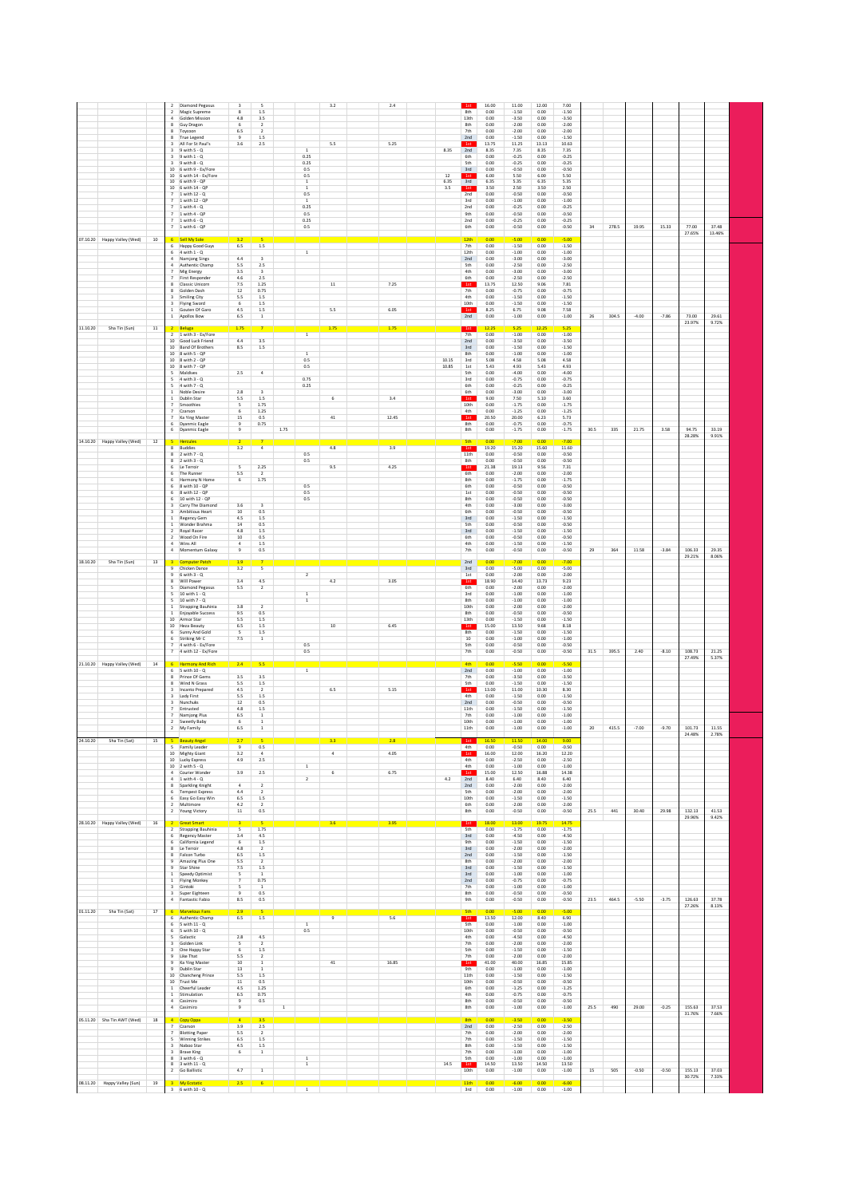| | | | | | | | | | | | | | | | | | | | | | | |
|---|---|---|---|---|---|---|---|---|---|---|---|---|---|---|---|---|---|---|---|---|---|---|
| | | | 2 | Diamond Pegasus | 3 | 5 | | | 3.2 | 2.4 | | 1st | 16.00 | 11.00 | 12.00 | 7.00 | | | | | | |
| | | | 2 | Magic Supreme | 8 | 1.5 | | | | | | 8th | 0.00 | -1.50 | 0.00 | -1.50 | | | | | | |
| | | | 4 | Golden Mission | 4.8 | 3.5 | | | | | | 13th | 0.00 | -3.50 | 0.00 | -3.50 | | | | | | |
| | | | 8 | Guy Dragon | 6 | 2 | | | | | | 8th | 0.00 | -2.00 | 0.00 | -2.00 | | | | | | |
| | | | 8 | Toycoon | 6.5 | 2 | | | | | | 7th | 0.00 | -2.00 | 0.00 | -2.00 | | | | | | |
| | | | 8 | True Legend | 9 | 1.5 | | | | | | 2nd | 0.00 | -1.50 | 0.00 | -1.50 | | | | | | |
| | | | 3 | All For St Paul's | 3.6 | 2.5 | | | 5.5 | 5.25 | | 1st | 13.75 | 11.25 | 13.13 | 10.63 | | | | | | |
| | | | 3 | 9 with 5 - Q | | | | 1 | | | 8.35 | 2nd | 8.35 | 7.35 | 8.35 | 7.35 | | | | | | |
| | | | 3 | 9 with 1 - Q | | | | 0.25 | | | | 6th | 0.00 | -0.25 | 0.00 | -0.25 | | | | | | |
| | | | 3 | 9 with 8 - Q | | | | 0.25 | | | | 5th | 0.00 | -0.25 | 0.00 | -0.25 | | | | | | |
| | | | 10 | 6 with 9 - Ex/Fore | | | | 0.5 | | | | 3rd | 0.00 | -0.50 | 0.00 | -0.50 | | | | | | |
| | | | 10 | 6 with 14 - Ex/Fore | | | | 0.5 | | | 12 | 1st | 6.00 | 5.50 | 6.00 | 5.50 | | | | | | |
| | | | 10 | 6 with 9 - QP | | | | 1 | | | 6.35 | 3rd | 6.35 | 5.35 | 6.35 | 5.35 | | | | | | |
| | | | 10 | 6 with 14 - QP | | | | 1 | | | 3.5 | 1st | 3.50 | 2.50 | 3.50 | 2.50 | | | | | | |
| | | | 7 | 1 with 12 - Q | | | | 0.5 | | | | 2nd | 0.00 | -0.50 | 0.00 | -0.50 | | | | | | |
| | | | 7 | 1 with 12 - QP | | | | 1 | | | | 3rd | 0.00 | -1.00 | 0.00 | -1.00 | | | | | | |
| | | | 7 | 1 with 4 - Q | | | | 0.25 | | | | 2nd | 0.00 | -0.25 | 0.00 | -0.25 | | | | | | |
| | | | 7 | 1 with 4 - QP | | | | 0.5 | | | | 9th | 0.00 | -0.50 | 0.00 | -0.50 | | | | | | |
| | | | 7 | 1 with 6 - Q | | | | 0.25 | | | | 2nd | 0.00 | -0.25 | 0.00 | -0.25 | | | | | | |
| | | | 7 | 1 with 6 - QP | | | | 0.5 | | | | 6th | 0.00 | -0.50 | 0.00 | -0.50 | 34 | 278.5 | 19.95 | 15.33 | 77.00 27.65% | 37.48 13.46% |
| 07.10.20 | Happy Valley (Wed) | 10 | 6 | Sell My Sole | 3.2 | 5 | | | | | | 12th | 0.00 | -5.00 | 0.00 | -5.00 | | | | | | |
| | | | 6 | Happy Good Guys | 6.5 | 1.5 | | | | | | 7th | 0.00 | -1.50 | 0.00 | -1.50 | | | | | | |
| | | | 6 | 4 with 1 - Q | | | | 1 | | | | 12th | 0.00 | -1.00 | 0.00 | -1.00 | | | | | | |
| | | | 4 | Namjong Sings | 4.4 | 3 | | | | | | 2nd | 0.00 | -3.00 | 0.00 | -3.00 | | | | | | |
| | | | 4 | Authentic Champ | 5.5 | 2.5 | | | | | | 5th | 0.00 | -2.50 | 0.00 | -2.50 | | | | | | |
| | | | 7 | Mig Energy | 3.5 | 3 | | | | | | 4th | 0.00 | -3.00 | 0.00 | -3.00 | | | | | | |
| | | | 7 | First Responder | 4.6 | 2.5 | | | | | | 6th | 0.00 | -2.50 | 0.00 | -2.50 | | | | | | |
| | | | 8 | Classic Unicorn | 7.5 | 1.25 | | | 11 | 7.25 | | 1st | 13.75 | 12.50 | 9.06 | 7.81 | | | | | | |
| | | | 8 | Golden Dash | 12 | 0.75 | | | | | | 7th | 0.00 | -0.75 | 0.00 | -0.75 | | | | | | |
| | | | 3 | Smiling City | 5.5 | 1.5 | | | | | | 4th | 0.00 | -1.50 | 0.00 | -1.50 | | | | | | |
| | | | 3 | Flying Sword | 6 | 1.5 | | | | | | 10th | 0.00 | -1.50 | 0.00 | -1.50 | | | | | | |
| | | | 1 | Gouten Of Garo | 4.5 | 1.5 | | | 5.5 | 6.05 | | 1st | 8.25 | 6.75 | 9.08 | 7.58 | | | | | | |
| | | | 1 | Apollos Bow | 6.5 | 1 | | | | | | 2nd | 0.00 | -1.00 | 0.00 | -1.00 | 26 | 304.5 | -4.00 | -7.86 | 73.00 23.97% | 29.61 9.72% |
| 11.10.20 | Sha Tin (Sun) | 11 | 2 | Beluga | 1.75 | 7 | | | 1.75 | 1.75 | | 1st | 12.25 | 5.25 | 12.25 | 5.25 | | | | | | |
| | | | 2 | 1 with 3 - Ex/Fore | | | | 1 | | | | 7th | 0.00 | -1.00 | 0.00 | -1.00 | | | | | | |
| | | | 10 | Good Luck Friend | 4.4 | 3.5 | | | | | | 2nd | 0.00 | -3.50 | 0.00 | -3.50 | | | | | | |
| | | | 10 | Band Of Brothers | 8.5 | 1.5 | | | | | | 3rd | 0.00 | -1.50 | 0.00 | -1.50 | | | | | | |
| | | | 10 | 8 with 5 - QP | | | | 1 | | | | 8th | 0.00 | -1.00 | 0.00 | -1.00 | | | | | | |
| | | | 10 | 8 with 2 - QP | | | | 0.5 | | | 10.15 | 3rd | 5.08 | 4.58 | 5.08 | 4.58 | | | | | | |
| | | | 10 | 8 with 7 - QP | | | | 0.5 | | | 10.85 | 1st | 5.43 | 4.93 | 5.43 | 4.93 | | | | | | |
| | | | 5 | Maldives | 2.5 | 4 | | | | | | 5th | 0.00 | -4.00 | 0.00 | -4.00 | | | | | | |
| | | | 5 | 4 with 3 - Q | | | | 0.75 | | | | 3rd | 0.00 | -0.75 | 0.00 | -0.75 | | | | | | |
| | | | 5 | 4 with 7 - Q | | | | 0.25 | | | | 8th | 0.00 | -0.25 | 0.00 | -0.25 | | | | | | |
| | | | 1 | Noble Desire | 2.8 | 3 | | | | | | 6th | 0.00 | -3.00 | 0.00 | -3.00 | | | | | | |
| | | | 1 | Dublin Star | 5.5 | 1.5 | | | 6 | 3.4 | | 1st | 9.00 | 7.50 | 5.10 | 3.60 | | | | | | |
| | | | 7 | Smoothies | 5 | 1.75 | | | | | | 10th | 0.00 | -1.75 | 0.00 | -1.75 | | | | | | |
| | | | 7 | Cranson | 6 | 1.25 | | | | | | 4th | 0.00 | -1.25 | 0.00 | -1.25 | | | | | | |
| | | | 7 | Ka Ying Master | 15 | 0.5 | | | 41 | 12.45 | | 1st | 20.50 | 20.00 | 6.23 | 5.73 | | | | | | |
| | | | 6 | Dyanmic Eagle | 9 | 0.75 | | | | | | 8th | 0.00 | -0.75 | 0.00 | -0.75 | | | | | | |
| | | | 6 | Dyanmic Eagle | 9 | | 1.75 | | | | | 8th | 0.00 | -1.75 | 0.00 | -1.75 | 30.5 | 335 | 21.75 | 3.58 | 94.75 28.28% | 33.19 9.91% |
| 14.10.20 | Happy Valley (Wed) | 12 | 5 | Hercules | 2 | 7 | | | | | | 5th | 0.00 | -7.00 | 0.00 | -7.00 | | | | | | |
| | | | 8 | Buddies | 3.2 | 4 | | | 4.8 | 3.9 | | 1st | 19.20 | 15.20 | 15.60 | 11.60 | | | | | | |
| | | | 8 | 2 with 7 - Q | | | | 0.5 | | | | 11th | 0.00 | -0.50 | 0.00 | -0.50 | | | | | | |
| | | | 8 | 2 with 3 - Q | | | | 0.5 | | | | 8th | 0.00 | -0.50 | 0.00 | -0.50 | | | | | | |
| | | | 6 | Le Terroir | 5 | 2.25 | | | 9.5 | 4.25 | | 1st | 21.38 | 19.13 | 9.56 | 7.31 | | | | | | |
| | | | 6 | The Runner | 5.5 | 2 | | | | | | 6th | 0.00 | -2.00 | 0.00 | -2.00 | | | | | | |
| | | | 6 | Harmony N Home | 6 | 1.75 | | | | | | 8th | 0.00 | -1.75 | 0.00 | -1.75 | | | | | | |
| | | | 6 | 8 with 10 - QP | | | | 0.5 | | | | 6th | 0.00 | -0.50 | 0.00 | -0.50 | | | | | | |
| | | | 6 | 8 with 12 - QP | | | | 0.5 | | | | 1st | 0.00 | -0.50 | 0.00 | -0.50 | | | | | | |
| | | | 6 | 10 with 12 - QP | | | | 0.5 | | | | 8th | 0.00 | -0.50 | 0.00 | -0.50 | | | | | | |
| | | | 3 | Carry The Diamond | 3.6 | 3 | | | | | | 4th | 0.00 | -3.00 | 0.00 | -3.00 | | | | | | |
| | | | 3 | Ambitious Heart | 10 | 0.5 | | | | | | 6th | 0.00 | -0.50 | 0.00 | -0.50 | | | | | | |
| | | | 1 | Regency Gem | 4.5 | 1.5 | | | | | | 3rd | 0.00 | -1.50 | 0.00 | -1.50 | | | | | | |
| | | | 1 | Wonder Brahma | 14 | 0.5 | | | | | | 5th | 0.00 | -0.50 | 0.00 | -0.50 | | | | | | |
| | | | 2 | Royal Racer | 4.8 | 1.5 | | | | | | 3rd | 0.00 | -1.50 | 0.00 | -1.50 | | | | | | |
| | | | 2 | Wood On Fire | 10 | 0.5 | | | | | | 6th | 0.00 | -0.50 | 0.00 | -0.50 | | | | | | |
| | | | 4 | Wins All | 4 | 1.5 | | | | | | 4th | 0.00 | -1.50 | 0.00 | -1.50 | | | | | | |
| | | | 4 | Momentum Galaxy | 9 | 0.5 | | | | | | 7th | 0.00 | -0.50 | 0.00 | -0.50 | 29 | 364 | 11.58 | -3.84 | 106.33 29.21% | 29.35 8.06% |
| 18.10.20 | Sha Tin (Sun) | 13 | 3 | Computer Patch | 1.9 | 7 | | | | | | 2nd | 0.00 | -7.00 | 0.00 | -7.00 | | | | | | |
| | | | 9 | Chicken Dance | 3.2 | 5 | | | | | | 3rd | 0.00 | -5.00 | 0.00 | -5.00 | | | | | | |
| | | | 9 | 6 with 3 - Q | | | | 2 | | | | 1st | 0.00 | -2.00 | 0.00 | -2.00 | | | | | | |
| | | | 8 | Wilf Power | 3.4 | 4.5 | | | 4.2 | 3.05 | | 1st | 18.90 | 14.40 | 13.73 | 9.23 | | | | | | |
| | | | 5 | Diamond Pegasus | 5.5 | 2 | | | | | | 6th | 0.00 | -2.00 | 0.00 | -2.00 | | | | | | |
| | | | 5 | 10 with 1 - Q | | | | 1 | | | | 3rd | 0.00 | -1.00 | 0.00 | -1.00 | | | | | | |
| | | | 5 | 10 with 7 - Q | | | | 1 | | | | 8th | 0.00 | -1.00 | 0.00 | -1.00 | | | | | | |
| | | | 1 | Strapping Bauhinia | 3.8 | 2 | | | | | | 10th | 0.00 | -2.00 | 0.00 | -2.00 | | | | | | |
| | | | 1 | Enjoyable Success | 9.5 | 0.5 | | | | | | 8th | 0.00 | -0.50 | 0.00 | -0.50 | | | | | | |
| | | | 10 | Armor Star | 5.5 | 1.5 | | | | | | 13th | 0.00 | -1.50 | 0.00 | -1.50 | | | | | | |
| | | | 10 | Heza Beauty | 6.5 | 1.5 | | | 10 | 6.45 | | 1st | 15.00 | 13.50 | 9.68 | 8.18 | | | | | | |
| | | | 6 | Sunny And Gold | 5 | 1.5 | | | | | | 8th | 0.00 | -1.50 | 0.00 | -1.50 | | | | | | |
| | | | 6 | Striking Mr C | 7.5 | 1 | | | | | | 10 | 0.00 | -1.00 | 0.00 | -1.00 | | | | | | |
| | | | 7 | 4 with 6 - Ex/Fore | | | | 0.5 | | | | 5th | 0.00 | -0.50 | 0.00 | -0.50 | | | | | | |
| | | | 7 | 4 with 12 - Ex/Fore | | | | 0.5 | | | | 7th | 0.00 | -0.50 | 0.00 | -0.50 | 31.5 | 395.5 | 2.40 | -8.10 | 108.73 27.49% | 21.25 5.37% |
| 21.10.20 | Happy Valley (Wed) | 14 | 6 | Harmony And Rich | 2.4 | 5.5 | | | | | | 4th | 0.00 | -5.50 | 0.00 | -5.50 | | | | | | |
| | | | 6 | 5 with 10 - Q | | | | 1 | | | | 2nd | 0.00 | -1.00 | 0.00 | -1.00 | | | | | | |
| | | | 8 | Prince Of Gems | 3.5 | 3.5 | | | | | | 7th | 0.00 | -3.50 | 0.00 | -3.50 | | | | | | |
| | | | 8 | Wind N Grass | 5.5 | 1.5 | | | | | | 5th | 0.00 | -1.50 | 0.00 | -1.50 | | | | | | |
| | | | 3 | Incanto Prepared | 4.5 | 2 | | | 6.5 | 5.15 | | 1st | 13.00 | 11.00 | 10.30 | 8.30 | | | | | | |
| | | | 3 | Lady First | 5.5 | 1.5 | | | | | | 4th | 0.00 | -1.50 | 0.00 | -1.50 | | | | | | |
| | | | 3 | Nunchuks | 12 | 0.5 | | | | | | 2nd | 0.00 | -0.50 | 0.00 | -0.50 | | | | | | |
| | | | 7 | Entrusted | 4.8 | 1.5 | | | | | | 11th | 0.00 | -1.50 | 0.00 | -1.50 | | | | | | |
| | | | 7 | Namjong Plus | 6.5 | 1 | | | | | | 7th | 0.00 | -1.00 | 0.00 | -1.00 | | | | | | |
| | | | 2 | Sweetly Baby | 6 | 1 | | | | | | 10th | 0.00 | -1.00 | 0.00 | -1.00 | | | | | | |
| | | | 2 | My Family | 6.5 | 1 | | | | | | 11th | 0.00 | -1.00 | 0.00 | -1.00 | 20 | 415.5 | -7.00 | -9.70 | 101.73 24.48% | 11.55 2.78% |
| 24.10.20 | Sha Tin (Sat) | 15 | 5 | Beauty Angel | 2.7 | 5 | | | 3.3 | 2.8 | | 1st | 16.50 | 11.50 | 14.00 | 9.00 | | | | | | |
| | | | 5 | Family Leader | 9 | 0.5 | | | | | | 4th | 0.00 | -0.50 | 0.00 | -0.50 | | | | | | |
| | | | 10 | Mighty Giant | 3.2 | 4 | | | 4 | 4.05 | | 1st | 16.00 | 12.00 | 16.20 | 12.20 | | | | | | |
| | | | 10 | Lucky Express | 4.9 | 2.5 | | | | | | 4th | 0.00 | -2.50 | 0.00 | -2.50 | | | | | | |
| | | | 10 | 2 with 5 - Q | | | | 1 | | | | 4th | 0.00 | -1.00 | 0.00 | -1.00 | | | | | | |
| | | | 4 | Courier Wonder | 3.9 | 2.5 | | | 6 | 6.75 | | 1st | 15.00 | 12.50 | 16.88 | 14.38 | | | | | | |
| | | | 4 | 1 with 4 - Q | | | | 2 | | | 4.2 | 2nd | 8.40 | 6.40 | 8.40 | 6.40 | | | | | | |
| | | | 8 | Sparkling Knight | 4 | 2 | | | | | | 2nd | 0.00 | -2.00 | 0.00 | -2.00 | | | | | | |
| | | | 6 | Tempest Express | 4.4 | 2 | | | | | | 5th | 0.00 | -2.00 | 0.00 | -2.00 | | | | | | |
| | | | 6 | Easy Go Easy Win | 6.5 | 1.5 | | | | | | 10th | 0.00 | -1.50 | 0.00 | -1.50 | | | | | | |
| | | | 2 | Multimore | 4.2 | 2 | | | | | | 6th | 0.00 | -2.00 | 0.00 | -2.00 | | | | | | |
| | | | 2 | Young Victory | 11 | 0.5 | | | | | | 8th | 0.00 | -0.50 | 0.00 | -0.50 | 25.5 | 441 | 30.40 | 29.98 | 132.13 29.96% | 41.53 9.42% |
| 28.10.20 | Happy Valley (Wed) | 16 | 2 | Great Smart | 3 | 5 | | | 3.6 | 3.95 | | 1st | 18.00 | 13.00 | 19.75 | 14.75 | | | | | | |
| | | | 2 | Strapping Bauhinia | 5 | 1.75 | | | | | | 5th | 0.00 | -1.75 | 0.00 | -1.75 | | | | | | |
| | | | 6 | Regency Master | 3.4 | 4.5 | | | | | | 3rd | 0.00 | -4.50 | 0.00 | -4.50 | | | | | | |
| | | | 6 | California Legend | 6 | 1.5 | | | | | | 9th | 0.00 | -1.50 | 0.00 | -1.50 | | | | | | |
| | | | 8 | Le Terroir | 4.8 | 2 | | | | | | 3rd | 0.00 | -2.00 | 0.00 | -2.00 | | | | | | |
| | | | 8 | Falcon Turbo | 6.5 | 1.5 | | | | | | 2nd | 0.00 | -1.50 | 0.00 | -1.50 | | | | | | |
| | | | 9 | Amazing Plus One | 5.5 | 2 | | | | | | 8th | 0.00 | -2.00 | 0.00 | -2.00 | | | | | | |
| | | | 9 | Star Shine | 7.5 | 1.5 | | | | | | 3rd | 0.00 | -1.50 | 0.00 | -1.50 | | | | | | |
| | | | 1 | Speedy Optimist | 5 | 1 | | | | | | 3rd | 0.00 | -1.00 | 0.00 | -1.00 | | | | | | |
| | | | 1 | Flying Monkey | 7 | 0.75 | | | | | | 2nd | 0.00 | -0.75 | 0.00 | -0.75 | | | | | | |
| | | | 3 | Gintoki | 5 | 1 | | | | | | 7th | 0.00 | -1.00 | 0.00 | -1.00 | | | | | | |
| | | | 3 | Super Eighteen | 9 | 0.5 | | | | | | 8th | 0.00 | -0.50 | 0.00 | -0.50 | | | | | | |
| | | | 4 | Fantastic Fabio | 8.5 | 0.5 | | | | | | 9th | 0.00 | -0.50 | 0.00 | -0.50 | 23.5 | 464.5 | -5.50 | -3.75 | 126.63 27.26% | 37.78 8.13% |
| 01.11.20 | Sha Tin (Sat) | 17 | 6 | Marvelous Fans | 2.9 | 5 | | | | | | 5th | 0.00 | -5.00 | 0.00 | -5.00 | | | | | | |
| | | | 6 | Authentic Champ | 6.5 | 1.5 | | | 9 | 5.6 | | 1st | 13.50 | 12.00 | 8.40 | 6.90 | | | | | | |
| | | | 6 | 5 with 11 - Q | | | | 1 | | | | 5th | 0.00 | -1.00 | 0.00 | -1.00 | | | | | | |
| | | | 6 | 5 with 10 - Q | | | | 0.5 | | | | 10th | 0.00 | -0.50 | 0.00 | -0.50 | | | | | | |
| | | | 5 | Galactic | 2.8 | 4.5 | | | | | | 4th | 0.00 | -4.50 | 0.00 | -4.50 | | | | | | |
| | | | 3 | Golden Link | 5 | 2 | | | | | | 7th | 0.00 | -2.00 | 0.00 | -2.00 | | | | | | |
| | | | 3 | One Happy Star | 6 | 1.5 | | | | | | 5th | 0.00 | -1.50 | 0.00 | -1.50 | | | | | | |
| | | | 9 | Like That | 5.5 | 2 | | | | | | 7th | 0.00 | -2.00 | 0.00 | -2.00 | | | | | | |
| | | | 9 | Ka Ying Master | 10 | 1 | | | 41 | 16.85 | | 1st | 41.00 | 40.00 | 16.85 | 15.85 | | | | | | |
| | | | 9 | Dublin Star | 13 | 1 | | | | | | 9th | 0.00 | -1.00 | 0.00 | -1.00 | | | | | | |
| | | | 10 | Chancheng Prince | 5.5 | 1.5 | | | | | | 11th | 0.00 | -1.50 | 0.00 | -1.50 | | | | | | |
| | | | 10 | Trust Me | 11 | 0.5 | | | | | | 10th | 0.00 | -0.50 | 0.00 | -0.50 | | | | | | |
| | | | 1 | Cheerful Leader | 4.5 | 1.25 | | | | | | 6th | 0.00 | -1.25 | 0.00 | -1.25 | | | | | | |
| | | | 1 | Stimulation | 6.5 | 0.75 | | | | | | 4th | 0.00 | -0.75 | 0.00 | -0.75 | | | | | | |
| | | | 4 | Casimiro | 9 | 0.5 | | | | | | 8th | 0.00 | -0.50 | 0.00 | -0.50 | | | | | | |
| | | | 4 | Casimiro | 9 | | 1 | | | | | 8th | 0.00 | -1.00 | 0.00 | -1.00 | 25.5 | 490 | 29.00 | -0.25 | 155.63 31.76% | 37.53 7.66% |
| 05.11.20 | Sha Tin AWT (Wed) | 18 | 4 | Copy Oppa | 4 | 3.5 | | | | | | 8th | 0.00 | -3.50 | 0.00 | -3.50 | | | | | | |
| | | | 7 | Cranson | 3.9 | 2.5 | | | | | | 2nd | 0.00 | -2.50 | 0.00 | -2.50 | | | | | | |
| | | | 7 | Blotting Paper | 5.5 | 2 | | | | | | 7th | 0.00 | -2.00 | 0.00 | -2.00 | | | | | | |
| | | | 5 | Winning Strikes | 6.5 | 1.5 | | | | | | 7th | 0.00 | -1.50 | 0.00 | -1.50 | | | | | | |
| | | | 3 | Naboo Star | 4.5 | 1.5 | | | | | | 8th | 0.00 | -1.50 | 0.00 | -1.50 | | | | | | |
| | | | 3 | Brave King | 6 | 1 | | | | | | 7th | 0.00 | -1.00 | 0.00 | -1.00 | | | | | | |
| | | | 8 | 3 with 6 - Q | | | | 1 | | | | 5th | 0.00 | -1.00 | 0.00 | -1.00 | | | | | | |
| | | | 8 | 3 with 11 - Q | | | | 1 | | | 14.5 | 1st | 14.50 | 13.50 | 14.50 | 13.50 | | | | | | |
| | | | 2 | Go Ballistic | 4.7 | 1 | | | | | | 10th | 0.00 | -1.00 | 0.00 | -1.00 | 15 | 505 | -0.50 | -0.50 | 155.13 30.72% | 37.03 7.33% |
| 08.11.20 | Happy Valley (Sun) | 19 | 3 | My Ecstatic | 2.5 | 6 | | | | | | 11th | 0.00 | -6.00 | 0.00 | -6.00 | | | | | | |
| | | | 3 | 6 with 10 - Q | | | | 1 | | | | 3rd | 0.00 | -1.00 | 0.00 | -1.00 | | | | | | |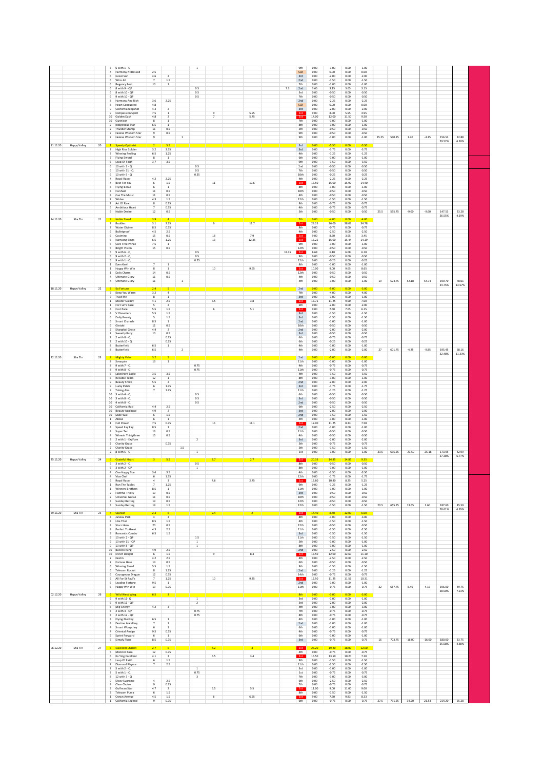| Date | Venue | No. | Race | Horse | Odds | Stake | | | Win Div | Place Div | Q Div | Result | Return | Profit | Return | Profit | Stake | Cumulative | P/L | P/L | Total | Total |
|---|---|---|---|---|---|---|---|---|---|---|---|---|---|---|---|---|---|---|---|---|---|---|
| | | | 3 | 6 with 1 - Q | | | 1 | | | | | 9th | 0.00 | -1.00 | 0.00 | -1.00 | | | | | | |
| | | | 4 | Harmony N Blessed | 2.5 | | | | | | | SCR | 0.00 | 0.00 | 0.00 | 0.00 | | | | | | |
| | | | 6 | Great Son | 4.6 | 2 | | | | | | 3rd | 0.00 | -2.00 | 0.00 | -2.00 | | | | | | |
| | | | 6 | Wins All | 7 | 1.5 | | | | | | 2nd | 0.00 | -1.50 | 0.00 | -1.50 | | | | | | |
| | | | 6 | Regency Poet | 10 | 1 | | | | | | 7th | 0.00 | -1.00 | 0.00 | -1.00 | | | | | | |
| | | | 6 | 8 with 9 - QP | | | | 0.5 | | | 7.3 | 2nd | 3.65 | 3.15 | 3.65 | 3.15 | | | | | | |
| | | | 6 | 8 with 10 - QP | | | | 0.5 | | | | 3rd | 0.00 | -0.50 | 0.00 | -0.50 | | | | | | |
| | | | 6 | 9 with 10 - QP | | | | 0.5 | | | | 7th | 0.00 | -0.50 | 0.00 | -0.50 | | | | | | |
| | | | 8 | Harmony And Rich | 3.6 | 2.25 | | | | | | 2nd | 0.00 | -2.25 | 0.00 | -2.25 | | | | | | |
| | | | 8 | Heart Conquered | 4.8 | | | | | | | SCR | 0.00 | 0.00 | 0.00 | 0.00 | | | | | | |
| | | | 9 | Californiadeepshot | 4.3 | 2 | | | | | | 3rd | 0.00 | -2.00 | 0.00 | -2.00 | | | | | | |
| | | | 9 | Compassion Spirit | 7.5 | 1 | | | 9 | 5.95 | | 1st | 9.00 | 8.00 | 5.95 | 4.95 | | | | | | |
| | | | 10 | Golden Dash | 4.8 | 2 | | | 7 | 5.75 | | 1st | 14.00 | 12.00 | 13.50 | 9.50 | | | | | | |
| | | | 10 | Gumison | 8 | 1 | | | | | | 7th | 0.00 | -1.00 | 0.00 | -1.00 | | | | | | |
| | | | 2 | Indigenous Star | 6.5 | 1 | | | | | | 8th | 0.00 | -1.00 | 0.00 | -1.00 | | | | | | |
| | | | 2 | Thunder Stomp | 11 | 0.5 | | | | | | 5th | 0.00 | -0.50 | 0.00 | -0.50 | | | | | | |
| | | | 7 | Helene Wisdom Star | 9 | 0.5 | | | | | | 9th | 0.00 | -0.50 | 0.00 | -0.50 | | | | | | |
| | | | 7 | Helene Wisdom Star | 9 | | 1 | | | | | 9th | 0.00 | -1.00 | 0.00 | -1.00 | 25.25 | 530.25 | 1.40 | -4.15 | 156.53 | 32.88 |
| | | | | | | | | | | | | | | | | | | | | | 29.52% | 6.20% |
| 11.11.20 | Happy Valley | 20 | 1 | Speedy Optimist | 2 | 5.5 | | | | | | 3rd | 0.00 | -5.50 | 0.00 | -5.50 | | | | | | |
| | | | 7 | High Rise Soldier | 3.2 | 3.75 | | | | | | 3rd | 0.00 | -3.75 | 0.00 | -3.75 | | | | | | |
| | | | 7 | Winning Feeling | 6.5 | 1.25 | | | | | | 4th | 0.00 | -1.25 | 0.00 | -1.25 | | | | | | |
| | | | 7 | Flying Sword | 8 | 1 | | | | | | 6th | 0.00 | -1.00 | 0.00 | -1.00 | | | | | | |
| | | | 6 | Leap Of Faith | 3.7 | 3.5 | | | | | | 9th | 0.00 | -3.50 | 0.00 | -3.50 | | | | | | |
| | | | 6 | 10 with 2 - Q | | | | 0.5 | | | | 2nd | 0.00 | -0.50 | 0.00 | -0.50 | | | | | | |
| | | | 6 | 10 with 11 - Q | | | | 0.5 | | | | 7th | 0.00 | -0.50 | 0.00 | -0.50 | | | | | | |
| | | | 6 | 10 with 9 - Q | | | | 0.25 | | | | 10th | 0.00 | -0.25 | 0.00 | -0.25 | | | | | | |
| | | | 4 | Royal Racer | 4.2 | 2.25 | | | | | | 4th | 0.00 | -2.25 | 0.00 | -2.25 | | | | | | |
| | | | 4 | Best For You | 6 | 1.5 | | | 11 | 10.6 | | 1st | 16.50 | 15.00 | 15.90 | 14.40 | | | | | | |
| | | | 8 | Flying Bonus | 6 | 1 | | | | | | 8th | 0.00 | -1.00 | 0.00 | -1.00 | | | | | | |
| | | | 8 | Farshad | 11 | 0.5 | | | | | | 10th | 0.00 | -0.50 | 0.00 | -0.50 | | | | | | |
| | | | 8 | Cue The Music | 11 | 0.5 | | | | | | 4th | 0.00 | -0.50 | 0.00 | -0.50 | | | | | | |
| | | | 2 | Wicker | 4.3 | 1.5 | | | | | | 12th | 0.00 | -1.50 | 0.00 | -1.50 | | | | | | |
| | | | 2 | Art Of Raw | 8 | 0.75 | | | | | | 9th | 0.00 | -0.75 | 0.00 | -0.75 | | | | | | |
| | | | 5 | Ambitious Heart | 7 | 0.75 | | | | | | 4th | 0.00 | -0.75 | 0.00 | -0.75 | | | | | | |
| | | | 5 | Noble Desire | 12 | 0.5 | | | | | | 5th | 0.00 | -0.50 | 0.00 | -0.50 | 25.5 | 555.75 | -9.00 | -9.60 | 147.53 | 23.28 |
| | | | | | | | | | | | | | | | | | | | | | 26.55% | 4.19% |
| 14.11.20 | Sha Tin | 21 | 9 | Noble Steed | 3.9 | 4 | | | | | | 7th | 0.00 | -4.00 | 0.00 | -4.00 | | | | | | |
| | | | 7 | Buddies | 3.1 | 3.25 | | | 9 | 11.7 | | 1st | 29.25 | 26.00 | 38.03 | 34.78 | | | | | | |
| | | | 7 | Water Diviner | 8.5 | 0.75 | | | | | | 8th | 0.00 | -0.75 | 0.00 | -0.75 | | | | | | |
| | | | 6 | Bulletproof | 4.5 | 2.5 | | | | | | 4th | 0.00 | -2.50 | 0.00 | -2.50 | | | | | | |
| | | | 6 | Casimiro | 15 | 0.5 | | | 18 | 7.9 | | 1st | 9.00 | 8.50 | 3.95 | 3.45 | | | | | | |
| | | | 5 | Namjong Sings | 6.5 | 1.25 | | | 13 | 12.35 | | 1st | 16.25 | 15.00 | 15.44 | 14.19 | | | | | | |
| | | | 5 | Care Free Prince | 7.5 | 1 | | | | | | 9th | 0.00 | -1.00 | 0.00 | -1.00 | | | | | | |
| | | | 5 | Bright Vision | 15 | 0.5 | | | | | | 12th | 0.00 | -0.50 | 0.00 | -0.50 | | | | | | |
| | | | 5 | 9 with 6 - Q | | | | 0.5 | | | 13.35 | 1st | 6.68 | 6.18 | 6.68 | 6.18 | | | | | | |
| | | | 5 | 9 with 2 - Q | | | | 0.5 | | | | 9th | 0.00 | -0.50 | 0.00 | -0.50 | | | | | | |
| | | | 5 | 9 with 1 - Q | | | | 0.25 | | | | 12th | 0.00 | -0.25 | 0.00 | -0.25 | | | | | | |
| | | | 1 | Even Keel | 7 | 1 | | | | | | 8th | 0.00 | -1.00 | 0.00 | -1.00 | | | | | | |
| | | | 1 | Happy Win Win | 8 | 1 | | | 10 | 9.65 | | 1st | 10.00 | 9.00 | 9.65 | 8.65 | | | | | | |
| | | | 1 | Daily Charm | 14 | 0.5 | | | | | | 12th | 0.00 | -0.50 | 0.00 | -0.50 | | | | | | |
| | | | 4 | Ultimate Glory | 11 | 0.5 | | | | | | 4th | 0.00 | -0.50 | 0.00 | -0.50 | | | | | | |
| | | | 4 | Ultimate Glory | 11 | | 1 | | | | | 4th | 0.00 | -1.00 | 0.00 | -1.00 | 19 | 574.75 | 52.18 | 54.74 | 199.70 | 78.01 |
| | | | | | | | | | | | | | | | | | | | | | 34.75% | 13.57% |
| 18.11.20 | Happy Valley | 22 | 3 | Ka Fortune | 2.4 | 5 | | | | | | 2nd | 0.00 | -5.00 | 0.00 | -5.00 | | | | | | |
| | | | 7 | Keep You Warm | 3.2 | 4 | | | | | | 7th | 0.00 | -4.00 | 0.00 | -4.00 | | | | | | |
| | | | 7 | Trust Me | 8 | 1 | | | | | | 3rd | 0.00 | -1.00 | 0.00 | -1.00 | | | | | | |
| | | | 1 | Master Galaxy | 4.1 | 2.5 | | | 5.5 | 3.8 | | 1st | 13.75 | 11.25 | 9.50 | 7.00 | | | | | | |
| | | | 1 | For Fun's Sake | 5 | 2 | | | | | | 6th | 0.00 | -2.00 | 0.00 | -2.00 | | | | | | |
| | | | 4 | Fast Pace | 5.5 | 1.5 | | | 6 | 5.1 | | 1st | 9.00 | 7.50 | 7.65 | 6.15 | | | | | | |
| | | | 4 | V Chevaliers | 5.5 | 1.5 | | | | | | 3rd | 0.00 | -1.50 | 0.00 | -1.50 | | | | | | |
| | | | 6 | Daily Beauty | 5 | 1.5 | | | | | | 3rd | 0.00 | -1.50 | 0.00 | -1.50 | | | | | | |
| | | | 6 | Smart Charade | 8.5 | 1 | | | | | | 2nd | 0.00 | -1.00 | 0.00 | -1.00 | | | | | | |
| | | | 6 | Gintoki | 11 | 0.5 | | | | | | 10th | 0.00 | -0.50 | 0.00 | -0.50 | | | | | | |
| | | | 2 | Shanghai Grace | 4.4 | 2 | | | | | | 2nd | 0.00 | -2.00 | 0.00 | -2.00 | | | | | | |
| | | | 2 | Sweetly Baby | 10 | 0.5 | | | | | | 3rd | 0.00 | -0.50 | 0.00 | -0.50 | | | | | | |
| | | | 2 | 2 with 8 - Q | | 0.75 | | | | | | 6th | 0.00 | -0.75 | 0.00 | -0.75 | | | | | | |
| | | | 2 | 2 with 10 - Q | | 0.25 | | | | | | 6th | 0.00 | -0.25 | 0.00 | -0.25 | | | | | | |
| | | | 8 | Butterfield | 6.5 | 1 | | | | | | 4th | 0.00 | -1.00 | 0.00 | -1.00 | | | | | | |
| | | | 8 | Butterfield | 6.5 | | 2 | | | | | 4th | 0.00 | -2.00 | 0.00 | -2.00 | 27 | 601.75 | -4.25 | -9.85 | 195.45 | 68.16 |
| | | | | | | | | | | | | | | | | | | | | | 32.48% | 11.33% |
| 22.11.20 | Sha Tin | 23 | 8 | Mighty Valor | 3.2 | 5 | | | | | | 2nd | 0.00 | -5.00 | 0.00 | -5.00 | | | | | | |
| | | | 8 | Savaquin | 13 | 1 | | | | | | 11th | 0.00 | -1.00 | 0.00 | -1.00 | | | | | | |
| | | | 8 | 9 with 7 - Q | | | | 0.75 | | | | 4th | 0.00 | -0.75 | 0.00 | -0.75 | | | | | | |
| | | | 8 | 9 with 8 - Q | | | | 0.75 | | | | 11th | 0.00 | -0.75 | 0.00 | -0.75 | | | | | | |
| | | | 6 | Lakeshore Eagle | 3.5 | 3.5 | | | | | | 4th | 0.00 | -3.50 | 0.00 | -3.50 | | | | | | |
| | | | 6 | Reliable Team | 12 | 1 | | | | | | 8th | 0.00 | -1.00 | 0.00 | -1.00 | | | | | | |
| | | | 9 | Beauty Smile | 5.5 | 2 | | | | | | 2nd | 0.00 | -2.00 | 0.00 | -2.00 | | | | | | |
| | | | 9 | Lucky Patch | 6 | 1.75 | | | | | | 3rd | 0.00 | -1.75 | 0.00 | -1.75 | | | | | | |
| | | | 9 | Taking Aim | 7 | 1.25 | | | | | | 11th | 0.00 | -1.25 | 0.00 | -1.25 | | | | | | |
| | | | 10 | 3 with 4 - Q | | | | 0.5 | | | | 6th | 0.00 | -0.50 | 0.00 | -0.50 | | | | | | |
| | | | 10 | 3 with 8 - Q | | | | 0.5 | | | | 3rd | 0.00 | -0.50 | 0.00 | -0.50 | | | | | | |
| | | | 10 | 4 with 8 - Q | | | | 0.5 | | | | 2nd | 0.00 | -0.50 | 0.00 | -0.50 | | | | | | |
| | | | 10 | California Rad | 4.4 | 2.5 | | | | | | 6th | 0.00 | -2.50 | 0.00 | -2.50 | | | | | | |
| | | | 10 | Beauty Applause | 4.9 | 2 | | | | | | 3rd | 0.00 | -2.00 | 0.00 | -2.00 | | | | | | |
| | | | 10 | Duke Wai | 6 | 1.5 | | | | | | 2nd | 0.00 | -1.50 | 0.00 | -1.50 | | | | | | |
| | | | 1 | Above | 6 | 1 | | | | | | 4th | 0.00 | -1.00 | 0.00 | -1.00 | | | | | | |
| | | | 1 | Full Power | 7.5 | 0.75 | | | 16 | 11.1 | | 1st | 12.00 | 11.25 | 8.33 | 7.58 | | | | | | |
| | | | 4 | Speed Fay Fay | 8.5 | 1 | | | | | | 2nd | 0.00 | -1.00 | 0.00 | -1.00 | | | | | | |
| | | | 4 | Super Ten | 13 | 0.5 | | | | | | 11th | 0.00 | -0.50 | 0.00 | -0.50 | | | | | | |
| | | | 4 | Winwin Thirtythree | 15 | 0.5 | | | | | | 4th | 0.00 | -0.50 | 0.00 | -0.50 | | | | | | |
| | | | 3 | 2 with 1 - Ex/Fore | | | | 2 | | | | 3rd | 0.00 | -2.00 | 0.00 | -2.00 | | | | | | |
| | | | 2 | Charity Grace | | 0.75 | | | | | | 5th | 0.00 | -0.75 | 0.00 | -0.75 | | | | | | |
| | | | 2 | Charity Grace | | | 1.5 | | | | | 5th | 0.00 | -1.50 | 0.00 | -1.50 | | | | | | |
| | | | 2 | 8 with 5 - Q | | | | 1 | | | | 1st | 0.00 | -1.00 | 0.00 | -1.00 | 33.5 | 635.25 | -21.50 | -25.18 | 173.95 | 42.99 |
| | | | | | | | | | | | | | | | | | | | | | 27.38% | 6.77% |
| 25.11.20 | Happy Valley | 24 | 5 | Grateful Heart | 3 | 5.5 | | | 3.7 | 2.7 | | 1st | 20.35 | 14.85 | 14.85 | 9.35 | | | | | | |
| | | | 5 | 3 with 2 - Q | | | | 0.5 | | | | 8th | 0.00 | -0.50 | 0.00 | -0.50 | | | | | | |
| | | | 5 | 3 with 2 - QP | | | | 1 | | | | 8th | 0.00 | -1.00 | 0.00 | -1.00 | | | | | | |
| | | | 4 | One Happy Star | 3.6 | 3.5 | | | | | | 4th | 0.00 | -3.50 | 0.00 | -3.50 | | | | | | |
| | | | 4 | Viva Chef | 6 | 1.75 | | | | | | 12th | 0.00 | -1.75 | 0.00 | -1.75 | | | | | | |
| | | | 6 | Royal Racer | 4 | 3 | | | 4.6 | 2.75 | | 1st | 13.80 | 10.80 | 8.25 | 5.25 | | | | | | |
| | | | 1 | Run The Tables | 7 | 1.25 | | | | | | 9th | 0.00 | -1.25 | 0.00 | -1.25 | | | | | | |
| | | | 1 | Winners Brothers | 8.5 | 1 | | | | | | 11th | 0.00 | -1.00 | 0.00 | -1.00 | | | | | | |
| | | | 2 | Faithful Trinity | 10 | 0.5 | | | | | | 3rd | 0.00 | -0.50 | 0.00 | -0.50 | | | | | | |
| | | | 2 | Universal Go Go | 11 | 0.5 | | | | | | 10th | 0.00 | -0.50 | 0.00 | -0.50 | | | | | | |
| | | | 3 | Sunday Betting | 19 | 0.5 | | | | | | 12th | 0.00 | -0.50 | 0.00 | -0.50 | | | | | | |
| | | | 3 | Sunday Betting | 19 | 1.5 | | | | | | 12th | 0.00 | -1.50 | 0.00 | -1.50 | 20.5 | 655.75 | 13.65 | 2.60 | 187.60 | 45.59 |
| | | | | | | | | | | | | | | | | | | | | | 28.61% | 6.95% |
| 29.11.20 | Sha Tin | 25 | 4 | Czarson | 2.3 | 6 | | | 2.4 | 2 | | 1st | 14.40 | 8.40 | 12.00 | 6.00 | | | | | | |
| | | | 8 | Juneau Park | 4 | 3 | | | | | | 8th | 0.00 | -3.00 | 0.00 | -3.00 | | | | | | |
| | | | 8 | Like That | 8.5 | 1.5 | | | | | | 4th | 0.00 | -1.50 | 0.00 | -1.50 | | | | | | |
| | | | 8 | Stars Hero | 20 | 0.5 | | | | | | 12th | 0.00 | -0.50 | 0.00 | -0.50 | | | | | | |
| | | | 9 | Perfect To Great | 4.3 | 2.5 | | | | | | 11th | 0.00 | -2.50 | 0.00 | -2.50 | | | | | | |
| | | | 9 | Romantic Combo | 6.5 | 1.5 | | | | | | 3rd | 0.00 | -1.50 | 0.00 | -1.50 | | | | | | |
| | | | 9 | 13 with 2 - QP | | | | 1.5 | | | | 11th | 0.00 | -1.50 | 0.00 | -1.50 | | | | | | |
| | | | 9 | 13 with 11 - QP | | | | 1 | | | | 5th | 0.00 | -1.00 | 0.00 | -1.00 | | | | | | |
| | | | 9 | 13 with 8 - QP | | | | 1 | | | | 8th | 0.00 | -1.00 | 0.00 | -1.00 | | | | | | |
| | | | 10 | Ballistic King | 4.9 | 2.5 | | | | | | 2nd | 0.00 | -2.50 | 0.00 | -2.50 | | | | | | |
| | | | 10 | Enrich Delight | 6 | 1.5 | | | 9 | 8.4 | | 1st | 13.50 | 12.00 | 12.60 | 11.10 | | | | | | |
| | | | 2 | Destin | 4.2 | 2.5 | | | | | | 4th | 0.00 | -2.50 | 0.00 | -2.50 | | | | | | |
| | | | 2 | Fortune Hero | 14 | 0.5 | | | | | | 6th | 0.00 | -0.50 | 0.00 | -0.50 | | | | | | |
| | | | 6 | Winning Steed | 5.5 | 1.5 | | | | | | 9th | 0.00 | -1.50 | 0.00 | -1.50 | | | | | | |
| | | | 6 | Telecom Rocket | 8 | 1.25 | | | | | | 2nd | 0.00 | -1.25 | 0.00 | -1.25 | | | | | | |
| | | | 6 | Courageous Dragon | 12 | 0.75 | | | | | | 14th | 0.00 | -0.75 | 0.00 | -0.75 | | | | | | |
| | | | 5 | All For St Paul's | 7 | 1.25 | | | 10 | 9.25 | | 1st | 12.50 | 11.25 | 11.56 | 10.31 | | | | | | |
| | | | 5 | Leading Fortune | 9.5 | 1 | | | | | | 2nd | 0.00 | -1.00 | 0.00 | -1.00 | | | | | | |
| | | | 5 | Happy Win Win | 13 | 0.75 | | | | | | 11th | 0.00 | -0.75 | 0.00 | -0.75 | 32 | 687.75 | 8.40 | 4.16 | 196.00 | 49.75 |
| | | | | | | | | | | | | | | | | | | | | | 28.50% | 7.23% |
| 02.12.20 | Happy Valley | 26 | 6 | Wild West Wing | 6.5 | 3 | | | | | | 8th | 0.00 | -3.00 | 0.00 | -3.00 | | | | | | |
| | | | 6 | 9 with 11 - Q | | | | 1 | | | | 3rd | 0.00 | -1.00 | 0.00 | -1.00 | | | | | | |
| | | | 6 | 9 with 11 - QP | | | | 2 | | | | 3rd | 0.00 | -2.00 | 0.00 | -2.00 | | | | | | |
| | | | 8 | Mig Energy | 4.2 | 3 | | | | | | 4th | 0.00 | -3.00 | 0.00 | -3.00 | | | | | | |
| | | | 8 | 2 with 4 - QP | | | | 0.75 | | | | 7th | 0.00 | -0.75 | 0.00 | -0.75 | | | | | | |
| | | | 8 | 2 with 12 - QP | | | | 0.75 | | | | 8th | 0.00 | -0.75 | 0.00 | -0.75 | | | | | | |
| | | | 3 | Flying Monkey | 6.5 | 1 | | | | | | 4th | 0.00 | -1.00 | 0.00 | -1.00 | | | | | | |
| | | | 3 | Destine Jewellery | 7 | 1 | | | | | | 2nd | 0.00 | -1.00 | 0.00 | -1.00 | | | | | | |
| | | | 4 | Smart Wongchoy | 6 | 1 | | | | | | 6th | 0.00 | -1.00 | 0.00 | -1.00 | | | | | | |
| | | | 4 | Oriental Amigo | 9.5 | 0.75 | | | | | | 4th | 0.00 | -0.75 | 0.00 | -0.75 | | | | | | |
| | | | 5 | Sprint Forward | 6 | 1 | | | | | | 6th | 0.00 | -1.00 | 0.00 | -1.00 | | | | | | |
| | | | 5 | Simply Fluke | 8.5 | 0.75 | | | | | | 3rd | 0.00 | -0.75 | 0.00 | -0.75 | 16 | 703.75 | -16.00 | -16.00 | 180.00 | 33.75 |
| | | | | | | | | | | | | | | | | | | | | | 25.58% | 4.80% |
| 06.12.20 | Sha Tin | 27 | 5 | Excellent Chariot | 2.7 | 6 | | | 4.2 | 3 | | 1st | 25.20 | 19.20 | 18.00 | 12.00 | | | | | | |
| | | | 5 | Monster Kaka | 12 | 0.75 | | | | | | 4th | 0.00 | -0.75 | 0.00 | -0.75 | | | | | | |
| | | | 6 | Ka Ying Excellent | 4.1 | 3 | | | 5.5 | 3.4 | | 1st | 16.50 | 13.50 | 10.20 | 7.20 | | | | | | |
| | | | 6 | Leap Of Faith | 6 | 1.5 | | | | | | 9th | 0.00 | -1.50 | 0.00 | -1.50 | | | | | | |
| | | | 7 | Diamond Rhyme | 7 | 2.5 | | | | | | 11th | 0.00 | -2.50 | 0.00 | -2.50 | | | | | | |
| | | | 7 | 5 with 2 - Q | | | | 1 | | | | 3rd | 0.00 | -1.00 | 0.00 | -1.00 | | | | | | |
| | | | 7 | 5 with 1 - Q | | | | 0.75 | | | | 1st | 0.00 | -0.75 | 0.00 | -0.75 | | | | | | |
| | | | 8 | 12 with 3 - Q | | | | 3 | | | | 7th | 0.00 | -3.00 | 0.00 | -3.00 | | | | | | |
| | | | 9 | Skyey Supreme | 4 | 2.5 | | | | | | 6th | 0.00 | -2.50 | 0.00 | -2.50 | | | | | | |
| | | | 9 | Clear Choice | 9 | 0.75 | | | | | | 7th | 0.00 | -0.75 | 0.00 | -0.75 | | | | | | |
| | | | 3 | Golfman Star | 4.7 | 2 | | | 5.5 | 5.5 | | 1st | 11.00 | 9.00 | 11.00 | 9.00 | | | | | | |
| | | | 3 | Infinite Fuma | 6 | 1.5 | | | | | | 8th | 0.00 | -1.50 | 0.00 | -1.50 | | | | | | |
| | | | 1 | Crown Avenue | 4.5 | 1.5 | | | 6 | 6.55 | | 1st | 9.00 | 7.50 | 9.83 | 8.33 | | | | | | |
| | | | 1 | California Legend | 9 | 0.75 | | | | | | 6th | 0.00 | -0.75 | 0.00 | -0.75 | 27.5 | 731.25 | 34.20 | 21.53 | 214.20 | 55.28 |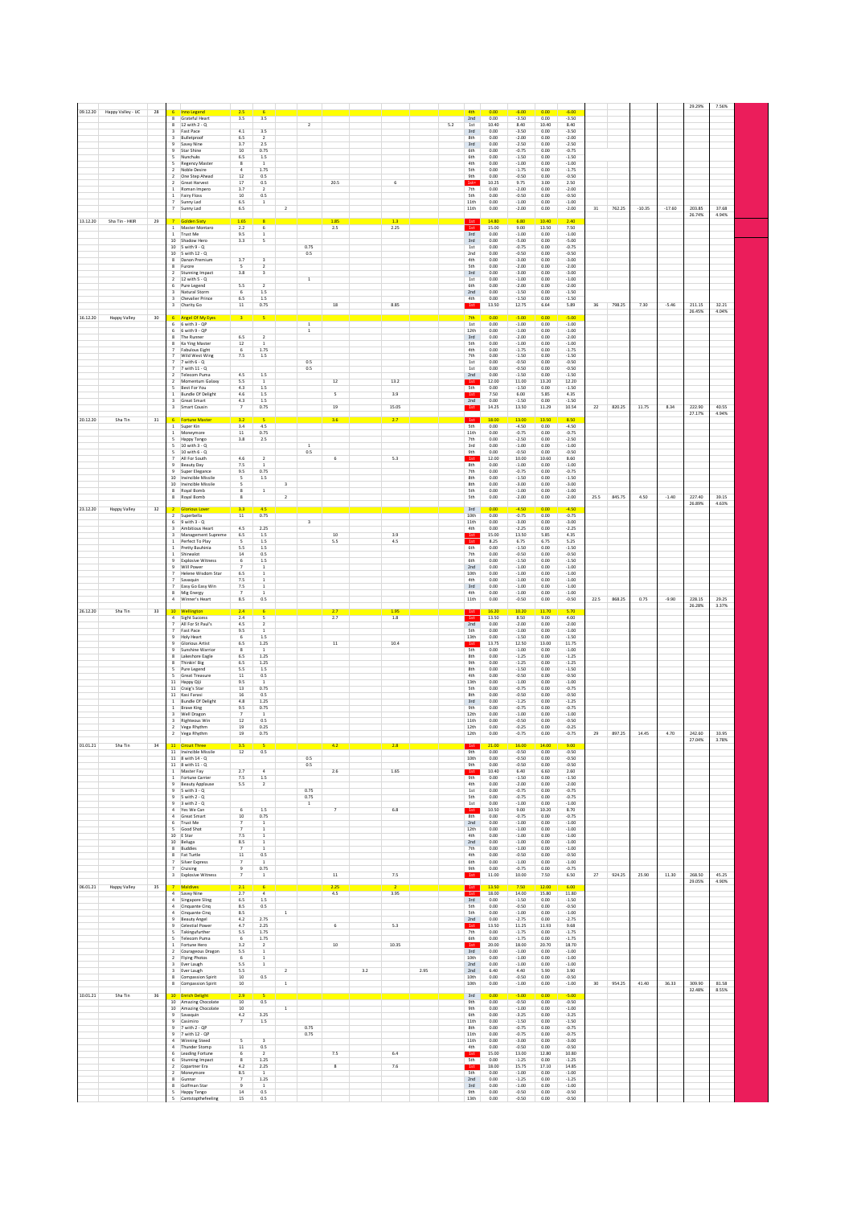| | | | | | | | | | | | | | | | | | | | | | | | | |
|---|---|---|---|---|---|---|---|---|---|---|---|---|---|---|---|---|---|---|---|---|---|---|---|---|
| | | | | | | | | | | | | | | | | | | | | | | | 29.29% | 7.56% |
| 09.12.20 | Happy Valley - UC | 28 | 6 | Inno Legend | 2.5 | 6 | | | | | | | | 4th | 0.00 | -6.00 | 0.00 | -6.00 | | | | | | |
| | | | 8 | Grateful Heart | 3.5 | 3.5 | | | | | | | | 2nd | 0.00 | -3.50 | 0.00 | -3.50 | | | | | | |
| | | | 8 | 12 with 2 - Q | | | 2 | | | | | | 5.2 | 1st | 10.40 | 8.40 | 10.40 | 8.40 | | | | | | |
| | | | 3 | Fast Pace | 4.1 | 3.5 | | | | | | | | 3rd | 0.00 | -3.50 | 0.00 | -3.50 | | | | | | |
| | | | 3 | Bulletproof | 6.5 | 2 | | | | | | | | 8th | 0.00 | -2.00 | 0.00 | -2.00 | | | | | | |
| | | | 9 | Savvy Nine | 3.7 | 2.5 | | | | | | | | 3rd | 0.00 | -2.50 | 0.00 | -2.50 | | | | | | |
| | | | 9 | Star Shine | 10 | 0.75 | | | | | | | | 6th | 0.00 | -0.75 | 0.00 | -0.75 | | | | | | |
| | | | 5 | Nunchuks | 6.5 | 1.5 | | | | | | | | 6th | 0.00 | -1.50 | 0.00 | -1.50 | | | | | | |
| | | | 5 | Regency Master | 8 | 1 | | | | | | | | 4th | 0.00 | -1.00 | 0.00 | -1.00 | | | | | | |
| | | | 2 | Noble Desire | 4 | 1.75 | | | | | | | | 5th | 0.00 | -1.75 | 0.00 | -1.75 | | | | | | |
| | | | 2 | One Step Ahead | 12 | 0.5 | | | | | | | | 9th | 0.00 | -0.50 | 0.00 | -0.50 | | | | | | |
| | | | 2 | Great Harvest | 17 | 0.5 | | | 20.5 | | 6 | | | 1st | 10.25 | 9.75 | 3.00 | 2.50 | | | | | | |
| | | | 1 | Roman Impero | 3.7 | 2 | | | | | | | | 7th | 0.00 | -2.00 | 0.00 | -2.00 | | | | | | |
| | | | 1 | Fairy Floss | 10 | 0.5 | | | | | | | | 5th | 0.00 | -0.50 | 0.00 | -0.50 | | | | | | |
| | | | 7 | Sunny Lad | 6.5 | 1 | | | | | | | | 11th | 0.00 | -1.00 | 0.00 | -1.00 | | | | | | |
| | | | 7 | Sunny Lad | 6.5 | | 2 | | | | | | | 11th | 0.00 | -2.00 | 0.00 | -2.00 | 31 | 762.25 | -10.35 | -17.60 | 203.85 | 37.68 |
| 13.12.20 | Sha Tin - HKIR | 29 | 7 | Golden Sixty | 1.65 | 8 | | | 1.85 | | 1.3 | | | 1st | 14.80 | 6.80 | 10.40 | 2.40 | | | | | 26.74% | 4.94% |
| | | | 1 | Master Montaro | 2.2 | 6 | | | 2.5 | | 2.25 | | | 1st | 15.00 | 9.00 | 13.50 | 7.50 | | | | | | |
| | | | 1 | Trust Me | 9.5 | 1 | | | | | | | | 3rd | 0.00 | -1.00 | 0.00 | -1.00 | | | | | | |
| | | | 10 | Shadow Hero | 3.3 | 5 | | | | | | | | 3rd | 0.00 | -5.00 | 0.00 | -5.00 | | | | | | |
| | | | 10 | 5 with 9 - Q | | | | 0.75 | | | | | | 1st | 0.00 | -0.75 | 0.00 | -0.75 | | | | | | |
| | | | 10 | 5 with 12 - Q | | | | 0.5 | | | | | | 2nd | 0.00 | -0.50 | 0.00 | -0.50 | | | | | | |
| | | | 8 | Danon Premium | 3.7 | 3 | | | | | | | | 4th | 0.00 | -3.00 | 0.00 | -3.00 | | | | | | |
| | | | 8 | Furore | 5 | 2 | | | | | | | | 5th | 0.00 | -2.00 | 0.00 | -2.00 | | | | | | |
| | | | 2 | Stunning Impact | 3.8 | 3 | | | | | | | | 3rd | 0.00 | -3.00 | 0.00 | -3.00 | | | | | | |
| | | | 2 | 12 with 5 - Q | | | | 1 | | | | | | 1st | 0.00 | -1.00 | 0.00 | -1.00 | | | | | | |
| | | | 6 | Pure Legend | 5.5 | 2 | | | | | | | | 6th | 0.00 | -2.00 | 0.00 | -2.00 | | | | | | |
| | | | 3 | Natural Storm | 6 | 1.5 | | | | | | | | 2nd | 0.00 | -1.50 | 0.00 | -1.50 | | | | | | |
| | | | 3 | Chevalier Prince | 6.5 | 1.5 | | | | | | | | 4th | 0.00 | -1.50 | 0.00 | -1.50 | | | | | | |
| | | | 3 | Charity Go | 11 | 0.75 | | | 18 | | 8.85 | | | 1st | 13.50 | 12.75 | 6.64 | 5.89 | 36 | 798.25 | 7.30 | -5.46 | 211.15 | 32.21 |
| 16.12.20 | Happy Valley | 30 | 6 | Angel Of My Eyes | 3 | 5 | | | | | | | | 7th | 0.00 | -5.00 | 0.00 | -5.00 | | | | | 26.45% | 4.04% |
| | | | 6 | 6 with 3 - QP | | | | 1 | | | | | | 1st | 0.00 | -1.00 | 0.00 | -1.00 | | | | | | |
| | | | 6 | 6 with 9 - QP | | | | 1 | | | | | | 12th | 0.00 | -1.00 | 0.00 | -1.00 | | | | | | |
| | | | 8 | The Runner | 6.5 | 2 | | | | | | | | 3rd | 0.00 | -2.00 | 0.00 | -2.00 | | | | | | |
| | | | 8 | Ka Ying Master | 12 | 1 | | | | | | | | 5th | 0.00 | -1.00 | 0.00 | -1.00 | | | | | | |
| | | | 7 | Fabulous Eight | 6 | 1.75 | | | | | | | | 4th | 0.00 | -1.75 | 0.00 | -1.75 | | | | | | |
| | | | 7 | Wild West Wing | 7.5 | 1.5 | | | | | | | | 7th | 0.00 | -1.50 | 0.00 | -1.50 | | | | | | |
| | | | 7 | 7 with 6 - Q | | | | 0.5 | | | | | | 1st | 0.00 | -0.50 | 0.00 | -0.50 | | | | | | |
| | | | 7 | 7 with 11 - Q | | | | 0.5 | | | | | | 1st | 0.00 | -0.50 | 0.00 | -0.50 | | | | | | |
| | | | 2 | Telecom Puma | 4.5 | 1.5 | | | | | | | | 2nd | 0.00 | -1.50 | 0.00 | -1.50 | | | | | | |
| | | | 2 | Momentum Galaxy | 5.5 | 1 | | | 12 | | 13.2 | | | 1st | 12.00 | 11.00 | 13.20 | 12.20 | | | | | | |
| | | | 5 | Best For You | 4.3 | 1.5 | | | | | | | | 5th | 0.00 | -1.50 | 0.00 | -1.50 | | | | | | |
| | | | 1 | Bundle Of Delight | 4.6 | 1.5 | | | 5 | | 3.9 | | | 1st | 7.50 | 6.00 | 5.85 | 4.35 | | | | | | |
| | | | 3 | Great Smart | 4.3 | 1.5 | | | | | | | | 2nd | 0.00 | -1.50 | 0.00 | -1.50 | | | | | | |
| | | | 3 | Smart Cousin | 7 | 0.75 | | | 19 | | 15.05 | | | 1st | 14.25 | 13.50 | 11.29 | 10.54 | 22 | 820.25 | 11.75 | 8.34 | 222.90 | 40.55 |
| 20.12.20 | Sha Tin | 31 | 6 | Fortune Master | 3.2 | 5 | | | 3.6 | | 2.7 | | | 1st | 18.00 | 13.00 | 13.50 | 8.50 | | | | | 27.17% | 4.94% |
| | | | 1 | Super Kin | 3.4 | 4.5 | | | | | | | | 5th | 0.00 | -4.50 | 0.00 | -4.50 | | | | | | |
| | | | 1 | Moneymore | 11 | 0.75 | | | | | | | | 11th | 0.00 | -0.75 | 0.00 | -0.75 | | | | | | |
| | | | 5 | Happy Tango | 3.8 | 2.5 | | | | | | | | 7th | 0.00 | -2.50 | 0.00 | -2.50 | | | | | | |
| | | | 5 | 10 with 3 - Q | | | | 1 | | | | | | 3rd | 0.00 | -1.00 | 0.00 | -1.00 | | | | | | |
| | | | 5 | 10 with 6 - Q | | | | 0.5 | | | | | | 9th | 0.00 | -0.50 | 0.00 | -0.50 | | | | | | |
| | | | 7 | All For South | 4.6 | 2 | | | 6 | | 5.3 | | | 1st | 12.00 | 10.00 | 10.60 | 8.60 | | | | | | |
| | | | 9 | Beauty Day | 7.5 | 1 | | | | | | | | 8th | 0.00 | -1.00 | 0.00 | -1.00 | | | | | | |
| | | | 9 | Super Elegance | 9.5 | 0.75 | | | | | | | | 7th | 0.00 | -0.75 | 0.00 | -0.75 | | | | | | |
| | | | 10 | Invincible Missile | 5 | 1.5 | | | | | | | | 8th | 0.00 | -1.50 | 0.00 | -1.50 | | | | | | |
| | | | 10 | Invincible Missile | 5 | | | 3 | | | | | | 8th | 0.00 | -3.00 | 0.00 | -3.00 | | | | | | |
| | | | 8 | Royal Bomb | 8 | 1 | | | | | | | | 5th | 0.00 | -1.00 | 0.00 | -1.00 | | | | | | |
| | | | 8 | Royal Bomb | 8 | | 2 | | | | | | | 5th | 0.00 | -2.00 | 0.00 | -2.00 | 25.5 | 845.75 | 4.50 | -1.40 | 227.40 | 39.15 |
| 23.12.20 | Happy Valley | 32 | 2 | Glorious Lover | 3.3 | 4.5 | | | | | | | | 3rd | 0.00 | -4.50 | 0.00 | -4.50 | | | | | 26.89% | 4.63% |
| | | | 2 | Superbella | 11 | 0.75 | | | | | | | | 10th | 0.00 | -0.75 | 0.00 | -0.75 | | | | | | |
| | | | 6 | 9 with 3 - Q | | | | 3 | | | | | | 11th | 0.00 | -3.00 | 0.00 | -3.00 | | | | | | |
| | | | 3 | Ambitious Heart | 4.5 | 2.25 | | | | | | | | 4th | 0.00 | -2.25 | 0.00 | -2.25 | | | | | | |
| | | | 3 | Management Supreme | 6.5 | 1.5 | | | 10 | | 3.9 | | | 1st | 15.00 | 13.50 | 5.85 | 4.35 | | | | | | |
| | | | 1 | Perfect To Play | 5 | 1.5 | | | 5.5 | | 4.5 | | | 1st | 8.25 | 6.75 | 6.75 | 5.25 | | | | | | |
| | | | 1 | Pretty Bauhinia | 5.5 | 1.5 | | | | | | | | 6th | 0.00 | -1.50 | 0.00 | -1.50 | | | | | | |
| | | | 1 | Shinealot | 14 | 0.5 | | | | | | | | 7th | 0.00 | -0.50 | 0.00 | -0.50 | | | | | | |
| | | | 6 | Explosive Witness | 6 | 1.5 | | | | | | | | 6th | 0.00 | -1.50 | 0.00 | -1.50 | | | | | | |
| | | | 9 | Will Power | 7 | 1 | | | | | | | | 2nd | 0.00 | -1.00 | 0.00 | -1.00 | | | | | | |
| | | | 7 | Helene Wisdom Star | 6.5 | 1 | | | | | | | | 10th | 0.00 | -1.00 | 0.00 | -1.00 | | | | | | |
| | | | 7 | Savaquin | 7.5 | 1 | | | | | | | | 4th | 0.00 | -1.00 | 0.00 | -1.00 | | | | | | |
| | | | 7 | Easy Go Easy Win | 7.5 | 1 | | | | | | | | 3rd | 0.00 | -1.00 | 0.00 | -1.00 | | | | | | |
| | | | 8 | Mig Energy | 7 | 1 | | | | | | | | 4th | 0.00 | -1.00 | 0.00 | -1.00 | | | | | | |
| | | | 4 | Winner's Heart | 8.5 | 0.5 | | | | | | | | 11th | 0.00 | -0.50 | 0.00 | -0.50 | 22.5 | 868.25 | 0.75 | -9.90 | 228.15 | 29.25 |
| 26.12.20 | Sha Tin | 33 | 10 | Wellington | 2.4 | 6 | | | 2.7 | | 1.95 | | | 1st | 16.20 | 10.20 | 11.70 | 5.70 | | | | | 26.28% | 3.37% |
| | | | 4 | Sight Success | 2.4 | 5 | | | 2.7 | | 1.8 | | | 1st | 13.50 | 8.50 | 9.00 | 4.00 | | | | | | |
| | | | 7 | All For St Paul's | 4.5 | 2 | | | | | | | | 2nd | 0.00 | -2.00 | 0.00 | -2.00 | | | | | | |
| | | | 7 | Fast Pace | 9.5 | 1 | | | | | | | | 5th | 0.00 | -1.00 | 0.00 | -1.00 | | | | | | |
| | | | 9 | Holy Heart | 6 | 1.5 | | | | | | | | 13th | 0.00 | -1.50 | 0.00 | -1.50 | | | | | | |
| | | | 9 | Glorious Artist | 6.5 | 1.25 | | | 11 | | 10.4 | | | 1st | 13.75 | 12.50 | 13.00 | 11.75 | | | | | | |
| | | | 9 | Sunshine Warrior | 8 | 1 | | | | | | | | 5th | 0.00 | -1.00 | 0.00 | -1.00 | | | | | | |
| | | | 8 | Lakeshore Eagle | 6.5 | 1.25 | | | | | | | | 8th | 0.00 | -1.25 | 0.00 | -1.25 | | | | | | |
| | | | 8 | Thinkin' Big | 6.5 | 1.25 | | | | | | | | 9th | 0.00 | -1.25 | 0.00 | -1.25 | | | | | | |
| | | | 5 | Pure Legend | 5.5 | 1.5 | | | | | | | | 8th | 0.00 | -1.50 | 0.00 | -1.50 | | | | | | |
| | | | 5 | Great Treasure | 11 | 0.5 | | | | | | | | 4th | 0.00 | -0.50 | 0.00 | -0.50 | | | | | | |
| | | | 11 | Happy DJJ | 9.5 | 1 | | | | | | | | 13th | 0.00 | -1.00 | 0.00 | -1.00 | | | | | | |
| | | | 11 | Craig's Star | 13 | 0.75 | | | | | | | | 5th | 0.00 | -0.75 | 0.00 | -0.75 | | | | | | |
| | | | 11 | Kasi Farasi | 16 | 0.5 | | | | | | | | 8th | 0.00 | -0.50 | 0.00 | -0.50 | | | | | | |
| | | | 1 | Bundle Of Delight | 4.8 | 1.25 | | | | | | | | 3rd | 0.00 | -1.25 | 0.00 | -1.25 | | | | | | |
| | | | 1 | Brave King | 9.5 | 0.75 | | | | | | | | 9th | 0.00 | -0.75 | 0.00 | -0.75 | | | | | | |
| | | | 3 | Well Dragon | 7 | 1 | | | | | | | | 12th | 0.00 | -1.00 | 0.00 | -1.00 | | | | | | |
| | | | 3 | Righteous Win | 12 | 0.5 | | | | | | | | 11th | 0.00 | -0.50 | 0.00 | -0.50 | | | | | | |
| | | | 2 | Vega Rhythm | 19 | 0.25 | | | | | | | | 12th | 0.00 | -0.25 | 0.00 | -0.25 | | | | | | |
| | | | 2 | Vega Rhythm | 19 | 0.75 | | | | | | | | 12th | 0.00 | -0.75 | 0.00 | -0.75 | 29 | 897.25 | 14.45 | 4.70 | 242.60 | 33.95 |
| 01.01.21 | Sha Tin | 34 | 11 | Circuit Three | 3.5 | 5 | | | 4.2 | | 2.8 | | | 1st | 21.00 | 16.00 | 14.00 | 9.00 | | | | | 27.04% | 3.78% |
| | | | 11 | Invincible Missile | 12 | 0.5 | | | | | | | | 9th | 0.00 | -0.50 | 0.00 | -0.50 | | | | | | |
| | | | 11 | 8 with 14 - Q | | | | 0.5 | | | | | | 10th | 0.00 | -0.50 | 0.00 | -0.50 | | | | | | |
| | | | 11 | 8 with 11 - Q | | | | 0.5 | | | | | | 9th | 0.00 | -0.50 | 0.00 | -0.50 | | | | | | |
| | | | 1 | Master Fay | 2.7 | 4 | | | 2.6 | | 1.65 | | | 1st | 10.40 | 6.40 | 6.60 | 2.60 | | | | | | |
| | | | 1 | Fortune Carrier | 7.5 | 1.5 | | | | | | | | 9th | 0.00 | -1.50 | 0.00 | -1.50 | | | | | | |
| | | | 9 | Beauty Applause | 5.5 | 2 | | | | | | | | 4th | 0.00 | -2.00 | 0.00 | -2.00 | | | | | | |
| | | | 9 | 5 with 3 - Q | | | | 0.75 | | | | | | 1st | 0.00 | -0.75 | 0.00 | -0.75 | | | | | | |
| | | | 9 | 5 with 2 - Q | | | | 0.75 | | | | | | 5th | 0.00 | -0.75 | 0.00 | -0.75 | | | | | | |
| | | | 9 | 3 with 2 - Q | | | | 1 | | | | | | 1st | 0.00 | -1.00 | 0.00 | -1.00 | | | | | | |
| | | | 4 | Yes We Can | 6 | 1.5 | | | 7 | | 6.8 | | | 1st | 10.50 | 9.00 | 10.20 | 8.70 | | | | | | |
| | | | 4 | Great Smart | 10 | 0.75 | | | | | | | | 8th | 0.00 | -0.75 | 0.00 | -0.75 | | | | | | |
| | | | 6 | Trust Me | 7 | 1 | | | | | | | | 2nd | 0.00 | -1.00 | 0.00 | -1.00 | | | | | | |
| | | | 5 | Good Shot | 7 | 1 | | | | | | | | 12th | 0.00 | -1.00 | 0.00 | -1.00 | | | | | | |
| | | | 10 | E Star | 7.5 | 1 | | | | | | | | 4th | 0.00 | -1.00 | 0.00 | -1.00 | | | | | | |
| | | | 10 | Beluga | 8.5 | 1 | | | | | | | | 2nd | 0.00 | -1.00 | 0.00 | -1.00 | | | | | | |
| | | | 8 | Buddies | 7 | 1 | | | | | | | | 7th | 0.00 | -1.00 | 0.00 | -1.00 | | | | | | |
| | | | 8 | Fat Turtle | 11 | 0.5 | | | | | | | | 4th | 0.00 | -0.50 | 0.00 | -0.50 | | | | | | |
| | | | 7 | Silver Express | 7 | 1 | | | | | | | | 6th | 0.00 | -1.00 | 0.00 | -1.00 | | | | | | |
| | | | 7 | Cruising | 9 | 0.75 | | | | | | | | 9th | 0.00 | -0.75 | 0.00 | -0.75 | | | | | | |
| | | | 7 | Explosive Witness | 7 | 1 | | | 11 | | 7.5 | | | 1st | 11.00 | 10.00 | 7.50 | 6.50 | 27 | 924.25 | 25.90 | 11.30 | 268.50 | 45.25 |
| 06.01.21 | Happy Valley | 35 | 7 | Maldives | 2.1 | 6 | | | 2.25 | | 2 | | | 1st | 13.50 | 7.50 | 12.00 | 6.00 | | | | | 29.05% | 4.90% |
| | | | 4 | Savvy Nine | 2.7 | 4 | | | 4.5 | | 3.95 | | | 1st | 18.00 | 14.00 | 15.80 | 11.80 | | | | | | |
| | | | 4 | Singapore Sling | 6.5 | 1.5 | | | | | | | | 3rd | 0.00 | -1.50 | 0.00 | -1.50 | | | | | | |
| | | | 4 | Cinquante Cinq | 8.5 | 0.5 | | | | | | | | 5th | 0.00 | -0.50 | 0.00 | -0.50 | | | | | | |
| | | | 4 | Cinquante Cinq | 8.5 | | 1 | | | | | | | 5th | 0.00 | -1.00 | 0.00 | -1.00 | | | | | | |
| | | | 9 | Beauty Angel | 4.2 | 2.75 | | | | | | | | 2nd | 0.00 | -2.75 | 0.00 | -2.75 | | | | | | |
| | | | 9 | Celestial Power | 4.7 | 2.25 | | | 6 | | 5.3 | | | 1st | 13.50 | 11.25 | 11.93 | 9.68 | | | | | | |
| | | | 5 | Takingfurther | 5.5 | 1.75 | | | | | | | | 7th | 0.00 | -1.75 | 0.00 | -1.75 | | | | | | |
| | | | 5 | Telecom Puma | 6 | 1.75 | | | | | | | | 6th | 0.00 | -1.75 | 0.00 | -1.75 | | | | | | |
| | | | 1 | Fortune Hero | 3.2 | 2 | | | 10 | | 10.35 | | | 1st | 20.00 | 18.00 | 20.70 | 18.70 | | | | | | |
| | | | 2 | Courageous Dragon | 5.5 | 1 | | | | | | | | 3rd | 0.00 | -1.00 | 0.00 | -1.00 | | | | | | |
| | | | 2 | Flying Photos | 6 | 1 | | | | | | | | 10th | 0.00 | -1.00 | 0.00 | -1.00 | | | | | | |
| | | | 3 | Ever Laugh | 5.5 | 1 | | | | | | | | 2nd | 0.00 | -1.00 | 0.00 | -1.00 | | | | | | |
| | | | 3 | Ever Laugh | 5.5 | | 2 | | | 3.2 | | 2.95 | | 2nd | 6.40 | 4.40 | 5.90 | 3.90 | | | | | | |
| | | | 8 | Compassion Spirit | 10 | 0.5 | | | | | | | | 10th | 0.00 | -0.50 | 0.00 | -0.50 | | | | | | |
| | | | 8 | Compassion Spirit | 10 | | 1 | | | | | | | 10th | 0.00 | -1.00 | 0.00 | -1.00 | 30 | 954.25 | 41.40 | 36.33 | 309.90 | 81.58 |
| 10.01.21 | Sha Tin | 36 | 10 | Enrich Delight | 2.9 | 5 | | | | | | | | 3rd | 0.00 | -5.00 | 0.00 | -5.00 | | | | | 32.48% | 8.55% |
| | | | 10 | Amazing Chocolate | 10 | 0.5 | | | | | | | | 9th | 0.00 | -0.50 | 0.00 | -0.50 | | | | | | |
| | | | 10 | Amazing Chocolate | 10 | | 1 | | | | | | | 9th | 0.00 | -1.00 | 0.00 | -1.00 | | | | | | |
| | | | 9 | Savaquin | 4.2 | 3.25 | | | | | | | | 6th | 0.00 | -3.25 | 0.00 | -3.25 | | | | | | |
| | | | 9 | Casimiro | 7 | 1.5 | | | | | | | | 11th | 0.00 | -1.50 | 0.00 | -1.50 | | | | | | |
| | | | 9 | 7 with 2 - QP | | | | 0.75 | | | | | | 8th | 0.00 | -0.75 | 0.00 | -0.75 | | | | | | |
| | | | 9 | 7 with 12 - QP | | | | 0.75 | | | | | | 11th | 0.00 | -0.75 | 0.00 | -0.75 | | | | | | |
| | | | 4 | Winning Steed | 5 | 3 | | | | | | | | 11th | 0.00 | -3.00 | 0.00 | -3.00 | | | | | | |
| | | | 4 | Thunder Stomp | 11 | 0.5 | | | | | | | | 4th | 0.00 | -0.50 | 0.00 | -0.50 | | | | | | |
| | | | 6 | Leading Fortune | 6 | 2 | | | 7.5 | | 6.4 | | | 1st | 15.00 | 13.00 | 12.80 | 10.80 | | | | | | |
| | | | 6 | Stunning Impact | 8 | 1.25 | | | | | | | | 5th | 0.00 | -1.25 | 0.00 | -1.25 | | | | | | |
| | | | 2 | Copartner Era | 4.2 | 2.25 | | | 8 | | 7.6 | | | 1st | 18.00 | 15.75 | 17.10 | 14.85 | | | | | | |
| | | | 2 | Moneymore | 8.5 | 1 | | | | | | | | 5th | 0.00 | -1.00 | 0.00 | -1.00 | | | | | | |
| | | | 8 | Gunnar | 7 | 1.25 | | | | | | | | 2nd | 0.00 | -1.25 | 0.00 | -1.25 | | | | | | |
| | | | 8 | Golfman Star | 9 | 1 | | | | | | | | 3rd | 0.00 | -1.00 | 0.00 | -1.00 | | | | | | |
| | | | 5 | Happy Tango | 14 | 0.5 | | | | | | | | 9th | 0.00 | -0.50 | 0.00 | -0.50 | | | | | | |
| | | | 5 | Cantstopthefeeling | 15 | 0.5 | | | | | | | | 13th | 0.00 | -0.50 | 0.00 | -0.50 | | | | | | |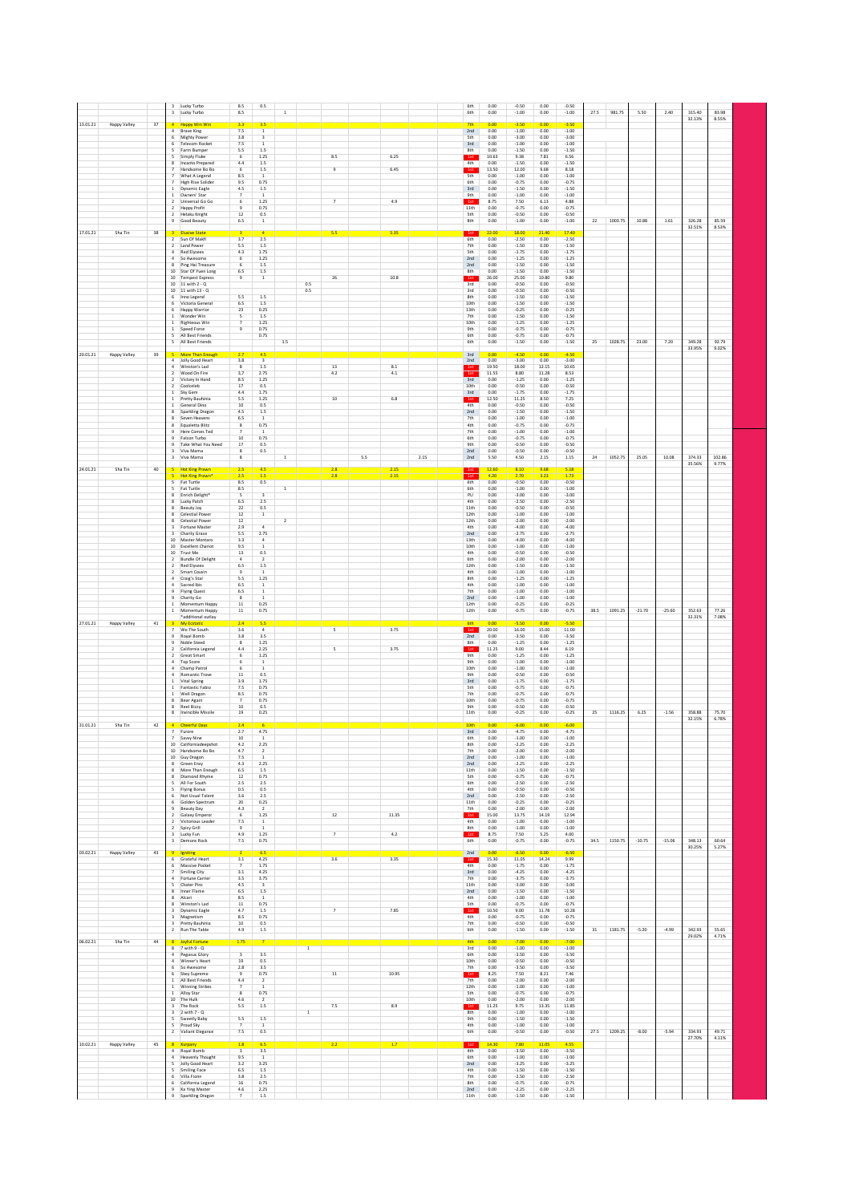| | | | | | | | | | | | | | | | | | | | | | | | | |
|---|---|---|---|---|---|---|---|---|---|---|---|---|---|---|---|---|---|---|---|---|---|---|---|---|
| | | | 3 | Lucky Turbo | 8.5 | 0.5 | | | | | | | | 6th | 0.00 | -0.50 | 0.00 | -0.50 | | | | | | |
| | | | 3 | Lucky Turbo | 8.5 | | 1 | | | | | | | 6th | 0.00 | -1.00 | 0.00 | -1.00 | 27.5 | 981.75 | 5.50 | 2.40 | 315.40 | 83.98 |
| | | | | | | | | | | | | | | | | | | | | | | | 32.13% | 8.55% |
| 13.01.21 | Happy Valley | 37 | 4 | Happy Win Win | 3.3 | 3.5 | | | | | | | | 7th | 0.00 | -3.50 | 0.00 | -3.50 | | | | | | |
| | | | 4 | Brave King | 7.5 | 1 | | | | | | | | 2nd | 0.00 | -1.00 | 0.00 | -1.00 | | | | | | |
| | | | 6 | Mighty Power | 3.8 | 3 | | | | | | | | 5th | 0.00 | -3.00 | 0.00 | -3.00 | | | | | | |
| | | | 6 | Telecom Rocket | 7.5 | 1 | | | | | | | | 3rd | 0.00 | -1.00 | 0.00 | -1.00 | | | | | | |
| | | | 5 | Farm Bumper | 5.5 | 1.5 | | | | | | | | 8th | 0.00 | -1.50 | 0.00 | -1.50 | | | | | | |
| | | | 5 | Simply Fluke | 6 | 1.25 | | | | 8.5 | | 6.25 | | 1st | 10.63 | 9.38 | 7.81 | 6.56 | | | | | | |
| | | | 8 | Incanto Prepared | 4.4 | 1.5 | | | | | | | | 4th | 0.00 | -1.50 | 0.00 | -1.50 | | | | | | |
| | | | 7 | Handsome Bo Bo | 6 | 1.5 | | | | 9 | | 6.45 | | 1st | 13.50 | 12.00 | 9.68 | 8.18 | | | | | | |
| | | | 7 | What A Legend | 8.5 | 1 | | | | | | | | 5th | 0.00 | -1.00 | 0.00 | -1.00 | | | | | | |
| | | | 7 | High Rise Soldier | 9.5 | 0.75 | | | | | | | | 6th | 0.00 | -0.75 | 0.00 | -0.75 | | | | | | |
| | | | 1 | Dynamic Eagle | 4.5 | 1.5 | | | | | | | | 3rd | 0.00 | -1.50 | 0.00 | -1.50 | | | | | | |
| | | | 1 | Owners' Star | 7 | 1 | | | | | | | | 9th | 0.00 | -1.00 | 0.00 | -1.00 | | | | | | |
| | | | 2 | Universal Go Go | 6 | 1.25 | | | | 7 | | 4.9 | | 1st | 8.75 | 7.50 | 6.13 | 4.88 | | | | | | |
| | | | 2 | Happy Profit | 9 | 0.75 | | | | | | | | 11th | 0.00 | -0.75 | 0.00 | -0.75 | | | | | | |
| | | | 2 | Helaku Knight | 12 | 0.5 | | | | | | | | 5th | 0.00 | -0.50 | 0.00 | -0.50 | | | | | | |
| | | | 9 | Good Beauty | 6.5 | 1 | | | | | | | | 8th | 0.00 | -1.00 | 0.00 | -1.00 | 22 | 1003.75 | 10.88 | 1.61 | 326.28 | 85.59 |
| | | | | | | | | | | | | | | | | | | | | | | | 32.51% | 8.53% |
| 17.01.21 | Sha Tin | 38 | 3 | Elusive State | 3 | 4 | | | | 5.5 | | 5.35 | | 1st | 22.00 | 18.00 | 21.40 | 17.40 | | | | | | |
| | | | 2 | Sun Of Makfi | 3.7 | 2.5 | | | | | | | | 6th | 0.00 | -2.50 | 0.00 | -2.50 | | | | | | |
| | | | 2 | Land Power | 5.5 | 1.5 | | | | | | | | 7th | 0.00 | -1.50 | 0.00 | -1.50 | | | | | | |
| | | | 4 | Red Elysees | 4.3 | 1.75 | | | | | | | | 5th | 0.00 | -1.75 | 0.00 | -1.75 | | | | | | |
| | | | 4 | So Awesome | 6 | 1.25 | | | | | | | | 2nd | 0.00 | -1.25 | 0.00 | -1.25 | | | | | | |
| | | | 8 | Ping Hai Treasure | 6 | 1.5 | | | | | | | | 2nd | 0.00 | -1.50 | 0.00 | -1.50 | | | | | | |
| | | | 10 | Star Of Yuen Long | 6.5 | 1.5 | | | | | | | | 8th | 0.00 | -1.50 | 0.00 | -1.50 | | | | | | |
| | | | 10 | Tempest Express | 9 | 1 | | | | 26 | | 10.8 | | 1st | 26.00 | 25.00 | 10.80 | 9.80 | | | | | | |
| | | | 10 | 11 with 2 - Q | | | | | 0.5 | | | | | 3rd | 0.00 | -0.50 | 0.00 | -0.50 | | | | | | |
| | | | 10 | 11 with 13 - Q | | | | | 0.5 | | | | | 3rd | 0.00 | -0.50 | 0.00 | -0.50 | | | | | | |
| | | | 6 | Inno Legend | 5.5 | 1.5 | | | | | | | | 8th | 0.00 | -1.50 | 0.00 | -1.50 | | | | | | |
| | | | 6 | Victoria General | 6.5 | 1.5 | | | | | | | | 10th | 0.00 | -1.50 | 0.00 | -1.50 | | | | | | |
| | | | 6 | Happy Warrior | 23 | 0.25 | | | | | | | | 13th | 0.00 | -0.25 | 0.00 | -0.25 | | | | | | |
| | | | 1 | Wonder Win | 5 | 1.5 | | | | | | | | 7th | 0.00 | -1.50 | 0.00 | -1.50 | | | | | | |
| | | | 1 | Righteous Win | 7 | 1.25 | | | | | | | | 10th | 0.00 | -1.25 | 0.00 | -1.25 | | | | | | |
| | | | 1 | Speed Force | 9 | 0.75 | | | | | | | | 9th | 0.00 | -0.75 | 0.00 | -0.75 | | | | | | |
| | | | 5 | All Best Friends | | 0.75 | | | | | | | | 6th | 0.00 | -0.75 | 0.00 | -0.75 | | | | | | |
| | | | 5 | All Best Friends | | | | 1.5 | | | | | | 6th | 0.00 | -1.50 | 0.00 | -1.50 | 25 | 1028.75 | 23.00 | 7.20 | 349.28 | 92.79 |
| | | | | | | | | | | | | | | | | | | | | | | | 33.95% | 9.02% |
| 20.01.21 | Happy Valley | 39 | 5 | More Than Enough | 2.7 | 4.5 | | | | | | | | 3rd | 0.00 | -4.50 | 0.00 | -4.50 | | | | | | |
| | | | 4 | Jolly Good Heart | 3.8 | 3 | | | | | | | | 2nd | 0.00 | -3.00 | 0.00 | -3.00 | | | | | | |
| | | | 4 | Winston's Lad | 8 | 1.5 | | | | 13 | | 8.1 | | 1st | 19.50 | 18.00 | 12.15 | 10.65 | | | | | | |
| | | | 2 | Wood On Fire | 3.7 | 2.75 | | | | 4.2 | | 4.1 | | 1st | 11.55 | 8.80 | 11.28 | 8.53 | | | | | | |
| | | | 2 | Victory In Hand | 8.5 | 1.25 | | | | | | | | 3rd | 0.00 | -1.25 | 0.00 | -1.25 | | | | | | |
| | | | 2 | Coolceleb | 17 | 0.5 | | | | | | | | 10th | 0.00 | -0.50 | 0.00 | -0.50 | | | | | | |
| | | | 1 | Sky Gem | 4.4 | 1.75 | | | | | | | | 3rd | 0.00 | -1.75 | 0.00 | -1.75 | | | | | | |
| | | | 1 | Pretty Bauhinia | 5.5 | 1.25 | | | | 10 | | 6.8 | | 1st | 12.50 | 11.25 | 8.50 | 7.25 | | | | | | |
| | | | 1 | General Dino | 10 | 0.5 | | | | | | | | 4th | 0.00 | -0.50 | 0.00 | -0.50 | | | | | | |
| | | | 8 | Sparkling Dragon | 4.5 | 1.5 | | | | | | | | 2nd | 0.00 | -1.50 | 0.00 | -1.50 | | | | | | |
| | | | 8 | Seven Heavens | 6.5 | 1 | | | | | | | | 7th | 0.00 | -1.00 | 0.00 | -1.00 | | | | | | |
| | | | 8 | Equaletta Blitz | 8 | 0.75 | | | | | | | | 4th | 0.00 | -0.75 | 0.00 | -0.75 | | | | | | |
| | | | 9 | Here Comes Ted | 7 | 1 | | | | | | | | 7th | 0.00 | -1.00 | 0.00 | -1.00 | | | | | | |
| | | | 9 | Falcon Turbo | 10 | 0.75 | | | | | | | | 6th | 0.00 | -0.75 | 0.00 | -0.75 | | | | | | |
| | | | 9 | Take What You Need | 17 | 0.5 | | | | | | | | 9th | 0.00 | -0.50 | 0.00 | -0.50 | | | | | | |
| | | | 3 | Viva Mama | 8 | 0.5 | | | | | | | | 2nd | 0.00 | -0.50 | 0.00 | -0.50 | | | | | | |
| | | | 3 | Viva Mama | 8 | | 1 | | | | 5.5 | | 2.15 | 2nd | 5.50 | 4.50 | 2.15 | 1.15 | 24 | 1052.75 | 25.05 | 10.08 | 374.33 | 102.86 |
| | | | | | | | | | | | | | | | | | | | | | | | 35.56% | 9.77% |
| 24.01.21 | Sha Tin | 40 | 5 | Hot King Prawn | 2.5 | 4.5 | | | | 2.8 | | 2.15 | | 1st | 12.60 | 8.10 | 9.68 | 5.18 | | | | | | |
| | | | 5 | Hot King Prawn* | 2.5 | 1.5 | | | | 2.8 | | 2.15 | | 1st | 4.20 | 2.70 | 3.23 | 1.73 | | | | | | |
| | | | 5 | Fat Turtle | 8.5 | 0.5 | | | | | | | | 6th | 0.00 | -0.50 | 0.00 | -0.50 | | | | | | |
| | | | 5 | Fat Turtle | 8.5 | | 1 | | | | | | | 6th | 0.00 | -1.00 | 0.00 | -1.00 | | | | | | |
| | | | 8 | Enrich Delight* | 5 | 3 | | | | | | | | PU | 0.00 | -3.00 | 0.00 | -3.00 | | | | | | |
| | | | 8 | Lucky Patch | 6.5 | 2.5 | | | | | | | | 4th | 0.00 | -2.50 | 0.00 | -2.50 | | | | | | |
| | | | 8 | Beauty Joy | 22 | 0.5 | | | | | | | | 11th | 0.00 | -0.50 | 0.00 | -0.50 | | | | | | |
| | | | 8 | Celestial Power | 12 | 1 | | | | | | | | 12th | 0.00 | -1.00 | 0.00 | -1.00 | | | | | | |
| | | | 8 | Celestial Power | 12 | | | 2 | | | | | | 12th | 0.00 | -2.00 | 0.00 | -2.00 | | | | | | |
| | | | 3 | Fortune Master | 2.9 | 4 | | | | | | | | 4th | 0.00 | -4.00 | 0.00 | -4.00 | | | | | | |
| | | | 3 | Charity Grace | 5.5 | 2.75 | | | | | | | | 2nd | 0.00 | -2.75 | 0.00 | -2.75 | | | | | | |
| | | | 10 | Master Montaro | 3.3 | 4 | | | | | | | | 13th | 0.00 | -4.00 | 0.00 | -4.00 | | | | | | |
| | | | 10 | Excellent Chariot | 9.5 | 1 | | | | | | | | 10th | 0.00 | -1.00 | 0.00 | -1.00 | | | | | | |
| | | | 10 | Trust Me | 13 | 0.5 | | | | | | | | 4th | 0.00 | -0.50 | 0.00 | -0.50 | | | | | | |
| | | | 2 | Bundle Of Delight | 4 | 2 | | | | | | | | 6th | 0.00 | -2.00 | 0.00 | -2.00 | | | | | | |
| | | | 2 | Red Elysees | 6.5 | 1.5 | | | | | | | | 12th | 0.00 | -1.50 | 0.00 | -1.50 | | | | | | |
| | | | 2 | Smart Cousin | 9 | 1 | | | | | | | | 4th | 0.00 | -1.00 | 0.00 | -1.00 | | | | | | |
| | | | 4 | Craig's Star | 5.5 | 1.25 | | | | | | | | 8th | 0.00 | -1.25 | 0.00 | -1.25 | | | | | | |
| | | | 4 | Sacred Ibis | 6.5 | 1 | | | | | | | | 4th | 0.00 | -1.00 | 0.00 | -1.00 | | | | | | |
| | | | 9 | Flying Quest | 6.5 | 1 | | | | | | | | 7th | 0.00 | -1.00 | 0.00 | -1.00 | | | | | | |
| | | | 9 | Charity Go | 8 | 1 | | | | | | | | 2nd | 0.00 | -1.00 | 0.00 | -1.00 | | | | | | |
| | | | 1 | Momentum Happy | 11 | 0.25 | | | | | | | | 12th | 0.00 | -0.25 | 0.00 | -0.25 | | | | | | |
| | | | 1 | Momentum Happy | 11 | 0.75 | | | | | | | | 12th | 0.00 | -0.75 | 0.00 | -0.75 | 38.5 | 1091.25 | -21.70 | -25.60 | 352.63 | 77.26 |
| | | | | *additional outlay | | | | | | | | | | | | | | | | | | | 32.31% | 7.08% |
| 27.01.21 | Happy Valley | 41 | 3 | My Ecstatic | 2.4 | 5.5 | | | | | | | | 6th | 0.00 | -5.50 | 0.00 | -5.50 | | | | | | |
| | | | 7 | We The South | 3.6 | 4 | | | | 5 | | 3.75 | | 1st | 20.00 | 16.00 | 15.00 | 11.00 | | | | | | |
| | | | 9 | Royal Bomb | 3.8 | 3.5 | | | | | | | | 2nd | 0.00 | -3.50 | 0.00 | -3.50 | | | | | | |
| | | | 9 | Noble Steed | 8 | 1.25 | | | | | | | | 8th | 0.00 | -1.25 | 0.00 | -1.25 | | | | | | |
| | | | 2 | California Legend | 4.4 | 2.25 | | | | 5 | | 3.75 | | 1st | 11.25 | 9.00 | 8.44 | 6.19 | | | | | | |
| | | | 2 | Great Smart | 6 | 1.25 | | | | | | | | 9th | 0.00 | -1.25 | 0.00 | -1.25 | | | | | | |
| | | | 4 | Top Score | 6 | 1 | | | | | | | | 9th | 0.00 | -1.00 | 0.00 | -1.00 | | | | | | |
| | | | 4 | Champ Patrol | 6 | 1 | | | | | | | | 10th | 0.00 | -1.00 | 0.00 | -1.00 | | | | | | |
| | | | 4 | Romantic Trove | 11 | 0.5 | | | | | | | | 9th | 0.00 | -0.50 | 0.00 | -0.50 | | | | | | |
| | | | 1 | Vital Spring | 3.9 | 1.75 | | | | | | | | 3rd | 0.00 | -1.75 | 0.00 | -1.75 | | | | | | |
| | | | 1 | Fantastic Fabio | 7.5 | 0.75 | | | | | | | | 5th | 0.00 | -0.75 | 0.00 | -0.75 | | | | | | |
| | | | 1 | Well Dragon | 8.5 | 0.75 | | | | | | | | 7th | 0.00 | -0.75 | 0.00 | -0.75 | | | | | | |
| | | | 8 | Bear Again | 7 | 0.75 | | | | | | | | 10th | 0.00 | -0.75 | 0.00 | -0.75 | | | | | | |
| | | | 8 | Reel Bizzy | 10 | 0.5 | | | | | | | | 9th | 0.00 | -0.50 | 0.00 | -0.50 | | | | | | |
| | | | 8 | Invincible Missile | 19 | 0.25 | | | | | | | | 11th | 0.00 | -0.25 | 0.00 | -0.25 | 25 | 1116.25 | 6.25 | -1.56 | 358.88 | 75.70 |
| | | | | | | | | | | | | | | | | | | | | | | | 32.15% | 6.78% |
| 31.01.21 | Sha Tin | 42 | 4 | Cheerful Days | 2.4 | 6 | | | | | | | | 10th | 0.00 | -6.00 | 0.00 | -6.00 | | | | | | |
| | | | 7 | Furore | 2.7 | 4.75 | | | | | | | | 3rd | 0.00 | -4.75 | 0.00 | -4.75 | | | | | | |
| | | | 7 | Savvy Nine | 10 | 1 | | | | | | | | 6th | 0.00 | -1.00 | 0.00 | -1.00 | | | | | | |
| | | | 10 | Californiadeepshot | 4.2 | 2.25 | | | | | | | | 8th | 0.00 | -2.25 | 0.00 | -2.25 | | | | | | |
| | | | 10 | Handsome Bo Bo | 4.7 | 2 | | | | | | | | 7th | 0.00 | -2.00 | 0.00 | -2.00 | | | | | | |
| | | | 10 | Guy Dragon | 7.5 | 1 | | | | | | | | 2nd | 0.00 | -1.00 | 0.00 | -1.00 | | | | | | |
| | | | 8 | Green Envy | 4.3 | 2.25 | | | | | | | | 2nd | 0.00 | -2.25 | 0.00 | -2.25 | | | | | | |
| | | | 8 | More Than Enough | 6.5 | 1.5 | | | | | | | | 11th | 0.00 | -1.50 | 0.00 | -1.50 | | | | | | |
| | | | 8 | Diamond Rhyme | 12 | 0.75 | | | | | | | | 5th | 0.00 | -0.75 | 0.00 | -0.75 | | | | | | |
| | | | 5 | All For South | 2.5 | 2.5 | | | | | | | | 6th | 0.00 | -2.50 | 0.00 | -2.50 | | | | | | |
| | | | 5 | Flying Bonus | 0.5 | 0.5 | | | | | | | | 4th | 0.00 | -0.50 | 0.00 | -0.50 | | | | | | |
| | | | 6 | Not Usual Talent | 3.6 | 2.5 | | | | | | | | 2nd | 0.00 | -2.50 | 0.00 | -2.50 | | | | | | |
| | | | 6 | Golden Spectrum | 20 | 0.25 | | | | | | | | 11th | 0.00 | -0.25 | 0.00 | -0.25 | | | | | | |
| | | | 9 | Beauty Day | 4.3 | 2 | | | | | | | | 7th | 0.00 | -2.00 | 0.00 | -2.00 | | | | | | |
| | | | 2 | Galaxy Emperor | 6 | 1.25 | | | | 12 | | 11.35 | | 1st | 15.00 | 13.75 | 14.19 | 12.94 | | | | | | |
| | | | 2 | Victorious Leader | 7.5 | 1 | | | | | | | | 4th | 0.00 | -1.00 | 0.00 | -1.00 | | | | | | |
| | | | 2 | Spicy Grill | 9 | 1 | | | | | | | | 8th | 0.00 | -1.00 | 0.00 | -1.00 | | | | | | |
| | | | 3 | Lucky Fun | 4.9 | 1.25 | | | | 7 | | 4.2 | | 1st | 8.75 | 7.50 | 5.25 | 4.00 | | | | | | |
| | | | 3 | Demons Rock | 7.5 | 0.75 | | | | | | | | 6th | 0.00 | -0.75 | 0.00 | -0.75 | 34.5 | 1150.75 | -10.75 | -15.06 | 348.13 | 60.64 |
| | | | | | | | | | | | | | | | | | | | | | | | 30.25% | 5.27% |
| 03.02.21 | Happy Valley | 43 | 9 | Igniting | 2 | 6.5 | | | | | | | | 2nd | 0.00 | -6.50 | 0.00 | -6.50 | | | | | | |
| | | | 6 | Grateful Heart | 3.1 | 4.25 | | | | 3.6 | | 3.35 | | 1st | 15.30 | 11.05 | 14.24 | 9.99 | | | | | | |
| | | | 6 | Massive Pocket | 7 | 1.75 | | | | | | | | 4th | 0.00 | -1.75 | 0.00 | -1.75 | | | | | | |
| | | | 4 | Smiling City | 3.1 | 4.25 | | | | | | | | 3rd | 0.00 | -4.25 | 0.00 | -4.25 | | | | | | |
| | | | 4 | Fortune Carrier | 3.5 | 3.75 | | | | | | | | 7th | 0.00 | -3.75 | 0.00 | -3.75 | | | | | | |
| | | | 5 | Chater Pins | 4.5 | 3 | | | | | | | | 11th | 0.00 | -3.00 | 0.00 | -3.00 | | | | | | |
| | | | 8 | Inner Flame | 6.5 | 1.5 | | | | | | | | 2nd | 0.00 | -1.50 | 0.00 | -1.50 | | | | | | |
| | | | 8 | Alcari | 8.5 | 1 | | | | | | | | 4th | 0.00 | -1.00 | 0.00 | -1.00 | | | | | | |
| | | | 8 | Winston's Lad | 11 | 0.75 | | | | | | | | 5th | 0.00 | -0.75 | 0.00 | -0.75 | | | | | | |
| | | | 3 | Dynamic Eagle | 4.7 | 1.5 | | | | 7 | | 7.85 | | 1st | 10.50 | 9.00 | 11.78 | 10.28 | | | | | | |
| | | | 3 | Magnetism | 8.5 | 0.75 | | | | | | | | 4th | 0.00 | -0.75 | 0.00 | -0.75 | | | | | | |
| | | | 3 | Pretty Bauhinia | 10 | 0.5 | | | | | | | | 7th | 0.00 | -0.50 | 0.00 | -0.50 | | | | | | |
| | | | 2 | Run The Table | 4.9 | 1.5 | | | | | | | | 6th | 0.00 | -1.50 | 0.00 | -1.50 | 31 | 1181.75 | -5.20 | -4.99 | 342.93 | 55.65 |
| | | | | | | | | | | | | | | | | | | | | | | | 29.02% | 4.71% |
| 06.02.21 | Sha Tin | 44 | 8 | Joyful Fortune | 1.75 | 7 | | | | | | | | 4th | 0.00 | -7.00 | 0.00 | -7.00 | | | | | | |
| | | | 8 | 7 with 9 - Q | | | | 1 | | | | | | 3rd | 0.00 | -1.00 | 0.00 | -1.00 | | | | | | |
| | | | 4 | Pegasus Glory | 3 | 3.5 | | | | | | | | 6th | 0.00 | -3.50 | 0.00 | -3.50 | | | | | | |
| | | | 4 | Winner's Heart | 19 | 0.5 | | | | | | | | 10th | 0.00 | -0.50 | 0.00 | -0.50 | | | | | | |
| | | | 6 | So Awesome | 2.8 | 3.5 | | | | | | | | 7th | 0.00 | -3.50 | 0.00 | -3.50 | | | | | | |
| | | | 6 | Sexy Supreme | 9 | 0.75 | | | | 11 | | 10.95 | | 1st | 8.25 | 7.50 | 8.21 | 7.46 | | | | | | |
| | | | 1 | All Best Friends | 4.4 | 2 | | | | | | | | 7th | 0.00 | -2.00 | 0.00 | -2.00 | | | | | | |
| | | | 1 | Winning Strikes | 7 | 1 | | | | | | | | 12th | 0.00 | -1.00 | 0.00 | -1.00 | | | | | | |
| | | | 1 | Alloy Star | 8 | 0.75 | | | | | | | | 5th | 0.00 | -0.75 | 0.00 | -0.75 | | | | | | |
| | | | 10 | The Hulk | 4.6 | 2 | | | | | | | | 10th | 0.00 | -2.00 | 0.00 | -2.00 | | | | | | |
| | | | 3 | The Rock | 5.5 | 1.5 | | | | 7.5 | | 8.9 | | 1st | 11.25 | 9.75 | 13.35 | 11.85 | | | | | | |
| | | | 3 | 2 with 7 - Q | | | | 1 | | | | | | 8th | 0.00 | -1.00 | 0.00 | -1.00 | | | | | | |
| | | | 5 | Sweetly Baby | 5.5 | 1.5 | | | | | | | | 9th | 0.00 | -1.50 | 0.00 | -1.50 | | | | | | |
| | | | 5 | Proud Sky | 7 | 1 | | | | | | | | 4th | 0.00 | -1.00 | 0.00 | -1.00 | | | | | | |
| | | | 2 | Valiant Elegance | 7.5 | 0.5 | | | | | | | | 6th | 0.00 | -0.50 | 0.00 | -0.50 | 27.5 | 1209.25 | -8.00 | -5.94 | 334.93 | 49.71 |
| | | | | | | | | | | | | | | | | | | | | | | | 27.70% | 4.11% |
| 10.02.21 | Happy Valley | 45 | 8 | Kurpany | 1.8 | 6.5 | | | | 2.2 | | 1.7 | | 1st | 14.30 | 7.80 | 11.05 | 4.55 | | | | | | |
| | | | 4 | Royal Bomb | 3 | 3.5 | | | | | | | | 4th | 0.00 | -3.50 | 0.00 | -3.50 | | | | | | |
| | | | 4 | Heavenly Thought | 9.5 | 1 | | | | | | | | 6th | 0.00 | -1.00 | 0.00 | -1.00 | | | | | | |
| | | | 4 | Jolly Good Heart | 3.2 | 3.25 | | | | | | | | 2nd | 0.00 | -3.25 | 0.00 | -3.25 | | | | | | |
| | | | 5 | Smiling Face | 6.5 | 1.5 | | | | | | | | 4th | 0.00 | -1.50 | 0.00 | -1.50 | | | | | | |
| | | | 6 | Villa Fionn | 3.8 | 2.5 | | | | | | | | 7th | 0.00 | -2.50 | 0.00 | -2.50 | | | | | | |
| | | | 6 | California Legend | 16 | 0.75 | | | | | | | | 8th | 0.00 | -0.75 | 0.00 | -0.75 | | | | | | |
| | | | 9 | Ka Ying Master | 4.6 | 2.25 | | | | | | | | 2nd | 0.00 | -2.25 | 0.00 | -2.25 | | | | | | |
| | | | 9 | Sparkling Dragon | 7 | 1.5 | | | | | | | | 11th | 0.00 | -1.50 | 0.00 | -1.50 | | | | | | |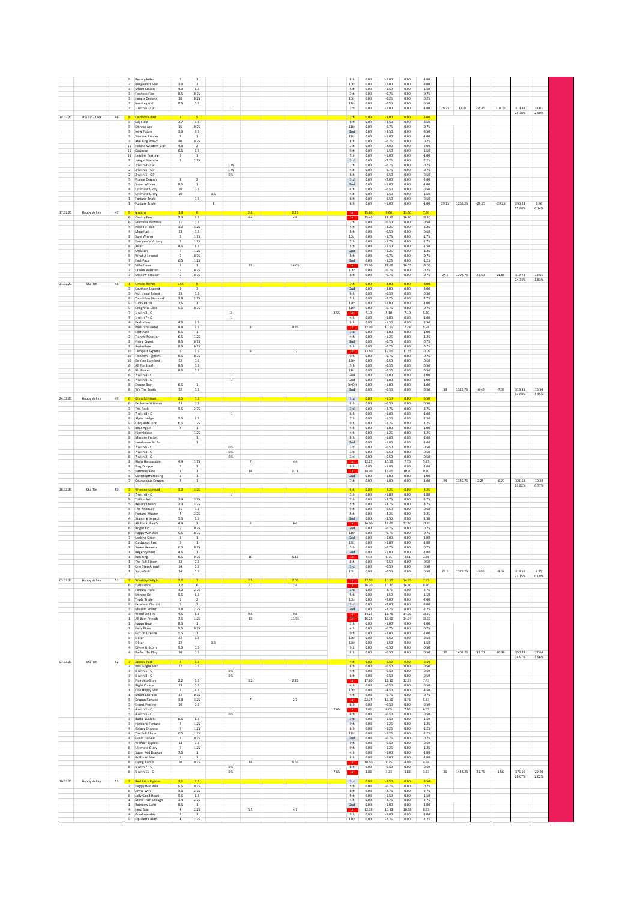| | | | | | | | | | | | | | | | | | | | | | | |
|---|---|---|---|---|---|---|---|---|---|---|---|---|---|---|---|---|---|---|---|---|---|---|
| | | | 9 | Beauty Kobe | 9 | 1 | | | | | | 8th | 0.00 | -1.00 | 0.00 | -1.00 | | | | | | |
| | | | 2 | Indigenous Star | 3.3 | 2 | | | | | | 10th | 0.00 | -2.00 | 0.00 | -2.00 | | | | | | |
| | | | 3 | Smart Cousin | 4.3 | 1.5 | | | | | | 5th | 0.00 | -1.50 | 0.00 | -1.50 | | | | | | |
| | | | 7 | Fearless Fire | 8.5 | 0.75 | | | | | | 7th | 0.00 | -0.75 | 0.00 | -0.75 | | | | | | |
| | | | 3 | Hang's Decision | 16 | 0.25 | | | | | | 10th | 0.00 | -0.25 | 0.00 | -0.25 | | | | | | |
| | | | 7 | Inno Legend | 9.5 | 0.5 | | | | | | 11th | 0.00 | -0.50 | 0.00 | -0.50 | | | | | | |
| | | | 7 | 1 with 6 - QP | | | | 1 | | | | 3rd | 0.00 | -1.00 | 0.00 | -1.00 | 29.75 | 1239 | -15.45 | -18.70 | 319.48 | 31.01 |
| | | | | | | | | | | | | | | | | | | | | | 25.78% | 2.50% |
| 14.02.21 | Sha Tin - AWT | 46 | 8 | California Rad | 3 | 5 | | | | | | 7th | 0.00 | -5.00 | 0.00 | -5.00 | | | | | | |
| | | | 9 | Sky Field | 3.7 | 3.5 | | | | | | 6th | 0.00 | -3.50 | 0.00 | -3.50 | | | | | | |
| | | | 9 | Shining Ace | 15 | 0.75 | | | | | | 11th | 0.00 | -0.75 | 0.00 | -0.75 | | | | | | |
| | | | 3 | New Future | 3.3 | 3.5 | | | | | | 2nd | 0.00 | -3.50 | 0.00 | -3.50 | | | | | | |
| | | | 3 | Shadow Runner | 8 | 1 | | | | | | 11th | 0.00 | -1.00 | 0.00 | -1.00 | | | | | | |
| | | | 3 | Alle King Prawn | 40 | 0.25 | | | | | | 8th | 0.00 | -0.25 | 0.00 | -0.25 | | | | | | |
| | | | 11 | Helene Wisdom Star | 4.8 | 2 | | | | | | 7th | 0.00 | -2.00 | 0.00 | -2.00 | | | | | | |
| | | | 11 | Casimiro | 6.5 | 1.5 | | | | | | 9th | 0.00 | -1.50 | 0.00 | -1.50 | | | | | | |
| | | | 11 | Leading Fortune | 9 | 1 | | | | | | 5th | 0.00 | -1.00 | 0.00 | -1.00 | | | | | | |
| | | | 2 | Jiangxi Stamina | 3 | 2.25 | | | | | | 3rd | 0.00 | -2.25 | 0.00 | -2.25 | | | | | | |
| | | | 2 | 2 with 4 - QP | | | | 0.75 | | | | 7th | 0.00 | -0.75 | 0.00 | -0.75 | | | | | | |
| | | | 2 | 2 with 5 - QP | | | | 0.75 | | | | 4th | 0.00 | -0.75 | 0.00 | -0.75 | | | | | | |
| | | | 2 | 2 with 1 - QP | | | | 0.5 | | | | 8th | 0.00 | -0.50 | 0.00 | -0.50 | | | | | | |
| | | | 5 | Prance Dragon | 4 | 2 | | | | | | 3rd | 0.00 | -2.00 | 0.00 | -2.00 | | | | | | |
| | | | 5 | Super Winner | 8.5 | 1 | | | | | | 2nd | 0.00 | -1.00 | 0.00 | -1.00 | | | | | | |
| | | | 4 | Ultimate Glory | 10 | 0.5 | | | | | | 4th | 0.00 | -0.50 | 0.00 | -0.50 | | | | | | |
| | | | 4 | Ultimate Glory | 10 | | 1.5 | | | | | 4th | 0.00 | -1.50 | 0.00 | -1.50 | | | | | | |
| | | | 1 | Fortune Triple | | 0.5 | | | | | | 6th | 0.00 | -0.50 | 0.00 | -0.50 | | | | | | |
| | | | 1 | Fortune Triple | | | 1 | | | | | 6th | 0.00 | -1.00 | 0.00 | -1.00 | 29.25 | 1268.25 | -29.25 | -29.25 | 290.23 | 1.76 |
| | | | | | | | | | | | | | | | | | | | | | 22.88% | 0.14% |
| 17.02.21 | Happy Valley | 47 | 9 | Igniting | 1.9 | 6 | | | 2.6 | 2.25 | | 1st | 15.60 | 9.60 | 13.50 | 7.50 | | | | | | |
| | | | 6 | Charity Fun | 2.9 | 3.5 | | | 4.4 | 4.8 | | 1st | 15.40 | 11.90 | 16.80 | 13.30 | | | | | | |
| | | | 6 | Murray's Partners | 11 | 0.5 | | | | | | 7th | 0.00 | -0.50 | 0.00 | -0.50 | | | | | | |
| | | | 4 | Peak To Peak | 3.2 | 3.25 | | | | | | 5th | 0.00 | -3.25 | 0.00 | -3.25 | | | | | | |
| | | | 4 | Moonluck | 13 | 0.5 | | | | | | 8th | 0.00 | -0.50 | 0.00 | -0.50 | | | | | | |
| | | | 2 | Sure Winner | 5 | 1.75 | | | | | | 10th | 0.00 | -1.75 | 0.00 | -1.75 | | | | | | |
| | | | 2 | Everyone's Victory | 5 | 1.75 | | | | | | 7th | 0.00 | -1.75 | 0.00 | -1.75 | | | | | | |
| | | | 8 | Alcari | 4.6 | 1.5 | | | | | | 5th | 0.00 | -1.50 | 0.00 | -1.50 | | | | | | |
| | | | 8 | Shouson | 6 | 1.25 | | | | | | 2nd | 0.00 | -1.25 | 0.00 | -1.25 | | | | | | |
| | | | 8 | What A Legend | 9 | 0.75 | | | | | | 8th | 0.00 | -0.75 | 0.00 | -0.75 | | | | | | |
| | | | 7 | Fast Pace | 6.5 | 1.25 | | | | | | 2nd | 0.00 | -1.25 | 0.00 | -1.25 | | | | | | |
| | | | 7 | Villa Fionn | 8 | 1 | | | 23 | 16.05 | | 1st | 23.00 | 22.00 | 16.05 | 15.05 | | | | | | |
| | | | 7 | Dream Warriors | 9 | 0.75 | | | | | | 10th | 0.00 | -0.75 | 0.00 | -0.75 | | | | | | |
| | | | 7 | Shadow Breaker | 9 | 0.75 | | | | | | 8th | 0.00 | -0.75 | 0.00 | -0.75 | 24.5 | 1292.75 | 29.50 | 21.85 | 319.73 | 23.61 |
| | | | | | | | | | | | | | | | | | | | | | 24.73% | 1.83% |
| 21.02.21 | Sha Tin | 48 | 1 | Untold Riches | 1.55 | 8 | | | | | | 7th | 0.00 | -8.00 | 0.00 | -8.00 | | | | | | |
| | | | 3 | Southern Legend | 3 | 3 | | | | | | 2nd | 0.00 | -3.00 | 0.00 | -3.00 | | | | | | |
| | | | 3 | Not Usual Talent | 13 | 0.5 | | | | | | 6th | 0.00 | -0.50 | 0.00 | -0.50 | | | | | | |
| | | | 9 | Tourbillon Diamond | 3.8 | 2.75 | | | | | | 5th | 0.00 | -2.75 | 0.00 | -2.75 | | | | | | |
| | | | 9 | Lucky Patch | 7.5 | 1 | | | | | | 12th | 0.00 | -1.00 | 0.00 | -1.00 | | | | | | |
| | | | 9 | Delightful Laos | 9.5 | 0.75 | | | | | | 11th | 0.00 | -0.75 | 0.00 | -0.75 | | | | | | |
| | | | 7 | 1 with 3 - Q | | | | 2 | | | 3.55 | 1st | 7.10 | 5.10 | 7.10 | 5.10 | | | | | | |
| | | | 7 | 1 with 7 - Q | | | | 1 | | | | 4th | 0.00 | -1.00 | 0.00 | -1.00 | | | | | | |
| | | | 4 | Exaltation | 4.6 | 1.5 | | | | | | 8th | 0.00 | -1.50 | 0.00 | -1.50 | | | | | | |
| | | | 4 | Pakistan Friend | 4.8 | 1.5 | | | 8 | 4.85 | | 1st | 12.00 | 10.50 | 7.28 | 5.78 | | | | | | |
| | | | 4 | Fast Pace | 6.5 | 1 | | | | | | 3rd | 0.00 | -1.00 | 0.00 | -1.00 | | | | | | |
| | | | 2 | Tianchi Monster | 6.5 | 1.25 | | | | | | 4th | 0.00 | -1.25 | 0.00 | -1.25 | | | | | | |
| | | | 2 | Flying Quest | 8.5 | 0.75 | | | | | | 2nd | 0.00 | -0.75 | 0.00 | -0.75 | | | | | | |
| | | | 2 | Assimilate | 8.5 | 0.75 | | | | | | 9th | 0.00 | -0.75 | 0.00 | -0.75 | | | | | | |
| | | | 10 | Tempest Express | 5 | 1.5 | | | 9 | 7.7 | | 1st | 13.50 | 12.00 | 11.55 | 10.05 | | | | | | |
| | | | 10 | Telecom Fighters | 8.5 | 0.75 | | | | | | 9th | 0.00 | -0.75 | 0.00 | -0.75 | | | | | | |
| | | | 10 | Ka Ying Excellent | 12 | 0.5 | | | | | | 13th | 0.00 | -0.50 | 0.00 | -0.50 | | | | | | |
| | | | 6 | All For South | 8.5 | 0.5 | | | | | | 5th | 0.00 | -0.50 | 0.00 | -0.50 | | | | | | |
| | | | 6 | Biz Power | 8.5 | 0.5 | | | | | | 11th | 0.00 | -0.50 | 0.00 | -0.50 | | | | | | |
| | | | 6 | 7 with 4 - Q | | | | 1 | | | | 2nd | 0.00 | -1.00 | 0.00 | -1.00 | | | | | | |
| | | | 6 | 7 with 8 - Q | | | | 1 | | | | 2nd | 0.00 | -1.00 | 0.00 | -1.00 | | | | | | |
| | | | 8 | Encore Boy | 6.5 | 1 | | | | | | 6thDH | 0.00 | -1.00 | 0.00 | -1.00 | | | | | | |
| | | | 8 | We The South | 12 | 0.5 | | | | | | 2nd | 0.00 | -0.50 | 0.00 | -0.50 | 33 | 1325.75 | -0.40 | -7.08 | 319.33 | 16.54 |
| | | | | | | | | | | | | | | | | | | | | | 24.09% | 1.25% |
| 24.02.21 | Happy Valley | 49 | 6 | Grateful Heart | 2.5 | 5.5 | | | | | | 3rd | 0.00 | -5.50 | 0.00 | -5.50 | | | | | | |
| | | | 6 | Explosive Witness | 13 | 0.5 | | | | | | 8th | 0.00 | -0.50 | 0.00 | -0.50 | | | | | | |
| | | | 3 | The Rock | 5.5 | 2.75 | | | | | | 3rd | 0.00 | -2.75 | 0.00 | -2.75 | | | | | | |
| | | | 3 | 7 with 8 - Q | | | | 1 | | | | 8th | 0.00 | -1.00 | 0.00 | -1.00 | | | | | | |
| | | | 9 | Alpha Hedge | 5.5 | 1.5 | | | | | | 7th | 0.00 | -1.50 | 0.00 | -1.50 | | | | | | |
| | | | 9 | Cinquante Cinq | 6.5 | 1.25 | | | | | | 9th | 0.00 | -1.25 | 0.00 | -1.25 | | | | | | |
| | | | 9 | Bear Again | 7 | 1 | | | | | | 4th | 0.00 | -1.00 | 0.00 | -1.00 | | | | | | |
| | | | 8 | Hinchinlove | | 1.25 | | | | | | 4th | 0.00 | -1.25 | 0.00 | -1.25 | | | | | | |
| | | | 8 | Massive Pocket | | 1 | | | | | | 8th | 0.00 | -1.00 | 0.00 | -1.00 | | | | | | |
| | | | 8 | Handsome Bo Bo | | 1 | | | | | | 2nd | 0.00 | -1.00 | 0.00 | -1.00 | | | | | | |
| | | | 8 | 7 with 6 - Q | | | | 0.5 | | | | 3rd | 0.00 | -0.50 | 0.00 | -0.50 | | | | | | |
| | | | 8 | 7 with 3 - Q | | | | 0.5 | | | | 3rd | 0.00 | -0.50 | 0.00 | -0.50 | | | | | | |
| | | | 8 | 7 with 2 - Q | | | | 0.5 | | | | 3rd | 0.00 | -0.50 | 0.00 | -0.50 | | | | | | |
| | | | 2 | Right Honourable | 4.4 | 1.75 | | | 7 | 4.4 | | 1st | 12.25 | 10.50 | 7.70 | 5.95 | | | | | | |
| | | | 2 | King Dragon | 6 | 1 | | | | | | 6th | 0.00 | -1.00 | 0.00 | -1.00 | | | | | | |
| | | | 5 | Harmony Fire | 7 | 1 | | | 14 | 10.1 | | 1st | 14.00 | 13.00 | 10.10 | 9.10 | | | | | | |
| | | | 5 | Camstopthefeeling | 8 | 1 | | | | | | 2nd | 0.00 | -1.00 | 0.00 | -1.00 | | | | | | |
| | | | 7 | Courageous Dragon | 7 | 1 | | | | | | 7th | 0.00 | -1.00 | 0.00 | -1.00 | 24 | 1349.75 | 2.25 | -6.20 | 321.58 | 10.34 |
| | | | | | | | | | | | | | | | | | | | | | 23.82% | 0.77% |
| 28.02.21 | Sha Tin | 50 | 3 | Winning Method | 3.2 | 4.25 | | | | | | 6th | 0.00 | -4.25 | 0.00 | -4.25 | | | | | | |
| | | | 3 | 7 with 6 - Q | | | | 1 | | | | 5th | 0.00 | -1.00 | 0.00 | -1.00 | | | | | | |
| | | | 9 | Trillion Win | 2.9 | 3.75 | | | | | | 7th | 0.00 | -3.75 | 0.00 | -3.75 | | | | | | |
| | | | 5 | Beauty Cheers | 3.3 | 3.75 | | | | | | 5th | 0.00 | -3.75 | 0.00 | -3.75 | | | | | | |
| | | | 5 | The Anomaly | 11 | 0.5 | | | | | | 9th | 0.00 | -0.50 | 0.00 | -0.50 | | | | | | |
| | | | 4 | Fortune Master | 4 | 2.25 | | | | | | 5th | 0.00 | -2.25 | 0.00 | -2.25 | | | | | | |
| | | | 4 | Stunning Impact | 5.5 | 1.5 | | | | | | 2nd | 0.00 | -1.50 | 0.00 | -1.50 | | | | | | |
| | | | 6 | All For St Paul's | 4.4 | 2 | | | 8 | 6.4 | | 1st | 16.00 | 14.00 | 12.80 | 10.80 | | | | | | |
| | | | 6 | Bright Kid | 9 | 0.75 | | | | | | 2nd | 0.00 | -0.75 | 0.00 | -0.75 | | | | | | |
| | | | 6 | Happy Win Win | 9.5 | 0.75 | | | | | | 11th | 0.00 | -0.75 | 0.00 | -0.75 | | | | | | |
| | | | 7 | Looking Great | 8 | 1 | | | | | | 2nd | 0.00 | -1.00 | 0.00 | -1.00 | | | | | | |
| | | | 2 | Cordyceps Two | 5 | 1 | | | | | | 13th | 0.00 | -1.00 | 0.00 | -1.00 | | | | | | |
| | | | 2 | Seven Heavens | 6.5 | 0.75 | | | | | | 5th | 0.00 | -0.75 | 0.00 | -0.75 | | | | | | |
| | | | 1 | Regency Poet | 4.6 | 1 | | | | | | 2nd | 0.00 | -1.00 | 0.00 | -1.00 | | | | | | |
| | | | 1 | Iron King | 6.5 | 0.75 | | | 10 | 6.15 | | 1st | 7.50 | 6.75 | 4.61 | 3.86 | | | | | | |
| | | | 1 | The Full Bloom | 13 | 0.5 | | | | | | 8th | 0.00 | -0.50 | 0.00 | -0.50 | | | | | | |
| | | | 1 | One Step Ahead | 14 | 0.5 | | | | | | 3rd | 0.00 | -0.50 | 0.00 | -0.50 | | | | | | |
| | | | 1 | Spicy Grill | 14 | 0.5 | | | | | | 10th | 0.00 | -0.50 | 0.00 | -0.50 | 26.5 | 1376.25 | -3.00 | -9.09 | 318.58 | 1.25 |
| | | | | | | | | | | | | | | | | | | | | | 23.15% | 0.09% |
| 03.03.21 | Happy Valley | 51 | 7 | Wealthy Delight | 2.2 | 7 | | | 2.5 | 2.05 | | 1st | 17.50 | 10.50 | 14.35 | 7.35 | | | | | | |
| | | | 6 | Ever Force | 2.2 | 6 | | | 2.7 | 2.4 | | 1st | 16.20 | 10.20 | 14.40 | 8.40 | | | | | | |
| | | | 5 | Fortune Hero | 4.2 | 2.75 | | | | | | 3rd | 0.00 | -2.75 | 0.00 | -2.75 | | | | | | |
| | | | 5 | Shining On | 5.5 | 1.5 | | | | | | 5th | 0.00 | -1.50 | 0.00 | -1.50 | | | | | | |
| | | | 8 | Triple Triple | 5 | 2 | | | | | | 10th | 0.00 | -2.00 | 0.00 | -2.00 | | | | | | |
| | | | 8 | Excellent Chariot | 5 | 2 | | | | | | 3rd | 0.00 | -2.00 | 0.00 | -2.00 | | | | | | |
| | | | 3 | Mission Smart | 3.8 | 2.25 | | | | | | 2nd | 0.00 | -2.25 | 0.00 | -2.25 | | | | | | |
| | | | 3 | Wood On Fire | 4.5 | 1.5 | | | 9.5 | 9.8 | | 1st | 14.25 | 12.75 | 14.70 | 13.20 | | | | | | |
| | | | 1 | All Best Friends | 7.5 | 1.25 | | | 13 | 11.95 | | 1st | 16.25 | 15.00 | 14.94 | 13.69 | | | | | | |
| | | | 1 | Happy Hour | 8.5 | 1 | | | | | | 7th | 0.00 | -1.00 | 0.00 | -1.00 | | | | | | |
| | | | 1 | Fairy Floss | 9.5 | 0.75 | | | | | | 4th | 0.00 | -0.75 | 0.00 | -0.75 | | | | | | |
| | | | 9 | Gift Of Lifeline | 5.5 | 1 | | | | | | 9th | 0.00 | -1.00 | 0.00 | -1.00 | | | | | | |
| | | | 9 | E Star | 12 | 0.5 | | | | | | 10th | 0.00 | -0.50 | 0.00 | -0.50 | | | | | | |
| | | | 9 | E Star | 12 | | 1.5 | | | | | 10th | 0.00 | -1.50 | 0.00 | -1.50 | | | | | | |
| | | | 4 | Divine Unicorn | 9.5 | 0.5 | | | | | | 9th | 0.00 | -0.50 | 0.00 | -0.50 | | | | | | |
| | | | 4 | Perfect To Play | 10 | 0.5 | | | | | | 8th | 0.00 | -0.50 | 0.00 | -0.50 | 32 | 1408.25 | 32.20 | 26.39 | 350.78 | 27.64 |
| | | | | | | | | | | | | | | | | | | | | | 24.91% | 1.96% |
| 07.03.21 | Sha Tin | 52 | 7 | Juneau Park | 2 | 6.5 | | | | | | 4th | 0.00 | -6.50 | 0.00 | -6.50 | | | | | | |
| | | | 7 | Ima Single Man | 12 | 0.5 | | | | | | 6th | 0.00 | -0.50 | 0.00 | -0.50 | | | | | | |
| | | | 7 | 6 with 1 - Q | | | | 0.5 | | | | 4th | 0.00 | -0.50 | 0.00 | -0.50 | | | | | | |
| | | | 7 | 6 with 8 - Q | | | | 0.5 | | | | 6th | 0.00 | -0.50 | 0.00 | -0.50 | | | | | | |
| | | | 9 | Flagship Glory | 2.2 | 5.5 | | | 3.2 | 2.35 | | 1st | 17.60 | 12.10 | 12.93 | 7.43 | | | | | | |
| | | | 9 | Right Choice | 13 | 0.5 | | | | | | 4th | 0.00 | -0.50 | 0.00 | -0.50 | | | | | | |
| | | | 1 | One Happy Star | 3 | 4.5 | | | | | | 10th | 0.00 | -4.50 | 0.00 | -4.50 | | | | | | |
| | | | 1 | Smart Charade | 12 | 0.75 | | | | | | 4th | 0.00 | -0.75 | 0.00 | -0.75 | | | | | | |
| | | | 5 | Dragon Fortune | 3.8 | 3.25 | | | 7 | 2.7 | | 1st | 22.75 | 19.50 | 8.78 | 5.53 | | | | | | |
| | | | 5 | Ernest Feeling | 10 | 0.5 | | | | | | 6th | 0.00 | -0.50 | 0.00 | -0.50 | | | | | | |
| | | | 5 | 4 with 1 - Q | | | | 1 | | | 7.05 | 1st | 7.05 | 6.05 | 7.05 | 6.05 | | | | | | |
| | | | 5 | 4 with 5 - Q | | | | 0.5 | | | | 6th | 0.00 | -0.50 | 0.00 | -0.50 | | | | | | |
| | | | 3 | Baltic Success | 6.5 | 1.5 | | | | | | 3rd | 0.00 | -1.50 | 0.00 | -1.50 | | | | | | |
| | | | 3 | Highland Fortune | 7 | 1.25 | | | | | | 9th | 0.00 | -1.25 | 0.00 | -1.25 | | | | | | |
| | | | 4 | Galaxy Emperor | 6 | 1.25 | | | | | | 6th | 0.00 | -1.25 | 0.00 | -1.25 | | | | | | |
| | | | 4 | The Full Bloom | 6.5 | 1.25 | | | | | | 11th | 0.00 | -1.25 | 0.00 | -1.25 | | | | | | |
| | | | 4 | Great Harvest | 8 | 0.75 | | | | | | 2nd | 0.00 | -0.75 | 0.00 | -0.75 | | | | | | |
| | | | 4 | Wonder Express | 13 | 0.5 | | | | | | 9th | 0.00 | -0.50 | 0.00 | -0.50 | | | | | | |
| | | | 6 | Ultimate Glory | 6 | 1.25 | | | | | | 9th | 0.00 | -1.25 | 0.00 | -1.25 | | | | | | |
| | | | 6 | Super Red Dragon | 7.5 | 1 | | | | | | 4th | 0.00 | -1.00 | 0.00 | -1.00 | | | | | | |
| | | | 8 | Golfman Star | 8 | 1 | | | | | | 8th | 0.00 | -1.00 | 0.00 | -1.00 | | | | | | |
| | | | 8 | Flying Bonus | 10 | 0.75 | | | 14 | 6.65 | | 1st | 10.50 | 9.75 | 4.99 | 4.24 | | | | | | |
| | | | 8 | 5 with 7 - Q | | | | 0.5 | | | | 8th | 0.00 | -0.50 | 0.00 | -0.50 | | | | | | |
| | | | 8 | 5 with 11 - Q | | | | 0.5 | | | 7.65 | 1st | 3.83 | 3.33 | 3.83 | 3.33 | 36 | 1444.25 | 25.73 | 1.56 | 376.50 | 29.20 |
| | | | | | | | | | | | | | | | | | | | | | 26.07% | 2.02% |
| 10.03.21 | Happy Valley | 53 | 2 | Red Brick Fighter | 3.1 | 3.5 | | | | | | 3rd | 0.00 | -3.50 | 0.00 | -3.50 | | | | | | |
| | | | 2 | Happy Win Win | 9.5 | 0.75 | | | | | | 5th | 0.00 | -0.75 | 0.00 | -0.75 | | | | | | |
| | | | 6 | Joyful Win | 3.6 | 2.75 | | | | | | 6th | 0.00 | -2.75 | 0.00 | -2.75 | | | | | | |
| | | | 6 | Jolly Good Heart | 5.5 | 1.5 | | | | | | 5th | 0.00 | -1.50 | 0.00 | -1.50 | | | | | | |
| | | | 1 | More Than Enough | 3.4 | 2.75 | | | | | | 4th | 0.00 | -2.75 | 0.00 | -2.75 | | | | | | |
| | | | 1 | Rainbow Light | 8.5 | 1 | | | | | | 2nd | 0.00 | -1.00 | 0.00 | -1.00 | | | | | | |
| | | | 4 | Hero Star | 4 | 2.25 | | | 5.5 | 4.7 | | 1st | 12.38 | 10.13 | 10.58 | 8.33 | | | | | | |
| | | | 4 | Goodmanship | 7 | 1 | | | | | | 9th | 0.00 | -1.00 | 0.00 | -1.00 | | | | | | |
| | | | 9 | Equaletta Blitz | 4 | 2.25 | | | | | | 11th | 0.00 | -2.25 | 0.00 | -2.25 | | | | | | |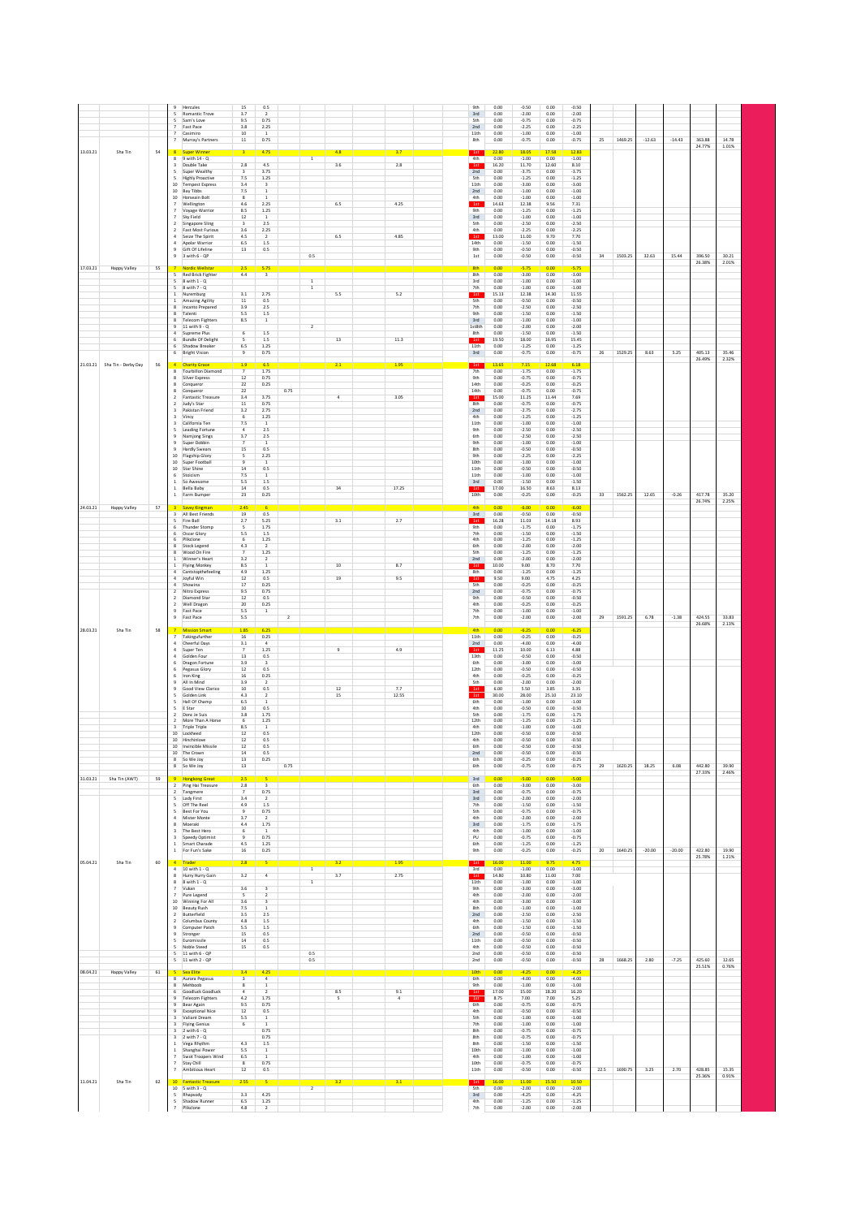| | | | | | | | | | | | | | | | | | | | | | |
|---|---|---|---|---|---|---|---|---|---|---|---|---|---|---|---|---|---|---|---|---|---|
| | | | 9 | Hercules | 15 | 0.5 | | | | | 9th | 0.00 | -0.50 | 0.00 | -0.50 | | | | | | |
| | | | 5 | Romantic Trove | 3.7 | 2 | | | | | 3rd | 0.00 | -2.00 | 0.00 | -2.00 | | | | | | |
| | | | 5 | Sam's Love | 9.5 | 0.75 | | | | | 5th | 0.00 | -0.75 | 0.00 | -0.75 | | | | | | |
| | | | 7 | Fast Pace | 3.8 | 2.25 | | | | | 2nd | 0.00 | -2.25 | 0.00 | -2.25 | | | | | | |
| | | | 7 | Casimiro | 10 | 1 | | | | | 11th | 0.00 | -1.00 | 0.00 | -1.00 | | | | | | |
| | | | 7 | Murray's Partners | 11 | 0.75 | | | | | 8th | 0.00 | -0.75 | 0.00 | -0.75 | 25 | 1469.25 | -12.63 | -14.43 | 363.88 | 14.78 |
| | | | | | | | | | | | | | | | | | | | | 24.77% | 1.01% |
| 13.03.21 | Sha Tin | 54 | 8 | Super Winner | 3 | 4.75 | | | 4.8 | 3.7 | 1st | 22.80 | 18.05 | 17.58 | 12.83 | | | | | | |
| | | | 8 | 9 with 14 - Q | | | | 1 | | | 4th | 0.00 | -1.00 | 0.00 | -1.00 | | | | | | |
| | | | 3 | Double Take | 2.8 | 4.5 | | | 3.6 | 2.8 | 1st | 16.20 | 11.70 | 12.60 | 8.10 | | | | | | |
| | | | 5 | Super Wealthy | 3 | 3.75 | | | | | 2nd | 0.00 | -3.75 | 0.00 | -3.75 | | | | | | |
| | | | 5 | Highly Proactive | 7.5 | 1.25 | | | | | 5th | 0.00 | -1.25 | 0.00 | -1.25 | | | | | | |
| | | | 10 | Tempest Express | 3.4 | 3 | | | | | 11th | 0.00 | -3.00 | 0.00 | -3.00 | | | | | | |
| | | | 10 | Bay Tibbs | 7.5 | 1 | | | | | 2nd | 0.00 | -1.00 | 0.00 | -1.00 | | | | | | |
| | | | 10 | Horoscope Bolt | 8 | 1 | | | | | 4th | 0.00 | -1.00 | 0.00 | -1.00 | | | | | | |
| | | | 7 | Wellington | 4.6 | 2.25 | | | 6.5 | 4.25 | 1st | 14.63 | 12.38 | 9.56 | 7.31 | | | | | | |
| | | | 7 | Voyage Warrior | 8.5 | 1.25 | | | | | 9th | 0.00 | -1.25 | 0.00 | -1.25 | | | | | | |
| | | | 7 | Sky Field | 12 | 1 | | | | | 3rd | 0.00 | -1.00 | 0.00 | -1.00 | | | | | | |
| | | | 2 | Singapore Sling | 3 | 2.5 | | | | | 5th | 0.00 | -2.50 | 0.00 | -2.50 | | | | | | |
| | | | 2 | Fast Most Furious | 3.6 | 2.25 | | | | | 4th | 0.00 | -2.25 | 0.00 | -2.25 | | | | | | |
| | | | 4 | Seize The Spirit | 4.5 | 2 | | | 6.5 | 4.85 | 1st | 13.00 | 11.00 | 9.70 | 7.70 | | | | | | |
| | | | 4 | Apolar Warrior | 6.5 | 1.5 | | | | | 14th | 0.00 | -1.50 | 0.00 | -1.50 | | | | | | |
| | | | 9 | Gift Of Lifeline | 13 | 0.5 | | | | | 9th | 0.00 | -0.50 | 0.00 | -0.50 | | | | | | |
| | | | 9 | 3 with 6 - QP | | | | 0.5 | | | 1st | 0.00 | -0.50 | 0.00 | -0.50 | 34 | 1503.25 | 32.63 | 15.44 | 396.50 | 30.21 |
| | | | | | | | | | | | | | | | | | | | | 26.38% | 2.01% |
| 17.03.21 | Happy Valley | 55 | 7 | Nordic Wellstar | 2.5 | 5.75 | | | | | 8th | 0.00 | -5.75 | 0.00 | -5.75 | | | | | | |
| | | | 5 | Red Brick Fighter | 4.4 | 3 | | | | | 8th | 0.00 | -3.00 | 0.00 | -3.00 | | | | | | |
| | | | 5 | 8 with 1 - Q | | | | 1 | | | 3rd | 0.00 | -1.00 | 0.00 | -1.00 | | | | | | |
| | | | 5 | 8 with 7 - Q | | | | 1 | | | 7th | 0.00 | -1.00 | 0.00 | -1.00 | | | | | | |
| | | | 1 | Nunnenburg | 3.1 | 2.75 | | | 5.5 | 5.2 | 1st | 15.13 | 12.38 | 14.30 | 11.55 | | | | | | |
| | | | 1 | Amazing Agility | 11 | 0.5 | | | | | 5th | 0.00 | -0.50 | 0.00 | -0.50 | | | | | | |
| | | | 8 | Incanto Prepared | 3.9 | 2.5 | | | | | 7th | 0.00 | -2.50 | 0.00 | -2.50 | | | | | | |
| | | | 8 | Talenti | 5.5 | 1.5 | | | | | 9th | 0.00 | -1.50 | 0.00 | -1.50 | | | | | | |
| | | | 8 | Telecom Fighters | 8.5 | 1 | | | | | 3rd | 0.00 | -1.00 | 0.00 | -1.00 | | | | | | |
| | | | 9 | 11 with 9 - Q | | | | 2 | | | 1st/8th | 0.00 | -2.00 | 0.00 | -2.00 | | | | | | |
| | | | 4 | Supreme Plus | 6 | 1.5 | | | | | 8th | 0.00 | -1.50 | 0.00 | -1.50 | | | | | | |
| | | | 5 | Bundle Of Delight | 5 | 1.5 | | | 13 | 11.3 | 1st | 19.50 | 18.00 | 16.95 | 15.45 | | | | | | |
| | | | 6 | Shadow Breaker | 6.5 | 1.25 | | | | | 11th | 0.00 | -1.25 | 0.00 | -1.25 | | | | | | |
| | | | 6 | Bright Vision | 9 | 0.75 | | | | | 3rd | 0.00 | -0.75 | 0.00 | -0.75 | 26 | 1529.25 | 8.63 | 5.25 | 405.13 | 35.46 |
| | | | | | | | | | | | | | | | | | | | | 26.49% | 2.32% |
| 21.03.21 | Sha Tin - Derby Day | 56 | 4 | Charity Grace | 1.9 | 6.5 | | | 2.1 | 1.95 | 1st | 13.65 | 7.15 | 12.68 | 6.18 | | | | | | |
| | | | 8 | Tourbillon Diamond | 7 | 1.75 | | | | | 7th | 0.00 | -1.75 | 0.00 | -1.75 | | | | | | |
| | | | 8 | Silver Express | 12 | 0.75 | | | | | 9th | 0.00 | -0.75 | 0.00 | -0.75 | | | | | | |
| | | | 8 | Conqueror | 22 | 0.25 | | | | | 14th | 0.00 | -0.25 | 0.00 | -0.25 | | | | | | |
| | | | 8 | Conqueror | 22 | | 0.75 | | | | 14th | 0.00 | -0.75 | 0.00 | -0.75 | | | | | | |
| | | | 2 | Fantastic Treasure | 3.4 | 3.75 | | | 4 | 3.05 | 1st | 15.00 | 11.25 | 11.44 | 7.69 | | | | | | |
| | | | 2 | Judy's Star | 11 | 0.75 | | | | | 8th | 0.00 | -0.75 | 0.00 | -0.75 | | | | | | |
| | | | 3 | Pakistan Friend | 3.2 | 2.75 | | | | | 2nd | 0.00 | -2.75 | 0.00 | -2.75 | | | | | | |
| | | | 3 | Vincy | 6 | 1.25 | | | | | 4th | 0.00 | -1.25 | 0.00 | -1.25 | | | | | | |
| | | | 3 | California Ten | 7.5 | 1 | | | | | 11th | 0.00 | -1.00 | 0.00 | -1.00 | | | | | | |
| | | | 5 | Leading Fortune | 4 | 2.5 | | | | | 9th | 0.00 | -2.50 | 0.00 | -2.50 | | | | | | |
| | | | 9 | Namjong Sings | 3.7 | 2.5 | | | | | 6th | 0.00 | -2.50 | 0.00 | -2.50 | | | | | | |
| | | | 9 | Super Dobbin | 7 | 1 | | | | | 9th | 0.00 | -1.00 | 0.00 | -1.00 | | | | | | |
| | | | 9 | Hardly Swears | 15 | 0.5 | | | | | 8th | 0.00 | -0.50 | 0.00 | -0.50 | | | | | | |
| | | | 10 | Flagship Glory | 5 | 2.25 | | | | | 9th | 0.00 | -2.25 | 0.00 | -2.25 | | | | | | |
| | | | 10 | Super Football | 9 | 1 | | | | | 10th | 0.00 | -1.00 | 0.00 | -1.00 | | | | | | |
| | | | 10 | Star Shine | 14 | 0.5 | | | | | 11th | 0.00 | -0.50 | 0.00 | -0.50 | | | | | | |
| | | | 6 | Stoicism | 7.5 | 1 | | | | | 11th | 0.00 | -1.00 | 0.00 | -1.00 | | | | | | |
| | | | 1 | So Awesome | 5.5 | 1.5 | | | | | 3rd | 0.00 | -1.50 | 0.00 | -1.50 | | | | | | |
| | | | 1 | Bella Baby | 14 | 0.5 | | | 34 | 17.25 | 1st | 17.00 | 16.50 | 8.63 | 8.13 | | | | | | |
| | | | 1 | Farm Bumper | 23 | 0.25 | | | | | 10th | 0.00 | -0.25 | 0.00 | -0.25 | 33 | 1562.25 | 12.65 | -0.26 | 417.78 | 35.20 |
| | | | | | | | | | | | | | | | | | | | | 26.74% | 2.25% |
| 24.03.21 | Happy Valley | 57 | 3 | Savvy Kingman | 2.45 | 6 | | | | | 4th | 0.00 | -6.00 | 0.00 | -6.00 | | | | | | |
| | | | 3 | All Best Friends | 19 | 0.5 | | | | | 3rd | 0.00 | -0.50 | 0.00 | -0.50 | | | | | | |
| | | | 5 | Fire Ball | 2.7 | 5.25 | | | 3.1 | 2.7 | 1st | 16.28 | 11.03 | 14.18 | 8.93 | | | | | | |
| | | | 6 | Thunder Stomp | 5 | 1.75 | | | | | 9th | 0.00 | -1.75 | 0.00 | -1.75 | | | | | | |
| | | | 6 | Oscar Glory | 5.5 | 1.5 | | | | | 7th | 0.00 | -1.50 | 0.00 | -1.50 | | | | | | |
| | | | 6 | Pillxione | 6 | 1.25 | | | | | 4th | 0.00 | -1.25 | 0.00 | -1.25 | | | | | | |
| | | | 8 | Stock Legend | 4.3 | 2 | | | | | 6th | 0.00 | -2.00 | 0.00 | -2.00 | | | | | | |
| | | | 8 | Wood On Fire | 7 | 1.25 | | | | | 5th | 0.00 | -1.25 | 0.00 | -1.25 | | | | | | |
| | | | 1 | Winner's Heart | 3.2 | 2 | | | | | 2nd | 0.00 | -2.00 | 0.00 | -2.00 | | | | | | |
| | | | 1 | Flying Monkey | 8.5 | 1 | | | 10 | 8.7 | 1st | 10.00 | 9.00 | 8.70 | 7.70 | | | | | | |
| | | | 4 | Cantstopthefeeling | 4.9 | 1.25 | | | | | 8th | 0.00 | -1.25 | 0.00 | -1.25 | | | | | | |
| | | | 4 | Joyful Win | 12 | 0.5 | | | 19 | 9.5 | 1st | 9.50 | 9.00 | 4.75 | 4.25 | | | | | | |
| | | | 4 | Showina | 17 | 0.25 | | | | | 5th | 0.00 | -0.25 | 0.00 | -0.25 | | | | | | |
| | | | 2 | Nitro Express | 9.5 | 0.75 | | | | | 2nd | 0.00 | -0.75 | 0.00 | -0.75 | | | | | | |
| | | | 2 | Diamond Star | 12 | 0.5 | | | | | 9th | 0.00 | -0.50 | 0.00 | -0.50 | | | | | | |
| | | | 2 | Well Dragon | 20 | 0.25 | | | | | 4th | 0.00 | -0.25 | 0.00 | -0.25 | | | | | | |
| | | | 9 | Fast Pace | 5.5 | 1 | | | | | 7th | 0.00 | -1.00 | 0.00 | -1.00 | | | | | | |
| | | | 9 | Fast Pace | 5.5 | | 2 | | | | 7th | 0.00 | -2.00 | 0.00 | -2.00 | 29 | 1591.25 | 6.78 | -1.38 | 424.55 | 33.83 |
| | | | | | | | | | | | | | | | | | | | | 26.68% | 2.13% |
| 28.03.21 | Sha Tin | 58 | 7 | Mission Smart | 1.85 | 6.25 | | | | | 4th | 0.00 | -6.25 | 0.00 | -6.25 | | | | | | |
| | | | 7 | Takingitfurther | 16 | 0.25 | | | | | 11th | 0.00 | -0.25 | 0.00 | -0.25 | | | | | | |
| | | | 4 | Cheerful Days | 3.1 | 4 | | | | | 2nd | 0.00 | -4.00 | 0.00 | -4.00 | | | | | | |
| | | | 4 | Super Ten | 7 | 1.25 | | | 9 | 4.9 | 1st | 11.25 | 10.00 | 6.13 | 4.88 | | | | | | |
| | | | 4 | Golden Four | 13 | 0.5 | | | | | 13th | 0.00 | -0.50 | 0.00 | -0.50 | | | | | | |
| | | | 6 | Dragon Fortune | 3.9 | 3 | | | | | 6th | 0.00 | -3.00 | 0.00 | -3.00 | | | | | | |
| | | | 6 | Pegasus Glory | 12 | 0.5 | | | | | 12th | 0.00 | -0.50 | 0.00 | -0.50 | | | | | | |
| | | | 6 | Iron King | 16 | 0.25 | | | | | 4th | 0.00 | -0.25 | 0.00 | -0.25 | | | | | | |
| | | | 9 | All In Mind | 3.9 | 2 | | | | | 5th | 0.00 | -2.00 | 0.00 | -2.00 | | | | | | |
| | | | 9 | Good View Clarico | 10 | 0.5 | | | 12 | 7.7 | 1st | 6.00 | 5.50 | 3.85 | 3.35 | | | | | | |
| | | | 5 | Golden Link | 4.3 | 2 | | | 15 | 12.55 | 1st | 30.00 | 28.00 | 25.10 | 23.10 | | | | | | |
| | | | 5 | Hall Of Champ | 6.5 | 1 | | | | | 6th | 0.00 | -1.00 | 0.00 | -1.00 | | | | | | |
| | | | 5 | E Star | 10 | 0.5 | | | | | 4th | 0.00 | -0.50 | 0.00 | -0.50 | | | | | | |
| | | | 2 | Donc Je Suis | 3.8 | 1.75 | | | | | 5th | 0.00 | -1.75 | 0.00 | -1.75 | | | | | | |
| | | | 2 | More Than A Horse | 6 | 1.25 | | | | | 12th | 0.00 | -1.25 | 0.00 | -1.25 | | | | | | |
| | | | 3 | Triple Triple | 8.5 | 1 | | | | | 4th | 0.00 | -1.00 | 0.00 | -1.00 | | | | | | |
| | | | 10 | Lockheed | 12 | 0.5 | | | | | 12th | 0.00 | -0.50 | 0.00 | -0.50 | | | | | | |
| | | | 10 | Hinchinlove | 12 | 0.5 | | | | | 4th | 0.00 | -0.50 | 0.00 | -0.50 | | | | | | |
| | | | 10 | Invincible Missile | 12 | 0.5 | | | | | 6th | 0.00 | -0.50 | 0.00 | -0.50 | | | | | | |
| | | | 10 | The Crown | 14 | 0.5 | | | | | 2nd | 0.00 | -0.50 | 0.00 | -0.50 | | | | | | |
| | | | 8 | So We Joy | 13 | 0.25 | | | | | 6th | 0.00 | -0.25 | 0.00 | -0.25 | | | | | | |
| | | | 8 | So We Joy | 13 | | 0.75 | | | | 6th | 0.00 | -0.75 | 0.00 | -0.75 | 29 | 1620.25 | 18.25 | 6.08 | 442.80 | 39.90 |
| | | | | | | | | | | | | | | | | | | | | 27.33% | 2.46% |
| 31.03.21 | Sha Tin (AWT) | 59 | 9 | Hongkong Great | 2.5 | 5 | | | | | 3rd | 0.00 | -5.00 | 0.00 | -5.00 | | | | | | |
| | | | 2 | Ping Hai Treasure | 2.8 | 3 | | | | | 6th | 0.00 | -3.00 | 0.00 | -3.00 | | | | | | |
| | | | 2 | Tangmere | 7 | 0.75 | | | | | 3rd | 0.00 | -0.75 | 0.00 | -0.75 | | | | | | |
| | | | 5 | Lady First | 3.4 | 2 | | | | | 3rd | 0.00 | -2.00 | 0.00 | -2.00 | | | | | | |
| | | | 5 | Off The Reel | 4.9 | 1.5 | | | | | 7th | 0.00 | -1.50 | 0.00 | -1.50 | | | | | | |
| | | | 5 | Best For You | 9 | 0.75 | | | | | 5th | 0.00 | -0.75 | 0.00 | -0.75 | | | | | | |
| | | | 4 | Mister Monte | 3.7 | 2 | | | | | 4th | 0.00 | -2.00 | 0.00 | -2.00 | | | | | | |
| | | | 8 | Moeraki | 4.4 | 1.75 | | | | | 3rd | 0.00 | -1.75 | 0.00 | -1.75 | | | | | | |
| | | | 3 | The Best Hero | 6 | 1 | | | | | 4th | 0.00 | -1.00 | 0.00 | -1.00 | | | | | | |
| | | | 3 | Speedy Optimist | 9 | 0.75 | | | | | PU | 0.00 | -0.75 | 0.00 | -0.75 | | | | | | |
| | | | 1 | Smart Charade | 4.5 | 1.25 | | | | | 6th | 0.00 | -1.25 | 0.00 | -1.25 | | | | | | |
| | | | 1 | For Fun's Sake | 16 | 0.25 | | | | | 9th | 0.00 | -0.25 | 0.00 | -0.25 | 20 | 1640.25 | -20.00 | -20.00 | 422.80 | 19.90 |
| | | | | | | | | | | | | | | | | | | | | 25.78% | 1.21% |
| 05.04.21 | Sha Tin | 60 | 4 | Trader | 2.8 | 5 | | | 3.2 | 1.95 | 1st | 16.00 | 11.00 | 9.75 | 4.75 | | | | | | |
| | | | 4 | 10 with 1 - Q | | | | 1 | | | 3rd | 0.00 | -1.00 | 0.00 | -1.00 | | | | | | |
| | | | 8 | Hurry Hurry Gain | 3.2 | 4 | | | 3.7 | 2.75 | 1st | 14.80 | 10.80 | 11.00 | 7.00 | | | | | | |
| | | | 8 | 8 with 1 - Q | | | | 1 | | | 11th | 0.00 | -1.00 | 0.00 | -1.00 | | | | | | |
| | | | 7 | Vukari | 3.6 | 3 | | | | | 9th | 0.00 | -3.00 | 0.00 | -3.00 | | | | | | |
| | | | 7 | Pure Legend | 5 | 2 | | | | | 4th | 0.00 | -2.00 | 0.00 | -2.00 | | | | | | |
| | | | 10 | Winning For All | 3.6 | 3 | | | | | 4th | 0.00 | -3.00 | 0.00 | -3.00 | | | | | | |
| | | | 10 | Beauty Rush | 7.5 | 1 | | | | | 8th | 0.00 | -1.00 | 0.00 | -1.00 | | | | | | |
| | | | 2 | Butterfield | 3.5 | 2.5 | | | | | 2nd | 0.00 | -2.50 | 0.00 | -2.50 | | | | | | |
| | | | 2 | Columbus County | 4.8 | 1.5 | | | | | 4th | 0.00 | -1.50 | 0.00 | -1.50 | | | | | | |
| | | | 9 | Computer Patch | 5.5 | 1.5 | | | | | 6th | 0.00 | -1.50 | 0.00 | -1.50 | | | | | | |
| | | | 9 | Stronger | 15 | 0.5 | | | | | 2nd | 0.00 | -0.50 | 0.00 | -0.50 | | | | | | |
| | | | 5 | Euromissile | 14 | 0.5 | | | | | 11th | 0.00 | -0.50 | 0.00 | -0.50 | | | | | | |
| | | | 5 | Noble Steed | 15 | 0.5 | | | | | 4th | 0.00 | -0.50 | 0.00 | -0.50 | | | | | | |
| | | | 5 | 11 with 6 - QP | | | | 0.5 | | | 2nd | 0.00 | -0.50 | 0.00 | -0.50 | | | | | | |
| | | | 5 | 11 with 2 - QP | | | | 0.5 | | | 2nd | 0.00 | -0.50 | 0.00 | -0.50 | 28 | 1668.25 | 2.80 | -7.25 | 425.60 | 12.65 |
| | | | | | | | | | | | | | | | | | | | | 25.51% | 0.76% |
| 08.04.21 | Happy Valley | 61 | 5 | Sea Elite | 3.4 | 4.25 | | | | | 10th | 0.00 | -4.25 | 0.00 | -4.25 | | | | | | |
| | | | 8 | Aurora Pegasus | 3 | 4 | | | | | 6th | 0.00 | -4.00 | 0.00 | -4.00 | | | | | | |
| | | | 8 | Mehboob | 8 | 1 | | | | | 9th | 0.00 | -1.00 | 0.00 | -1.00 | | | | | | |
| | | | 6 | Goodluck Goodluck | 4 | 2 | | | 8.5 | 9.1 | 1st | 17.00 | 15.00 | 18.20 | 16.20 | | | | | | |
| | | | 9 | Telecom Fighters | 4.2 | 1.75 | | | 5 | 4 | 1st | 8.75 | 7.00 | 7.00 | 5.25 | | | | | | |
| | | | 9 | Bear Again | 9.5 | 0.75 | | | | | 6th | 0.00 | -0.75 | 0.00 | -0.75 | | | | | | |
| | | | 9 | Exceptional Nice | 12 | 0.5 | | | | | 4th | 0.00 | -0.50 | 0.00 | -0.50 | | | | | | |
| | | | 3 | Valiant Dream | 5.5 | 1 | | | | | 5th | 0.00 | -1.00 | 0.00 | -1.00 | | | | | | |
| | | | 3 | Flying Genius | 6 | 1 | | | | | 7th | 0.00 | -1.00 | 0.00 | -1.00 | | | | | | |
| | | | 3 | 2 with 6 - Q | | 0.75 | | | | | 8th | 0.00 | -0.75 | 0.00 | -0.75 | | | | | | |
| | | | 3 | 2 with 7 - Q | | 0.75 | | | | | 8th | 0.00 | -0.75 | 0.00 | -0.75 | | | | | | |
| | | | 1 | Vega Rhythm | 4.3 | 1.5 | | | | | 8th | 0.00 | -1.50 | 0.00 | -1.50 | | | | | | |
| | | | 1 | Shanghai Power | 5.5 | 1 | | | | | 10th | 0.00 | -1.00 | 0.00 | -1.00 | | | | | | |
| | | | 7 | Swat Troopers Wind | 6.5 | 1 | | | | | 4th | 0.00 | -1.00 | 0.00 | -1.00 | | | | | | |
| | | | 7 | Stay Chill | 8 | 0.75 | | | | | 10th | 0.00 | -0.75 | 0.00 | -0.75 | | | | | | |
| | | | 7 | Ambitious Heart | 12 | 0.5 | | | | | 11th | 0.00 | -0.50 | 0.00 | -0.50 | 22.5 | 1690.75 | 3.25 | 2.70 | 428.85 | 15.35 |
| | | | | | | | | | | | | | | | | | | | | 25.36% | 0.91% |
| 11.04.21 | Sha Tin | 62 | 10 | Fantastic Treasure | 2.55 | 5 | | | 3.2 | 3.1 | 1st | 16.00 | 11.00 | 15.50 | 10.50 | | | | | | |
| | | | 10 | 5 with 3 - Q | | | | 2 | | | 5th | 0.00 | -2.00 | 0.00 | -2.00 | | | | | | |
| | | | 5 | Rhapsody | 3.3 | 4.25 | | | | | 3rd | 0.00 | -4.25 | 0.00 | -4.25 | | | | | | |
| | | | 5 | Shadow Runner | 6.5 | 1.25 | | | | | 4th | 0.00 | -1.25 | 0.00 | -1.25 | | | | | | |
| | | | 7 | Pillxione | 4.8 | 2 | | | | | 7th | 0.00 | -2.00 | 0.00 | -2.00 | | | | | | |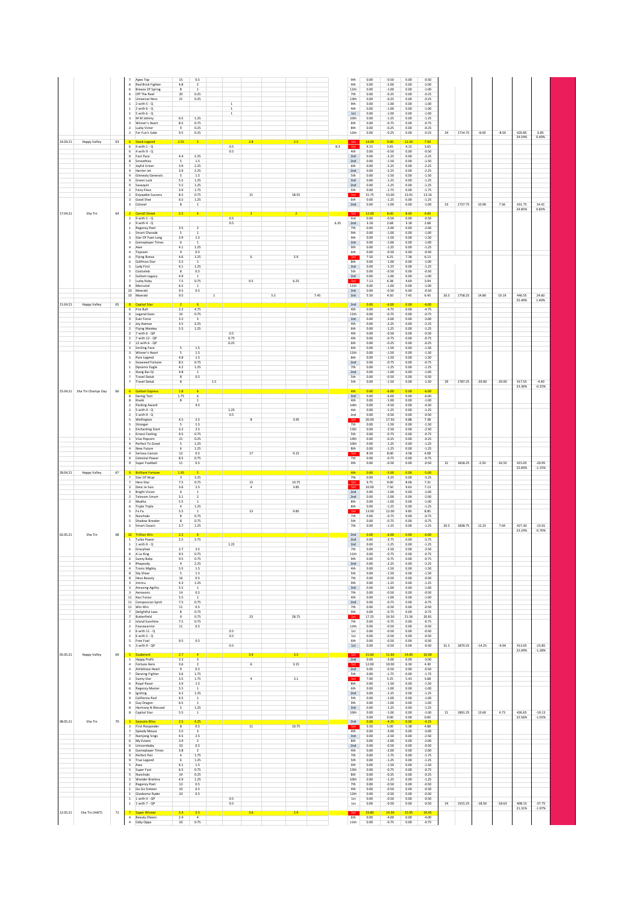| | | | | | | | | | | | | | | | | | | | | | | | | |
|---|---|---|---|---|---|---|---|---|---|---|---|---|---|---|---|---|---|---|---|---|---|---|---|---|
| | | | 7 | Apex Top | 15 | 0.5 | | | | | | | | 9th | 0.00 | -0.50 | 0.00 | -0.50 | | | | | | |
| | | | 6 | Red Brick Fighter | 4.8 | 2 | | | | | | | | 9th | 0.00 | -2.00 | 0.00 | -2.00 | | | | | | |
| | | | 6 | Breeze Of Spring | 8 | 1 | | | | | | | | 11th | 0.00 | -1.00 | 0.00 | -1.00 | | | | | | |
| | | | 6 | Off The Reel | 20 | 0.25 | | | | | | | | 7th | 0.00 | -0.25 | 0.00 | -0.25 | | | | | | |
| | | | 6 | Universal Hero | 21 | 0.25 | | | | | | | | 13th | 0.00 | -0.25 | 0.00 | -0.25 | | | | | | |
| | | | 1 | 2 with 5 - Q | | | | 1 | | | | | | 9th | 0.00 | -1.00 | 0.00 | -1.00 | | | | | | |
| | | | 1 | 2 with 6 - Q | | | | 1 | | | | | | 4th | 0.00 | -1.00 | 0.00 | -1.00 | | | | | | |
| | | | 1 | 5 with 6 - Q | | | | 1 | | | | | | 1st | 0.00 | -1.00 | 0.00 | -1.00 | | | | | | |
| | | | 3 | M M Johnny | 6.5 | 1.25 | | | | | | | | 10th | 0.00 | -1.25 | 0.00 | -1.25 | | | | | | |
| | | | 3 | Winner's Heart | 8.5 | 0.75 | | | | | | | | 6th | 0.00 | -0.75 | 0.00 | -0.75 | | | | | | |
| | | | 2 | Lucky Victor | 9 | 0.25 | | | | | | | | 8th | 0.00 | -0.25 | 0.00 | -0.25 | | | | | | |
| | | | 2 | For Fun's Sake | 9.5 | 0.25 | | | | | | | | 12th | 0.00 | -0.25 | 0.00 | -0.25 | 24 | 1714.75 | -8.00 | -8.50 | 420.85 | 6.85 |
| | | | | | | | | | | | | | | | | | | | | | | | 24.54% | 0.40% |
| 14.04.21 | Happy Valley | 63 | 6 | Stock Legend | 2.55 | 5 | | | 2.8 | | 2.5 | | | 1st | 14.00 | 9.00 | 12.50 | 7.50 | | | | | | |
| | | | 6 | 4 with 1 - Q | | | | 0.5 | | | | | 8.3 | 1st | 4.15 | 3.65 | 4.15 | 3.65 | | | | | | |
| | | | 6 | 4 with 9 - Q | | | | 0.5 | | | | | | 4th | 0.00 | -0.50 | 0.00 | -0.50 | | | | | | |
| | | | 8 | Fast Pace | 4.4 | 2.25 | | | | | | | | 3rd | 0.00 | -2.25 | 0.00 | -2.25 | | | | | | |
| | | | 8 | Smoothies | 5 | 1.5 | | | | | | | | 2nd | 0.00 | -1.50 | 0.00 | -1.50 | | | | | | |
| | | | 7 | Joyful Union | 3.9 | 2.25 | | | | | | | | 6th | 0.00 | -2.25 | 0.00 | -2.25 | | | | | | |
| | | | 4 | Harrier Jet | 3.9 | 2.25 | | | | | | | | 2nd | 0.00 | -2.25 | 0.00 | -2.25 | | | | | | |
| | | | 4 | Gleneaiy Generals | 5 | 1.5 | | | | | | | | 5th | 0.00 | -1.50 | 0.00 | -1.50 | | | | | | |
| | | | 9 | Green Luck | 5.5 | 1.25 | | | | | | | | 3rd | 0.00 | -1.25 | 0.00 | -1.25 | | | | | | |
| | | | 9 | Savaquin | 5.5 | 1.25 | | | | | | | | 2nd | 0.00 | -1.25 | 0.00 | -1.25 | | | | | | |
| | | | 2 | Fairy Floss | 3.9 | 1.75 | | | | | | | | 5th | 0.00 | -1.75 | 0.00 | -1.75 | | | | | | |
| | | | 2 | Enjoyable Success | 8.5 | 0.75 | | | 21 | | 18.55 | | | 1st | 15.75 | 15.00 | 13.91 | 13.16 | | | | | | |
| | | | 3 | Good Shot | 6.5 | 1.25 | | | | | | | | 6th | 0.00 | -1.25 | 0.00 | -1.25 | | | | | | |
| | | | 3 | Colonel | 8 | 1 | | | | | | | | 2nd | 0.00 | -1.00 | 0.00 | -1.00 | 23 | 1737.75 | 10.00 | 7.56 | 431.75 | 14.41 |
| | | | | | | | | | | | | | | | | | | | | | | | 24.85% | 0.83% |
| 17.04.21 | Sha Tin | 64 | 2 | Carroll Street | 2.5 | 4 | | | 3 | | 2 | | | 1st | 12.00 | 8.00 | 8.00 | 4.00 | | | | | | |
| | | | 2 | 9 with 1 - Q | | | | 0.5 | | | | | | 4th | 0.00 | -0.50 | 0.00 | -0.50 | | | | | | |
| | | | 2 | 9 with 4 - Q | | | | 0.5 | | | | | 6.35 | 2nd | 3.18 | 2.68 | 3.18 | 2.68 | | | | | | |
| | | | 1 | Regency Poet | 3.5 | 2 | | | | | | | | 7th | 0.00 | -2.00 | 0.00 | -2.00 | | | | | | |
| | | | 1 | Smart Charade | 5 | 1 | | | | | | | | 9th | 0.00 | -1.00 | 0.00 | -1.00 | | | | | | |
| | | | 3 | Star Of Yuen Long | 3.9 | 1.5 | | | | | | | | 9th | 0.00 | -1.50 | 0.00 | -1.50 | | | | | | |
| | | | 3 | Gameplayer Times | 6 | 1 | | | | | | | | 3rd | 0.00 | -1.00 | 0.00 | -1.00 | | | | | | |
| | | | 4 | Awe | 4.1 | 1.25 | | | | | | | | 9th | 0.00 | -1.25 | 0.00 | -1.25 | | | | | | |
| | | | 4 | Toycoon | 9 | 0.5 | | | | | | | | 6th | 0.00 | -0.50 | 0.00 | -0.50 | | | | | | |
| | | | 6 | Flying Bonus | 4.6 | 1.25 | | | 6 | | 5.9 | | | 1st | 7.50 | 6.25 | 7.38 | 6.13 | | | | | | |
| | | | 6 | Golfman Star | 5.5 | 1 | | | | | | | | 8th | 0.00 | -1.00 | 0.00 | -1.00 | | | | | | |
| | | | 5 | Lady First | 4.1 | 1.25 | | | | | | | | 3rd | 0.00 | -1.25 | 0.00 | -1.25 | | | | | | |
| | | | 5 | Cooleeleb | 8 | 0.5 | | | | | | | | 5th | 0.00 | -0.50 | 0.00 | -0.50 | | | | | | |
| | | | 7 | Gallant Legacy | 4.9 | 1 | | | | | | | | 3rd | 0.00 | -1.00 | 0.00 | -1.00 | | | | | | |
| | | | 7 | Lucky Ruby | 7.5 | 0.75 | | | 9.5 | | 6.25 | | | 1st | 7.13 | 6.38 | 4.69 | 3.94 | | | | | | |
| | | | 8 | Mercurial | 6.5 | 1 | | | | | | | | 11th | 0.00 | -1.00 | 0.00 | -1.00 | | | | | | |
| | | | 10 | Moeraki | 9.5 | 0.5 | | | | | | | | 3rd | 0.00 | -0.50 | 0.00 | -0.50 | | | | | | |
| | | | 10 | Moeraki | 9.5 | | 1 | | | 5.5 | | 7.45 | | 3rd | 5.50 | 4.50 | 7.45 | 6.45 | 20.5 | 1758.25 | 14.80 | 10.19 | 446.55 | 24.60 |
| | | | | | | | | | | | | | | | | | | | | | | | 25.40% | 1.40% |
| 21.04.21 | Happy Valley | 65 | 8 | Capital Star | 2 | 6 | | | | | | | | 2nd | 0.00 | -6.00 | 0.00 | -6.00 | | | | | | |
| | | | 6 | Fire Ball | 2.2 | 4.75 | | | | | | | | 4th | 0.00 | -4.75 | 0.00 | -4.75 | | | | | | |
| | | | 6 | Legend Goes | 10 | 0.75 | | | | | | | | 11th | 0.00 | -0.75 | 0.00 | -0.75 | | | | | | |
| | | | 9 | Ever Force | 3.2 | 3 | | | | | | | | 3rd | 0.00 | -3.00 | 0.00 | -3.00 | | | | | | |
| | | | 2 | Joy Avenue | 3.5 | 2.25 | | | | | | | | 4th | 0.00 | -2.25 | 0.00 | -2.25 | | | | | | |
| | | | 2 | Flying Monkey | 5.5 | 1.25 | | | | | | | | 6th | 0.00 | -1.25 | 0.00 | -1.25 | | | | | | |
| | | | 2 | 7 with 6 - QP | | | | 0.5 | | | | | | 4th | 0.00 | -0.50 | 0.00 | -0.50 | | | | | | |
| | | | 2 | 7 with 12 - QP | | | | 0.75 | | | | | | 4th | 0.00 | -0.75 | 0.00 | -0.75 | | | | | | |
| | | | 2 | 12 with 6 - QP | | | | 0.25 | | | | | | 6th | 0.00 | -0.25 | 0.00 | -0.25 | | | | | | |
| | | | 3 | Smiling Face | 5 | 1.5 | | | | | | | | 6th | 0.00 | -1.50 | 0.00 | -1.50 | | | | | | |
| | | | 3 | Winner's Heart | 5 | 1.5 | | | | | | | | 11th | 0.00 | -1.50 | 0.00 | -1.50 | | | | | | |
| | | | 5 | Pure Legend | 4.8 | 1.5 | | | | | | | | 8th | 0.00 | -1.50 | 0.00 | -1.50 | | | | | | |
| | | | 5 | Seaweed Fortune | 8.5 | 0.75 | | | | | | | | 2nd | 0.00 | -0.75 | 0.00 | -0.75 | | | | | | |
| | | | 1 | Dynamic Eagle | 4.2 | 1.25 | | | | | | | | 7th | 0.00 | -1.25 | 0.00 | -1.25 | | | | | | |
| | | | 1 | Xiang Bai Qi | 4.8 | 1 | | | | | | | | 2nd | 0.00 | -1.00 | 0.00 | -1.00 | | | | | | |
| | | | 7 | Travel Datuk | 8 | 0.5 | | | | | | | | 5th | 0.00 | -0.50 | 0.00 | -0.50 | | | | | | |
| | | | 7 | Travel Datuk | 8 | | 1.5 | | | | | | | 5th | 0.00 | -1.50 | 0.00 | -1.50 | 29 | 1787.25 | -29.00 | -29.00 | 417.55 | -4.40 |
| | | | | | | | | | | | | | | | | | | | | | | | 23.36% | -0.25% |
| 25.04.21 | Sha Tin Champs Day | 66 | 6 | Gallant Express | 1.8 | 6 | | | | | | | | 4th | 0.00 | -6.00 | 0.00 | -6.00 | | | | | | |
| | | | 8 | Daring Tact | 1.75 | 6 | | | | | | | | 3rd | 0.00 | -6.00 | 0.00 | -6.00 | | | | | | |
| | | | 8 | Kiseki | 8 | 1 | | | | | | | | 4th | 0.00 | -1.00 | 0.00 | -1.00 | | | | | | |
| | | | 2 | Packing Award | | 4.5 | | | | | | | | 10th | 0.00 | -4.50 | 0.00 | -4.50 | | | | | | |
| | | | 2 | 5 with 4 - Q | | | | 1.25 | | | | | | 4th | 0.00 | -1.25 | 0.00 | -1.25 | | | | | | |
| | | | 2 | 5 with 9 - Q | | | | 0.5 | | | | | | 2nd | 0.00 | -0.50 | 0.00 | -0.50 | | | | | | |
| | | | 5 | Wellington | 4.5 | 2.5 | | | 8 | | 3.95 | | | 1st | 20.00 | 17.50 | 9.88 | 7.38 | | | | | | |
| | | | 5 | Stronger | 5 | 1.5 | | | | | | | | 7th | 0.00 | -1.50 | 0.00 | -1.50 | | | | | | |
| | | | 1 | Enchanting Start | 3.2 | 2.5 | | | | | | | | 13th | 0.00 | -2.50 | 0.00 | -2.50 | | | | | | |
| | | | 1 | Ernest Feeling | 9.5 | 0.75 | | | | | | | | 5th | 0.00 | -0.75 | 0.00 | -0.75 | | | | | | |
| | | | 1 | Viva Popcorn | 21 | 0.25 | | | | | | | | 14th | 0.00 | -0.25 | 0.00 | -0.25 | | | | | | |
| | | | 4 | Perfect To Great | 5 | 1.25 | | | | | | | | 10th | 0.00 | -1.25 | 0.00 | -1.25 | | | | | | |
| | | | 4 | New Future | 6 | 1.25 | | | | | | | | 8th | 0.00 | -1.25 | 0.00 | -1.25 | | | | | | |
| | | | 9 | Serious Liaison | 12 | 0.5 | | | 17 | | 9.15 | | | 1st | 8.50 | 8.00 | 4.58 | 4.08 | | | | | | |
| | | | 9 | Celestial Power | 8.5 | 0.75 | | | | | | | | 7th | 0.00 | -0.75 | 0.00 | -0.75 | | | | | | |
| | | | 9 | Super Football | 11 | 0.5 | | | | | | | | 4th | 0.00 | -0.50 | 0.00 | -0.50 | 31 | 1818.25 | -2.50 | -16.55 | 415.05 | -20.95 |
| | | | | | | | | | | | | | | | | | | | | | | | 22.83% | -1.15% |
| 28.04.21 | Happy Valley | 67 | 9 | Brilliant Fortune | 1.95 | 5 | | | | | | | | 4th | 0.00 | -5.00 | 0.00 | -5.00 | | | | | | |
| | | | 7 | Star Of Wuyi | 3 | 3.25 | | | | | | | | 7th | 0.00 | -3.25 | 0.00 | -3.25 | | | | | | |
| | | | 7 | Hero Star | 7.5 | 0.75 | | | 13 | | 10.75 | | | 1st | 9.75 | 9.00 | 8.06 | 7.31 | | | | | | |
| | | | 3 | Dons Je Suis | 3.6 | 2.5 | | | 4 | | 3.85 | | | 1st | 10.00 | 7.50 | 9.63 | 7.13 | | | | | | |
| | | | 3 | Bright Vision | 6 | 1 | | | | | | | | 2nd | 0.00 | -1.00 | 0.00 | -1.00 | | | | | | |
| | | | 2 | Telecom Smart | 3.1 | 2 | | | | | | | | 2nd | 0.00 | -2.00 | 0.00 | -2.00 | | | | | | |
| | | | 2 | Mudita | 5.5 | 1 | | | | | | | | 8th | 0.00 | -1.00 | 0.00 | -1.00 | | | | | | |
| | | | 6 | Triple Triple | 4 | 1.25 | | | | | | | | 8th | 0.00 | -1.25 | 0.00 | -1.25 | | | | | | |
| | | | 5 | Fa Fa | 5.5 | 1 | | | 13 | | 9.85 | | | 1st | 13.00 | 12.00 | 9.85 | 8.85 | | | | | | |
| | | | 5 | Nunchuks | 8 | 0.75 | | | | | | | | 7th | 0.00 | -0.75 | 0.00 | -0.75 | | | | | | |
| | | | 5 | Shadow Breaker | 8 | 0.75 | | | | | | | | 5th | 0.00 | -0.75 | 0.00 | -0.75 | | | | | | |
| | | | 2 | Smart Cousin | 3.7 | 1.25 | | | | | | | | 7th | 0.00 | -1.25 | 0.00 | -1.25 | 20.5 | 1838.75 | 12.25 | 7.04 | 427.30 | -13.91 |
| | | | | | | | | | | | | | | | | | | | | | | | 23.24% | -0.76% |
| 02.05.21 | Sha Tin | 68 | 10 | Trillion Win | 2.2 | 6 | | | | | | | | 2nd | 0.00 | -6.00 | 0.00 | -6.00 | | | | | | |
| | | | 1 | Turbo Power | 2.5 | 3.75 | | | | | | | | 2nd | 0.00 | -3.75 | 0.00 | -3.75 | | | | | | |
| | | | 1 | 1 with 9 - Q | | | | 1.25 | | | | | | 3rd | 0.00 | -1.25 | 0.00 | -1.25 | | | | | | |
| | | | 6 | Gracylove | 2.7 | 3.5 | | | | | | | | 7th | 0.00 | -3.50 | 0.00 | -3.50 | | | | | | |
| | | | 6 | A La King | 9.5 | 0.75 | | | | | | | | 11th | 0.00 | -0.75 | 0.00 | -0.75 | | | | | | |
| | | | 6 | Sunny Baby | 9.5 | 0.75 | | | | | | | | 9th | 0.00 | -0.75 | 0.00 | -0.75 | | | | | | |
| | | | 4 | Rhapsody | 4 | 2.25 | | | | | | | | 2nd | 0.00 | -2.25 | 0.00 | -2.25 | | | | | | |
| | | | 4 | Tronic Mighty | 5.5 | 1.5 | | | | | | | | 4th | 0.00 | -1.50 | 0.00 | -1.50 | | | | | | |
| | | | 8 | Sky Show | 5 | 1.5 | | | | | | | | 5th | 0.00 | -1.50 | 0.00 | -1.50 | | | | | | |
| | | | 8 | Hezo Beauty | 16 | 0.5 | | | | | | | | 7th | 0.00 | -0.50 | 0.00 | -0.50 | | | | | | |
| | | | 3 | Jimmu | 4.3 | 1.25 | | | | | | | | 9th | 0.00 | -1.25 | 0.00 | -1.25 | | | | | | |
| | | | 3 | Amazing Agility | 5.5 | 1 | | | | | | | | 3rd | 0.00 | -1.00 | 0.00 | -1.00 | | | | | | |
| | | | 3 | Aerosonic | 14 | 0.5 | | | | | | | | 7th | 0.00 | -0.50 | 0.00 | -0.50 | | | | | | |
| | | | 11 | Kasi Farasi | 5.5 | 1 | | | | | | | | 4th | 0.00 | -1.00 | 0.00 | -1.00 | | | | | | |
| | | | 11 | Compassion Spirit | 7.5 | 0.75 | | | | | | | | 2nd | 0.00 | -0.75 | 0.00 | -0.75 | | | | | | |
| | | | 11 | Win Win | 11 | 0.5 | | | | | | | | 7th | 0.00 | -0.50 | 0.00 | -0.50 | | | | | | |
| | | | 7 | Delightful Laos | 8 | 0.75 | | | | | | | | 9th | 0.00 | -0.75 | 0.00 | -0.75 | | | | | | |
| | | | 7 | Butterfield | 9 | 0.75 | | | 23 | | 28.75 | | | 1st | 17.25 | 16.50 | 21.56 | 20.81 | | | | | | |
| | | | 2 | Island Sunshine | 7.5 | 0.75 | | | | | | | | 7th | 0.00 | -0.75 | 0.00 | -0.75 | | | | | | |
| | | | 2 | Fourawarrior | 11 | 0.5 | | | | | | | | 12th | 0.00 | -0.50 | 0.00 | -0.50 | | | | | | |
| | | | 2 | 6 with 11 - Q | | | | 0.5 | | | | | | 1st | 0.00 | -0.50 | 0.00 | -0.50 | | | | | | |
| | | | 2 | 6 with 5 - Q | | | | 0.5 | | | | | | 1st | 0.00 | -0.50 | 0.00 | -0.50 | | | | | | |
| | | | 5 | Free Foal | 9.5 | 0.5 | | | | | | | | 6th | 0.00 | -0.50 | 0.00 | -0.50 | | | | | | |
| | | | 5 | 3 with 9 - QP | | | | 0.5 | | | | | | 1st | 0.00 | -0.50 | 0.00 | -0.50 | 31.5 | 1870.25 | -14.25 | -9.94 | 413.05 | -23.85 |
| | | | | | | | | | | | | | | | | | | | | | | | 22.09% | -1.28% |
| 05.05.21 | Happy Valley | 69 | 5 | Exuberant | 2.7 | 4 | | | 3.9 | | 3.5 | | | 1st | 15.60 | 11.60 | 14.00 | 10.00 | | | | | | |
| | | | 1 | Happy Profit | 3.3 | 3 | | | | | | | | 2nd | 0.00 | -3.00 | 0.00 | -3.00 | | | | | | |
| | | | 4 | Fortune Hero | 3.6 | 2 | | | 6 | | 3.15 | | | 1st | 12.00 | 10.00 | 6.30 | 4.30 | | | | | | |
| | | | 4 | Ambitious Heart | 9 | 0.5 | | | | | | | | 2nd | 0.00 | -0.50 | 0.00 | -0.50 | | | | | | |
| | | | 7 | Dancing Fighter | 3.6 | 1.75 | | | | | | | | 5th | 0.00 | -1.75 | 0.00 | -1.75 | | | | | | |
| | | | 2 | Sunny Star | 3.5 | 1.75 | | | 4 | | 3.1 | | | 1st | 7.00 | 5.25 | 5.43 | 3.68 | | | | | | |
| | | | 2 | Royal Racer | 3.9 | 1.5 | | | | | | | | 8th | 0.00 | -1.50 | 0.00 | -1.50 | | | | | | |
| | | | 6 | Regency Master | 5.5 | 1 | | | | | | | | 6th | 0.00 | -1.00 | 0.00 | -1.00 | | | | | | |
| | | | 9 | Igniting | 4.2 | 1.25 | | | | | | | | 2nd | 0.00 | -1.25 | 0.00 | -1.25 | | | | | | |
| | | | 9 | California Rad | 6.5 | 1 | | | | | | | | 5th | 0.00 | -1.00 | 0.00 | -1.00 | | | | | | |
| | | | 9 | Guy Dragon | 6.5 | 1 | | | | | | | | 9th | 0.00 | -1.00 | 0.00 | -1.00 | | | | | | |
| | | | 8 | Harmony N Blessed | 5 | 1.25 | | | | | | | | 3rd | 0.00 | -1.25 | 0.00 | -1.25 | | | | | | |
| | | | 8 | Capital Star | 5.5 | 1 | | | | | | | | 10th | 0.00 | -1.00 | 0.00 | -1.00 | 21 | 1891.25 | 13.60 | 4.73 | 426.65 | -19.13 |
| | | | | | | | | | | | | | | | 0.00 | 0.00 | 0.00 | 0.00 | | | | | 22.56% | -1.01% |
| 08.05.21 | Sha Tin | 70 | 3 | Seasons Bliss | 2.5 | 4.25 | | | | | | | | 2nd | 0.00 | -4.25 | 0.00 | -4.25 | | | | | | |
| | | | 3 | First Responder | 8 | 0.5 | | | 11 | | 10.75 | | | 1st | 5.50 | 5.00 | 5.38 | 4.88 | | | | | | |
| | | | 7 | Speedy Mouse | 3.5 | 3 | | | | | | | | 4th | 0.00 | -3.00 | 0.00 | -3.00 | | | | | | |
| | | | 7 | Namjong Sings | 4.5 | 2.5 | | | | | | | | 3rd | 0.00 | -2.50 | 0.00 | -2.50 | | | | | | |
| | | | 6 | My Estatic | 3.9 | 2 | | | | | | | | 8th | 0.00 | -2.00 | 0.00 | -2.00 | | | | | | |
| | | | 6 | Unicornbaby | 10 | 0.5 | | | | | | | | 2nd | 0.00 | -0.50 | 0.00 | -0.50 | | | | | | |
| | | | 8 | Gameplayer Times | 3.8 | 2 | | | | | | | | 4th | 0.00 | -2.00 | 0.00 | -2.00 | | | | | | |
| | | | 9 | Perfect Pair | 4 | 1.75 | | | | | | | | 7th | 0.00 | -1.75 | 0.00 | -1.75 | | | | | | |
| | | | 9 | True Legend | 6 | 1.25 | | | | | | | | 5th | 0.00 | -1.25 | 0.00 | -1.25 | | | | | | |
| | | | 5 | Awe | 4.1 | 1.5 | | | | | | | | 4th | 0.00 | -1.50 | 0.00 | -1.50 | | | | | | |
| | | | 5 | Super Fast | 6.5 | 0.75 | | | | | | | | 13th | 0.00 | -0.75 | 0.00 | -0.75 | | | | | | |
| | | | 5 | Nunchuks | 19 | 0.25 | | | | | | | | 8th | 0.00 | -0.25 | 0.00 | -0.25 | | | | | | |
| | | | 2 | Wonder Brahma | 4.9 | 1.25 | | | | | | | | 10th | 0.00 | -1.25 | 0.00 | -1.25 | | | | | | |
| | | | 2 | Regency Poet | 13 | 0.5 | | | | | | | | 7th | 0.00 | -0.50 | 0.00 | -0.50 | | | | | | |
| | | | 1 | Go Go Sixteen | 10 | 0.5 | | | | | | | | 4th | 0.00 | -0.50 | 0.00 | -0.50 | | | | | | |
| | | | 1 | Gladsome Ryder | 10 | 0.5 | | | | | | | | 12th | 0.00 | -0.50 | 0.00 | -0.50 | | | | | | |
| | | | 1 | 1 with 4 - QP | | | | 0.5 | | | | | | 1st | 0.00 | -0.50 | 0.00 | -0.50 | | | | | | |
| | | | 1 | 1 with 7 - QP | | | | 0.5 | | | | | | 1st | 0.00 | -0.50 | 0.00 | -0.50 | 24 | 1915.25 | -18.50 | -18.63 | 408.15 | -37.75 |
| | | | | | | | | | | | | | | | | | | | | | | | 21.31% | -1.97% |
| 12.05.21 | Sha Tin (AWT) | 71 | 7 | Super Winner | 2.4 | 5.5 | | | 3.6 | | 2.9 | | | 1st | 19.80 | 14.30 | 15.95 | 10.45 | | | | | | |
| | | | 4 | Beauty Cheers | 2.4 | 4 | | | | | | | | 6th | 0.00 | -4.00 | 0.00 | -4.00 | | | | | | |
| | | | 4 | Coby Oppa | 10 | 0.75 | | | | | | | | 11th | 0.00 | -0.75 | 0.00 | -0.75 | | | | | | |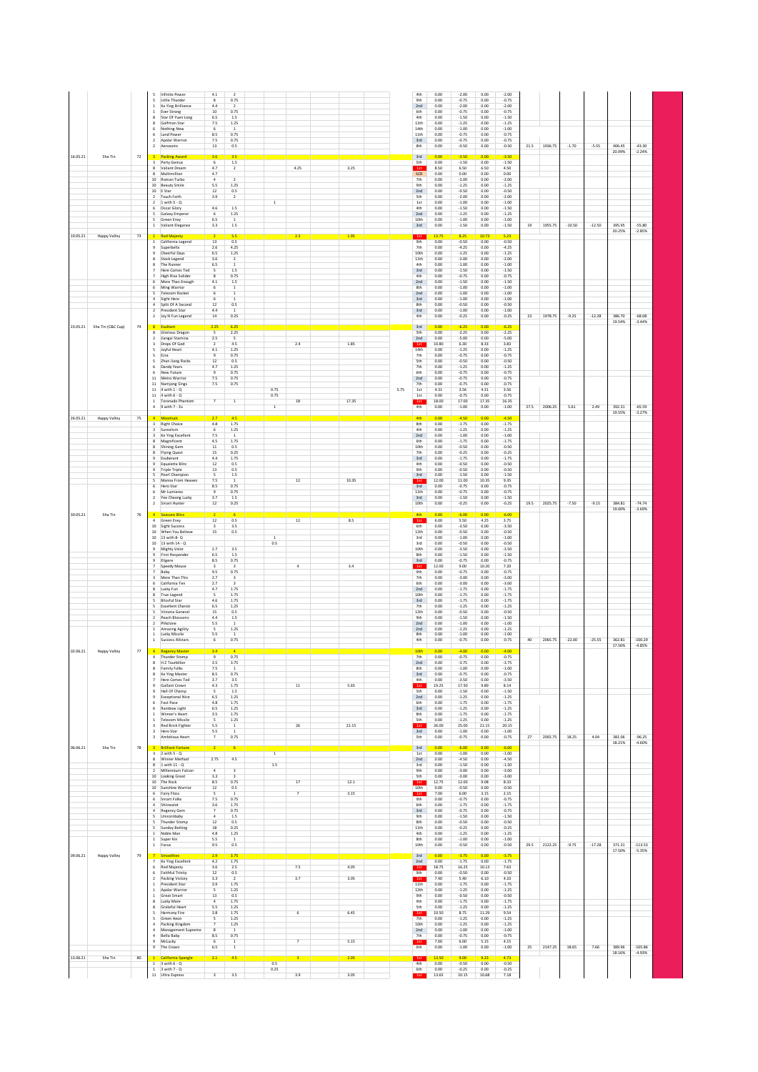| Date | Venue | Race | No. | Horse | Odds | Stake | | | | | Result | | | | | | | | | | |
|---|---|---|---|---|---|---|---|---|---|---|---|---|---|---|---|---|---|---|---|---|---|
| | | | 5 | Infinite Power | 4.1 | 2 | | | | | 4th | 0.00 | -2.00 | 0.00 | -2.00 | | | | | | |
| | | | 5 | Little Thunder | 8 | 0.75 | | | | | 9th | 0.00 | -0.75 | 0.00 | -0.75 | | | | | | |
| | | | 1 | Ka Ying Brilliance | 4.4 | 2 | | | | | 2nd | 0.00 | -2.00 | 0.00 | -2.00 | | | | | | |
| | | | 1 | Ever Strong | 10 | 0.75 | | | | | 6th | 0.00 | -0.75 | 0.00 | -0.75 | | | | | | |
| | | | 8 | Star Of Yuen Long | 6.5 | 1.5 | | | | | 4th | 0.00 | -1.50 | 0.00 | -1.50 | | | | | | |
| | | | 8 | Golfman Star | 7.5 | 1.25 | | | | | 11th | 0.00 | -1.25 | 0.00 | -1.25 | | | | | | |
| | | | 6 | Nothing New | 6 | 1 | | | | | 14th | 0.00 | -1.00 | 0.00 | -1.00 | | | | | | |
| | | | 6 | Land Power | 8.5 | 0.75 | | | | | 11th | 0.00 | -0.75 | 0.00 | -0.75 | | | | | | |
| | | | 2 | Apolar Warrior | 7.5 | 0.75 | | | | | 3rd | 0.00 | -0.75 | 0.00 | -0.75 | | | | | | |
| | | | 2 | Aerosonic | 13 | 0.5 | | | | | 8th | 0.00 | -0.50 | 0.00 | -0.50 | 21.5 | 1936.75 | -1.70 | -5.55 | 406.45 | -43.30 |
| | | | | | | | | | | | | | | | | | | | | 20.99% | -2.24% |
| 16.05.21 | Sha Tin | 72 | 3 | Packing Award | 3.6 | 3.5 | | | | | 3rd | 0.00 | -3.50 | 0.00 | -3.50 | | | | | | |
| | | | 3 | Party Genius | 6 | 1.5 | | | | | 5th | 0.00 | -1.50 | 0.00 | -1.50 | | | | | | |
| | | | 8 | Valiant Dream | 4.7 | 2 | | 4.25 | 3.25 | | 1st | 8.50 | 6.50 | 6.50 | 4.50 | | | | | | |
| | | | 8 | Multimillion | 4.7 | | | | | | SCR | 0.00 | 0.00 | 0.00 | 0.00 | | | | | | |
| | | | 10 | Roman Turbo | 4 | 2 | | | | | 7th | 0.00 | -2.00 | 0.00 | -2.00 | | | | | | |
| | | | 10 | Beauty Smile | 5.5 | 1.25 | | | | | 9th | 0.00 | -1.25 | 0.00 | -1.25 | | | | | | |
| | | | 10 | E Star | 12 | 0.5 | | | | | 2nd | 0.00 | -0.50 | 0.00 | -0.50 | | | | | | |
| | | | 2 | Touch Faith | 3.9 | 2 | | | | | 5th | 0.00 | -2.00 | 0.00 | -2.00 | | | | | | |
| | | | 2 | 1 with 5 - Q | | | 1 | | | | 1st | 0.00 | -1.00 | 0.00 | -1.00 | | | | | | |
| | | | 6 | Oscar Glory | 4.6 | 1.5 | | | | | 4th | 0.00 | -1.50 | 0.00 | -1.50 | | | | | | |
| | | | 5 | Galaxy Emperor | 6 | 1.25 | | | | | 2nd | 0.00 | -1.25 | 0.00 | -1.25 | | | | | | |
| | | | 5 | Green Envy | 6.5 | 1 | | | | | 10th | 0.00 | -1.00 | 0.00 | -1.00 | | | | | | |
| | | | 1 | Valiant Elegance | 3.3 | 1.5 | | | | | 3rd | 0.00 | -1.50 | 0.00 | -1.50 | 19 | 1955.75 | -10.50 | -12.50 | 395.95 | -55.80 |
| | | | | | | | | | | | | | | | | | | | | 20.25% | -2.85% |
| 19.05.21 | Happy Valley | 73 | 1 | Red Majesty | 2 | 5.5 | | 2.5 | 1.95 | | 1st | 13.75 | 8.25 | 10.73 | 5.23 | | | | | | |
| | | | 1 | California Legend | 13 | 0.5 | | | | | 9th | 0.00 | -0.50 | 0.00 | -0.50 | | | | | | |
| | | | 9 | Superbella | 2.6 | 4.25 | | | | | 7th | 0.00 | -4.25 | 0.00 | -4.25 | | | | | | |
| | | | 9 | Cheerful Days | 6.5 | 1.25 | | | | | 10th | 0.00 | -1.25 | 0.00 | -1.25 | | | | | | |
| | | | 8 | Stock Legend | 3.6 | 2 | | | | | 11th | 0.00 | -2.00 | 0.00 | -2.00 | | | | | | |
| | | | 8 | The Runner | 6.5 | 1 | | | | | 4th | 0.00 | -1.00 | 0.00 | -1.00 | | | | | | |
| | | | 7 | Here Comes Ted | 5 | 1.5 | | | | | 3rd | 0.00 | -1.50 | 0.00 | -1.50 | | | | | | |
| | | | 7 | High Rise Solider | 8 | 0.75 | | | | | 4th | 0.00 | -0.75 | 0.00 | -0.75 | | | | | | |
| | | | 6 | More Than Enough | 4.1 | 1.5 | | | | | 2nd | 0.00 | -1.50 | 0.00 | -1.50 | | | | | | |
| | | | 6 | Ming Warrior | 6 | 1 | | | | | 8th | 0.00 | -1.00 | 0.00 | -1.00 | | | | | | |
| | | | 5 | Telecom Rocket | 6 | 1 | | | | | 2nd | 0.00 | -1.00 | 0.00 | -1.00 | | | | | | |
| | | | 4 | Sight Hero | 6 | 1 | | | | | 3rd | 0.00 | -1.00 | 0.00 | -1.00 | | | | | | |
| | | | 4 | Split Of A Second | 12 | 0.5 | | | | | 8th | 0.00 | -0.50 | 0.00 | -0.50 | | | | | | |
| | | | 2 | President Star | 4.4 | 1 | | | | | 3rd | 0.00 | -1.00 | 0.00 | -1.00 | | | | | | |
| | | | 2 | Joy N Fun Legend | 14 | 0.25 | | | | | 4th | 0.00 | -0.25 | 0.00 | -0.25 | 23 | 1978.75 | -9.25 | -12.28 | 386.70 | -68.08 |
| | | | | | | | | | | | | | | | | | | | | 19.54% | -3.44% |
| 23.05.21 | Sha Tin (C&C Cup) | 74 | 8 | Exultant | 2.25 | 6.25 | | | | | 3rd | 0.00 | -6.25 | 0.00 | -6.25 | | | | | | |
| | | | 8 | Glorious Dragon | 5 | 2.25 | | | | | 5th | 0.00 | -2.25 | 0.00 | -2.25 | | | | | | |
| | | | 2 | Jiangxi Stamina | 2.5 | 5 | | | | | 2nd | 0.00 | -5.00 | 0.00 | -5.00 | | | | | | |
| | | | 3 | Drops Of God | 2 | 4.5 | | 2.4 | 1.85 | | 1st | 10.80 | 6.30 | 8.33 | 3.83 | | | | | | |
| | | | 5 | Joyful Heart | 4.1 | 1.25 | | | | | 14th | 0.00 | -1.25 | 0.00 | -1.25 | | | | | | |
| | | | 5 | Ezra | 9 | 0.75 | | | | | 7th | 0.00 | -0.75 | 0.00 | -0.75 | | | | | | |
| | | | 5 | Zhan Jiang Rocks | 12 | 0.5 | | | | | 5th | 0.00 | -0.50 | 0.00 | -0.50 | | | | | | |
| | | | 6 | Dandy Years | 4.7 | 1.25 | | | | | 7th | 0.00 | -1.25 | 0.00 | -1.25 | | | | | | |
| | | | 6 | New Future | 9 | 0.75 | | | | | 6th | 0.00 | -0.75 | 0.00 | -0.75 | | | | | | |
| | | | 11 | Metro Warrior | 7.5 | 0.75 | | | | | 2nd | 0.00 | -0.75 | 0.00 | -0.75 | | | | | | |
| | | | 11 | Namjong Sings | 7.5 | 0.75 | | | | | 7th | 0.00 | -0.75 | 0.00 | -0.75 | | | | | | |
| | | | 11 | 4 with 1 - Q | | | 0.75 | | | 5.75 | 1st | 4.31 | 3.56 | 4.31 | 3.56 | | | | | | |
| | | | 11 | 4 with 6 - Q | | | 0.75 | | | | 1st | 0.00 | -0.75 | 0.00 | -0.75 | | | | | | |
| | | | 1 | Toronado Phantom | 7 | 1 | | 18 | 17.35 | | 1st | 18.00 | 17.00 | 17.35 | 16.35 | | | | | | |
| | | | 4 | 9 with 7 - Ex | | | 1 | | | | 4th | 0.00 | -1.00 | 0.00 | -1.00 | 27.5 | 2006.25 | 5.61 | 2.49 | 392.31 | -65.59 |
| | | | | | | | | | | | | | | | | | | | | 19.55% | -3.27% |
| 26.05.21 | Happy Valley | 75 | 4 | Moonluck | 2.7 | 4.5 | | | | | 4th | 0.00 | -4.50 | 0.00 | -4.50 | | | | | | |
| | | | 3 | Right Choice | 4.8 | 1.75 | | | | | 8th | 0.00 | -1.75 | 0.00 | -1.75 | | | | | | |
| | | | 3 | Surealism | 6 | 1.25 | | | | | 4th | 0.00 | -1.25 | 0.00 | -1.25 | | | | | | |
| | | | 3 | Ka Ying Excellent | 7.5 | 1 | | | | | 2nd | 0.00 | -1.00 | 0.00 | -1.00 | | | | | | |
| | | | 8 | Magnificent | 4.5 | 1.75 | | | | | 6th | 0.00 | -1.75 | 0.00 | -1.75 | | | | | | |
| | | | 8 | Shining Gem | 11 | 0.5 | | | | | 10th | 0.00 | -0.50 | 0.00 | -0.50 | | | | | | |
| | | | 8 | Flying Quest | 15 | 0.25 | | | | | 7th | 0.00 | -0.25 | 0.00 | -0.25 | | | | | | |
| | | | 9 | Exuberant | 4.4 | 1.75 | | | | | 3rd | 0.00 | -1.75 | 0.00 | -1.75 | | | | | | |
| | | | 9 | Equaletta Blitz | 12 | 0.5 | | | | | 4th | 0.00 | -0.50 | 0.00 | -0.50 | | | | | | |
| | | | 9 | Triple Triple | 13 | 0.5 | | | | | 9th | 0.00 | -0.50 | 0.00 | -0.50 | | | | | | |
| | | | 5 | Pearl Champion | 5 | 1.5 | | | | | 3rd | 0.00 | -1.50 | 0.00 | -1.50 | | | | | | |
| | | | 5 | Manna From Heaven | 7.5 | 1 | | 12 | 10.35 | | 1st | 12.00 | 11.00 | 10.35 | 9.35 | | | | | | |
| | | | 6 | Hero Star | 8.5 | 0.75 | | | | | 3rd | 0.00 | -0.75 | 0.00 | -0.75 | | | | | | |
| | | | 6 | Mr Lumieres | 9 | 0.75 | | | | | 11th | 0.00 | -0.75 | 0.00 | -0.75 | | | | | | |
| | | | 2 | Yee Cheong Lucky | 3.7 | 1.5 | | | | | 3rd | 0.00 | -1.50 | 0.00 | -1.50 | | | | | | |
| | | | 2 | Smart Hunter | 12 | 0.25 | | | | | 10th | 0.00 | -0.25 | 0.00 | -0.25 | 19.5 | 2025.75 | -7.50 | -9.15 | 384.81 | -74.74 |
| | | | | | | | | | | | | | | | | | | | | 19.00% | -3.69% |
| 30.05.21 | Sha Tin | 76 | 4 | Seasons Bliss | 2 | 6 | | | | | 4th | 0.00 | -6.00 | 0.00 | -6.00 | | | | | | |
| | | | 4 | Green Envy | 12 | 0.5 | | 12 | 8.5 | | 1st | 6.00 | 5.50 | 4.25 | 3.75 | | | | | | |
| | | | 10 | Sight Success | 3 | 3.5 | | | | | 6th | 0.00 | -3.50 | 0.00 | -3.50 | | | | | | |
| | | | 10 | When You Believe | 15 | 0.5 | | | | | 12th | 0.00 | -0.50 | 0.00 | -0.50 | | | | | | |
| | | | 10 | 13 with 8 - Q | | | 1 | | | | 3rd | 0.00 | -1.00 | 0.00 | -1.00 | | | | | | |
| | | | 10 | 13 with 14 - Q | | | 0.5 | | | | 3rd | 0.00 | -0.50 | 0.00 | -0.50 | | | | | | |
| | | | 9 | Mighty Valor | 2.7 | 3.5 | | | | | 10th | 0.00 | -3.50 | 0.00 | -3.50 | | | | | | |
| | | | 9 | First Responder | 6.5 | 1.5 | | | | | 8th | 0.00 | -1.50 | 0.00 | -1.50 | | | | | | |
| | | | 9 | Eligere | 8.5 | 0.75 | | | | | 3rd | 0.00 | -0.75 | 0.00 | -0.75 | | | | | | |
| | | | 7 | Speedy Mouse | 3 | 3 | | 4 | 3.4 | | 1st | 12.00 | 9.00 | 10.20 | 7.20 | | | | | | |
| | | | 7 | Baby | 9.5 | 0.75 | | | | | 9th | 0.00 | -0.75 | 0.00 | -0.75 | | | | | | |
| | | | 3 | More Than This | 2.7 | 3 | | | | | 7th | 0.00 | -3.00 | 0.00 | -3.00 | | | | | | |
| | | | 6 | California Ten | 2.7 | 3 | | | | | 6th | 0.00 | -3.00 | 0.00 | -3.00 | | | | | | |
| | | | 8 | Lucky Fun | 4.7 | 1.75 | | | | | 2nd | 0.00 | -1.75 | 0.00 | -1.75 | | | | | | |
| | | | 8 | True Legend | 5 | 1.75 | | | | | 10th | 0.00 | -1.75 | 0.00 | -1.75 | | | | | | |
| | | | 5 | Blissful Star | 4.6 | 1.75 | | | | | 3rd | 0.00 | -1.75 | 0.00 | -1.75 | | | | | | |
| | | | 5 | Excellent Chariot | 6.5 | 1.25 | | | | | 7th | 0.00 | -1.25 | 0.00 | -1.25 | | | | | | |
| | | | 5 | Victoria General | 15 | 0.5 | | | | | 12th | 0.00 | -0.50 | 0.00 | -0.50 | | | | | | |
| | | | 2 | Peach Blossoms | 4.4 | 1.5 | | | | | 9th | 0.00 | -1.50 | 0.00 | -1.50 | | | | | | |
| | | | 2 | Pikclone | 5.5 | 1 | | | | | 2nd | 0.00 | -1.00 | 0.00 | -1.00 | | | | | | |
| | | | 1 | Amazing Agility | 5 | 1.25 | | | | | 2nd | 0.00 | -1.25 | 0.00 | -1.25 | | | | | | |
| | | | 1 | Lucky Missile | 5.5 | 1 | | | | | 8th | 0.00 | -1.00 | 0.00 | -1.00 | | | | | | |
| | | | 1 | Success Allstars | 6 | 0.75 | | | | | 4th | 0.00 | -0.75 | 0.00 | -0.75 | 40 | 2065.75 | -22.00 | -25.55 | 362.81 | -100.29 |
| | | | | | | | | | | | | | | | | | | | | 17.56% | -4.85% |
| 02.06.21 | Happy Valley | 77 | 4 | Regency Master | 3.4 | 4 | | | | | 10th | 0.00 | -4.00 | 0.00 | -4.00 | | | | | | |
| | | | 4 | Thunder Stomp | 9 | 0.75 | | | | | 7th | 0.00 | -0.75 | 0.00 | -0.75 | | | | | | |
| | | | 8 | HZ Tourbillon | 3.5 | 3.75 | | | | | 2nd | 0.00 | -3.75 | 0.00 | -3.75 | | | | | | |
| | | | 8 | Family Folks | 7.5 | 1 | | | | | 8th | 0.00 | -1.00 | 0.00 | -1.00 | | | | | | |
| | | | 8 | Ka Ying Master | 8.5 | 0.75 | | | | | 3rd | 0.00 | -0.75 | 0.00 | -0.75 | | | | | | |
| | | | 7 | Here Comes Ted | 3.7 | 3.5 | | | | | 4th | 0.00 | -3.50 | 0.00 | -3.50 | | | | | | |
| | | | 9 | Gallant Crown | 4.3 | 1.75 | | 11 | 5.65 | | 1st | 19.25 | 17.50 | 9.89 | 8.14 | | | | | | |
| | | | 9 | Hall Of Champ | 5 | 1.5 | | | | | 5th | 0.00 | -1.50 | 0.00 | -1.50 | | | | | | |
| | | | 9 | Exceptional Nice | 6.5 | 1.25 | | | | | 2nd | 0.00 | -1.25 | 0.00 | -1.25 | | | | | | |
| | | | 6 | Fast Pace | 4.8 | 1.75 | | | | | 6th | 0.00 | -1.75 | 0.00 | -1.75 | | | | | | |
| | | | 6 | Rainbow Light | 6.5 | 1.25 | | | | | 3rd | 0.00 | -1.25 | 0.00 | -1.25 | | | | | | |
| | | | 1 | Winner's Heart | 3.5 | 1.75 | | | | | 8th | 0.00 | -1.75 | 0.00 | -1.75 | | | | | | |
| | | | 1 | Telecom Missile | 5 | 1.25 | | | | | 5th | 0.00 | -1.25 | 0.00 | -1.25 | | | | | | |
| | | | 3 | Red Brick Fighter | 5.5 | 1 | | 26 | 21.15 | | 1st | 26.00 | 25.00 | 21.15 | 20.15 | | | | | | |
| | | | 3 | Hero Star | 5.5 | 1 | | | | | 3rd | 0.00 | -1.00 | 0.00 | -1.00 | | | | | | |
| | | | 3 | Ambitious Heart | 7 | 0.75 | | | | | 5th | 0.00 | -0.75 | 0.00 | -0.75 | 27 | 2092.75 | 18.25 | 4.04 | 381.06 | -96.25 |
| | | | | | | | | | | | | | | | | | | | | 18.21% | -4.60% |
| 06.06.21 | Sha Tin | 78 | 3 | Brilliant Fortune | 2 | 6 | | | | | 3rd | 0.00 | -6.00 | 0.00 | -6.00 | | | | | | |
| | | | 3 | 2 with 5 - Q | | | 1 | | | | 1st | 0.00 | -1.00 | 0.00 | -1.00 | | | | | | |
| | | | 8 | Winner Method | 2.75 | 4.5 | | | | | 2nd | 0.00 | -4.50 | 0.00 | -4.50 | | | | | | |
| | | | 8 | 1 with 11 - Q | | | 1.5 | | | | 3rd | 0.00 | -1.50 | 0.00 | -1.50 | | | | | | |
| | | | 2 | Millennium Falcon | 4 | 3 | | | | | 9th | 0.00 | -3.00 | 0.00 | -3.00 | | | | | | |
| | | | 10 | Looking Great | 3.3 | 3 | | | | | 5th | 0.00 | -3.00 | 0.00 | -3.00 | | | | | | |
| | | | 10 | The Rock | 8.5 | 0.75 | | 17 | 12.1 | | 1st | 12.75 | 12.00 | 9.08 | 8.33 | | | | | | |
| | | | 10 | Sunshine Warrior | 12 | 0.5 | | | | | 10th | 0.00 | -0.50 | 0.00 | -0.50 | | | | | | |
| | | | 6 | Fairy Floss | 5 | 1 | | 7 | 3.15 | | 1st | 7.00 | 6.00 | 3.15 | 2.15 | | | | | | |
| | | | 6 | Smart Folks | 7.5 | 0.75 | | | | | 9th | 0.00 | -0.75 | 0.00 | -0.75 | | | | | | |
| | | | 4 | Shinealot | 3.6 | 1.75 | | | | | 6th | 0.00 | -1.75 | 0.00 | -1.75 | | | | | | |
| | | | 4 | Regency Gem | 7 | 0.75 | | | | | 3rd | 0.00 | -0.75 | 0.00 | -0.75 | | | | | | |
| | | | 5 | Unicornbaby | 4 | 1.5 | | | | | 9th | 0.00 | -1.50 | 0.00 | -1.50 | | | | | | |
| | | | 5 | Thunder Stomp | 12 | 0.5 | | | | | 8th | 0.00 | -0.50 | 0.00 | -0.50 | | | | | | |
| | | | 5 | Sunday Betting | 18 | 0.25 | | | | | 11th | 0.00 | -0.25 | 0.00 | -0.25 | | | | | | |
| | | | 1 | Noble Man | 4.8 | 1.25 | | | | | 4th | 0.00 | -1.25 | 0.00 | -1.25 | | | | | | |
| | | | 1 | Super Kin | 5.5 | 1 | | | | | 8th | 0.00 | -1.00 | 0.00 | -1.00 | | | | | | |
| | | | 1 | Focus | 9.5 | 0.5 | | | | | 10th | 0.00 | -0.50 | 0.00 | -0.50 | 29.5 | 2122.25 | -9.75 | -17.28 | 371.31 | -113.53 |
| | | | | | | | | | | | | | | | | | | | | 17.50% | -5.35% |
| 09.06.21 | Happy Valley | 79 | 7 | Smoothies | 2.9 | 3.75 | | | | | 3rd | 0.00 | -3.75 | 0.00 | -3.75 | | | | | | |
| | | | 7 | Ka Ying Excellent | 4.2 | 1.75 | | | | | 2nd | 0.00 | -1.75 | 0.00 | -1.75 | | | | | | |
| | | | 6 | Red Majesty | 3.6 | 2.5 | | 7.5 | 4.05 | | 1st | 18.75 | 16.25 | 10.13 | 7.63 | | | | | | |
| | | | 6 | Faithful Trinity | 12 | 0.5 | | | | | 9th | 0.00 | -0.50 | 0.00 | -0.50 | | | | | | |
| | | | 2 | Packing Victory | 3.3 | 2 | | 3.7 | 3.05 | | 1st | 7.40 | 5.40 | 6.10 | 4.10 | | | | | | |
| | | | 1 | President Star | 3.9 | 1.75 | | | | | 11th | 0.00 | -1.75 | 0.00 | -1.75 | | | | | | |
| | | | 1 | Apolar Warrior | 5 | 1.25 | | | | | 12th | 0.00 | -1.25 | 0.00 | -1.25 | | | | | | |
| | | | 1 | Great Smart | 13 | 0.5 | | | | | 9th | 0.00 | -0.50 | 0.00 | -0.50 | | | | | | |
| | | | 8 | Lucky More | 4 | 1.75 | | | | | 9th | 0.00 | -1.75 | 0.00 | -1.75 | | | | | | |
| | | | 8 | Grateful Heart | 5.5 | 1.25 | | | | | 5th | 0.00 | -1.25 | 0.00 | -1.25 | | | | | | |
| | | | 5 | Harmony Fire | 3.8 | 1.75 | | 6 | 6.45 | | 1st | 10.50 | 8.75 | 11.29 | 9.54 | | | | | | |
| | | | 5 | Green Aeon | 5 | 1.25 | | | | | 7th | 0.00 | -1.25 | 0.00 | -1.25 | | | | | | |
| | | | 4 | Packing Kingdom | 7 | 1.25 | | | | | 10th | 0.00 | -1.25 | 0.00 | -1.25 | | | | | | |
| | | | 4 | Management Supreme | 8 | 1 | | | | | 2nd | 0.00 | -1.00 | 0.00 | -1.00 | | | | | | |
| | | | 4 | Bella Baby | 8.5 | 0.75 | | | | | 7th | 0.00 | -0.75 | 0.00 | -0.75 | | | | | | |
| | | | 9 | McLucky | 6 | 1 | | 7 | 5.15 | | 1st | 7.00 | 6.00 | 5.15 | 4.15 | | | | | | |
| | | | 9 | The Crown | 6.5 | 1 | | | | | 6th | 0.00 | -1.00 | 0.00 | -1.00 | 25 | 2147.25 | 18.65 | 7.66 | 389.96 | -105.86 |
| | | | | | | | | | | | | | | | | | | | | 18.16% | -4.93% |
| 13.06.21 | Sha Tin | 80 | 1 | California Spangle | 2.1 | 4.5 | | 3 | 2.05 | | 1st | 13.50 | 9.00 | 9.23 | 4.73 | | | | | | |
| | | | 1 | 3 with 6 - Q | | | 0.5 | | | | 4th | 0.00 | -0.50 | 0.00 | -0.50 | | | | | | |
| | | | 1 | 3 with 7 - Q | | | 0.25 | | | | 6th | 0.00 | -0.25 | 0.00 | -0.25 | | | | | | |
| | | | 11 | Ultra Express | 3 | 3.5 | | 3.9 | 3.05 | | 1st | 13.65 | 10.15 | 10.68 | 7.18 | | | | | | |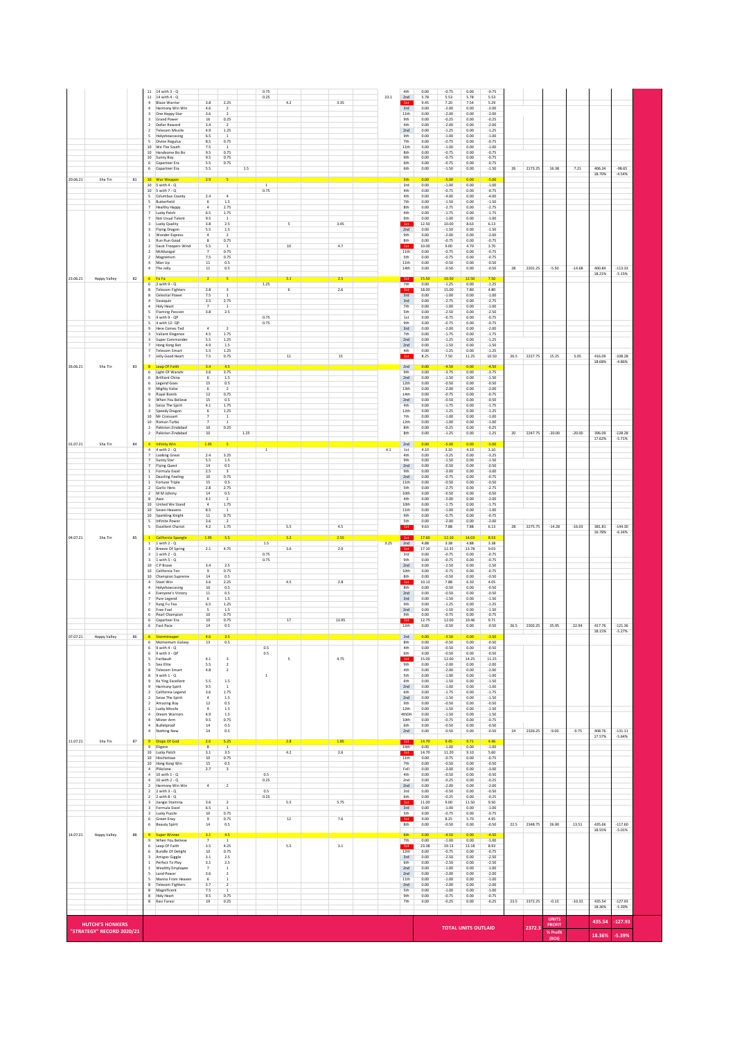| | | | | | | | | | | | | | | | | | | | | | | | |
|---|---|---|---|---|---|---|---|---|---|---|---|---|---|---|---|---|---|---|---|---|---|---|---|
| | | | 11 | 14 with 3 - Q | | | | 0.75 | | | | 4th | 0.00 | -0.75 | 0.00 | -0.75 | | | | | | | |
| | | | 11 | 14 with 4 - Q | | | | 0.25 | | | 23.1 | 2nd | 5.78 | 5.53 | 5.78 | 5.53 | | | | | | | |
| | | | 4 | Blaze Warrior | 3.8 | 2.25 | | | 4.2 | 3.35 | | 1st | 9.45 | 7.20 | 7.54 | 5.29 | | | | | | | |
| | | | 4 | Harmony Win Win | 4.6 | 2 | | | | | | 3rd | 0.00 | -2.00 | 0.00 | -2.00 | | | | | | | |
| | | | 3 | One Happy Star | 3.6 | 2 | | | | | | 11th | 0.00 | -2.00 | 0.00 | -2.00 | | | | | | | |
| | | | 3 | Grand Power | 16 | 0.25 | | | | | | 9th | 0.00 | -0.25 | 0.00 | -0.25 | | | | | | | |
| | | | 2 | Dollar Reward | 3.4 | 2 | | | | | | 4th | 0.00 | -2.00 | 0.00 | -2.00 | | | | | | | |
| | | | 2 | Telecom Missile | 4.9 | 1.25 | | | | | | 2nd | 0.00 | -1.25 | 0.00 | -1.25 | | | | | | | |
| | | | 5 | Holyshowcasing | 6.5 | 1 | | | | | | 9th | 0.00 | -1.00 | 0.00 | -1.00 | | | | | | | |
| | | | 5 | Divine Regulus | 8.5 | 0.75 | | | | | | 7th | 0.00 | -0.75 | 0.00 | -0.75 | | | | | | | |
| | | | 10 | We The South | 7.5 | 1 | | | | | | 11th | 0.00 | -1.00 | 0.00 | -1.00 | | | | | | | |
| | | | 10 | Handsome Bo Bo | 9.5 | 0.75 | | | | | | 8th | 0.00 | -0.75 | 0.00 | -0.75 | | | | | | | |
| | | | 10 | Sunny Boy | 9.5 | 0.75 | | | | | | 9th | 0.00 | -0.75 | 0.00 | -0.75 | | | | | | | |
| | | | 6 | Copartner Era | 5.5 | 0.75 | | | | | | 6th | 0.00 | -0.75 | 0.00 | -0.75 | | | | | | | |
| | | | 6 | Copartner Era | 5.5 | | 1.5 | | | | | 6th | 0.00 | -1.50 | 0.00 | -1.50 | 26 | 2173.25 | 16.38 | 7.21 | 406.34 | -98.65 |
| | | | | | | | | | | | | | | | | | | | | | 18.70% | -4.54% |
| 20.06.21 | Sha Tin | 81 | 10 | War Weapon | 2.9 | 5 | | | | | | 5th | 0.00 | -5.00 | 0.00 | -5.00 | | | | | | | |
| | | | 10 | 5 with 4 - Q | | | | 1 | | | | 3rd | 0.00 | -1.00 | 0.00 | -1.00 | | | | | | | |
| | | | 10 | 5 with 7 - Q | | | | 0.75 | | | | 4th | 0.00 | -0.75 | 0.00 | -0.75 | | | | | | | |
| | | | 5 | Columbus County | 2.4 | 4 | | | | | | 4th | 0.00 | -4.00 | 0.00 | -4.00 | | | | | | | |
| | | | 5 | Butterfield | 6 | 1.5 | | | | | | 7th | 0.00 | -1.50 | 0.00 | -1.50 | | | | | | | |
| | | | 7 | Healthy Happy | 4 | 2.75 | | | | | | 8th | 0.00 | -2.75 | 0.00 | -2.75 | | | | | | | |
| | | | 7 | Lucky Patch | 6.5 | 1.75 | | | | | | 4th | 0.00 | -1.75 | 0.00 | -1.75 | | | | | | | |
| | | | 7 | Not Usual Talent | 9.5 | 1 | | | | | | 9th | 0.00 | -1.00 | 0.00 | -1.00 | | | | | | | |
| | | | 3 | Lucky Quality | 3.8 | 2.5 | | | 5 | 3.45 | | 1st | 12.50 | 10.00 | 8.63 | 6.13 | | | | | | | |
| | | | 3 | Flying Dragon | 5.5 | 1.5 | | | | | | 2nd | 0.00 | -1.50 | 0.00 | -1.50 | | | | | | | |
| | | | 1 | Wonder Express | 4 | 2 | | | | | | 9th | 0.00 | -2.00 | 0.00 | -2.00 | | | | | | | |
| | | | 1 | Run Run Good | 8 | 0.75 | | | | | | 8th | 0.00 | -0.75 | 0.00 | -0.75 | | | | | | | |
| | | | 2 | Swot Troopers Wind | 5.5 | 1 | | | 10 | 4.7 | | 1st | 10.00 | 9.00 | 4.70 | 3.70 | | | | | | | |
| | | | 2 | McMunigal | 7 | 0.75 | | | | | | 11th | 0.00 | -0.75 | 0.00 | -0.75 | | | | | | | |
| | | | 2 | Magnetism | 7.5 | 0.75 | | | | | | 5th | 0.00 | -0.75 | 0.00 | -0.75 | | | | | | | |
| | | | 4 | Man Up | 11 | 0.5 | | | | | | 11th | 0.00 | -0.50 | 0.00 | -0.50 | | | | | | | |
| | | | 4 | The Jolly | 11 | 0.5 | | | | | | 14th | 0.00 | -0.50 | 0.00 | -0.50 | 28 | 2201.25 | -5.50 | -14.68 | 400.84 | -113.33 |
| | | | | | | | | | | | | | | | | | | | | | 18.21% | -5.15% |
| 23.06.21 | Happy Valley | 82 | 6 | Fa Fa | 2 | 5 | | | 3.1 | 2.5 | | 1st | 15.50 | 10.50 | 12.50 | 7.50 | | | | | | | |
| | | | 6 | 2 with 9 - Q | | | | 1.25 | | | | 7th | 0.00 | -1.25 | 0.00 | -1.25 | | | | | | | |
| | | | 8 | Telecom Fighters | 2.8 | 3 | | | 6 | 2.6 | | 1st | 18.00 | 15.00 | 7.80 | 4.80 | | | | | | | |
| | | | 8 | Celestial Power | 7.5 | 1 | | | | | | 3rd | 0.00 | -1.00 | 0.00 | -1.00 | | | | | | | |
| | | | 4 | Savaquin | 3.5 | 2.75 | | | | | | 3rd | 0.00 | -2.75 | 0.00 | -2.75 | | | | | | | |
| | | | 4 | Holy Heart | 7 | 1 | | | | | | 7th | 0.00 | -1.00 | 0.00 | -1.00 | | | | | | | |
| | | | 5 | Flaming Passion | 3.8 | 2.5 | | | | | | 5th | 0.00 | -2.50 | 0.00 | -2.50 | | | | | | | |
| | | | 5 | 4 with 9 - QP | | | | 0.75 | | | | 1st | 0.00 | -0.75 | 0.00 | -0.75 | | | | | | | |
| | | | 5 | 4 with 12- QP | | | | 0.75 | | | | 9th | 0.00 | -0.75 | 0.00 | -0.75 | | | | | | | |
| | | | 9 | Here Comes Ted | 4 | 2 | | | | | | 3rd | 0.00 | -2.00 | 0.00 | -2.00 | | | | | | | |
| | | | 3 | Valiant Elegance | 4.5 | 1.75 | | | | | | 7th | 0.00 | -1.75 | 0.00 | -1.75 | | | | | | | |
| | | | 3 | Super Commander | 5.5 | 1.25 | | | | | | 2nd | 0.00 | -1.25 | 0.00 | -1.25 | | | | | | | |
| | | | 7 | Hong Kong Bet | 4.9 | 1.5 | | | | | | 2nd | 0.00 | -1.50 | 0.00 | -1.50 | | | | | | | |
| | | | 7 | Telecom Smart | 5.5 | 1.25 | | | | | | 4th | 0.00 | -1.25 | 0.00 | -1.25 | | | | | | | |
| | | | 7 | Jolly Good Heart | 7.5 | 0.75 | | | 11 | 15 | | 1st | 8.25 | 7.50 | 11.25 | 10.50 | 26.5 | 2227.75 | 15.25 | 5.05 | 416.09 | -108.28 |
| | | | | | | | | | | | | | | | | | | | | | 18.68% | -4.86% |
| 26.06.21 | Sha Tin | 83 | 8 | Leap Of Faith | 3.4 | 4.5 | | | | | | 2nd | 0.00 | -4.50 | 0.00 | -4.50 | | | | | | | |
| | | | 6 | Light Of Wanshi | 3.6 | 3.75 | | | | | | 9th | 0.00 | -3.75 | 0.00 | -3.75 | | | | | | | |
| | | | 6 | Brilliant China | 6 | 1.5 | | | | | | 2nd | 0.00 | -1.50 | 0.00 | -1.50 | | | | | | | |
| | | | 6 | Legend Goes | 15 | 0.5 | | | | | | 12th | 0.00 | -0.50 | 0.00 | -0.50 | | | | | | | |
| | | | 9 | Mighty Valor | 6 | 2 | | | | | | 13th | 0.00 | -2.00 | 0.00 | -2.00 | | | | | | | |
| | | | 9 | Royal Bomb | 12 | 0.75 | | | | | | 14th | 0.00 | -0.75 | 0.00 | -0.75 | | | | | | | |
| | | | 9 | When You Believe | 15 | 0.5 | | | | | | 2nd | 0.00 | -0.50 | 0.00 | -0.50 | | | | | | | |
| | | | 3 | Seize The Spirit | 4.1 | 1.75 | | | | | | 4th | 0.00 | -1.75 | 0.00 | -1.75 | | | | | | | |
| | | | 3 | Speedy Dragon | 6 | 1.25 | | | | | | 12th | 0.00 | -1.25 | 0.00 | -1.25 | | | | | | | |
| | | | 10 | Mr Croissant | 7 | 1 | | | | | | 7th | 0.00 | -1.00 | 0.00 | -1.00 | | | | | | | |
| | | | 10 | Roman Turbo | 7 | 1 | | | | | | 12th | 0.00 | -1.00 | 0.00 | -1.00 | | | | | | | |
| | | | 2 | Pakistan Zindabad | 10 | 0.25 | | | | | | 8th | 0.00 | -0.25 | 0.00 | -0.25 | | | | | | | |
| | | | 2 | Pakistan Zindabad | 10 | | 1.25 | | | | | 8th | 0.00 | -1.25 | 0.00 | -1.25 | 20 | 2247.75 | -20.00 | -20.00 | 396.09 | -128.28 |
| | | | | | | | | | | | | | | | | | | | | | 17.62% | -5.71% |
| 01.07.21 | Sha Tin | 84 | 4 | Infinity Win | 1.95 | 5 | | | | | | 2nd | 0.00 | -5.00 | 0.00 | -5.00 | | | | | | | |
| | | | 4 | 4 with 2 - Q | | | | 1 | | | 4.1 | 1st | 4.10 | 3.10 | 4.10 | 3.10 | | | | | | | |
| | | | 7 | Looking Great | 2.4 | 3.25 | | | | | | 4th | 0.00 | -3.25 | 0.00 | -3.25 | | | | | | | |
| | | | 7 | Sunny Star | 5.5 | 1.5 | | | | | | 9th | 0.00 | -1.50 | 0.00 | -1.50 | | | | | | | |
| | | | 7 | Flying Quest | 14 | 0.5 | | | | | | 2nd | 0.00 | -0.50 | 0.00 | -0.50 | | | | | | | |
| | | | 1 | Formula Excel | 2.5 | 3 | | | | | | 9th | 0.00 | -3.00 | 0.00 | -3.00 | | | | | | | |
| | | | 1 | Dazzling Feeling | 10 | 0.75 | | | | | | 2nd | 0.00 | -0.75 | 0.00 | -0.75 | | | | | | | |
| | | | 1 | Fortune Triple | 15 | 0.5 | | | | | | 11th | 0.00 | -0.50 | 0.00 | -0.50 | | | | | | | |
| | | | 2 | Garlic Hero | 2.8 | 2.75 | | | | | | 5th | 0.00 | -2.75 | 0.00 | -2.75 | | | | | | | |
| | | | 2 | M M Johnny | 14 | 0.5 | | | | | | 10th | 0.00 | -0.50 | 0.00 | -0.50 | | | | | | | |
| | | | 8 | Aero | 4.1 | 2 | | | | | | 4th | 0.00 | -2.00 | 0.00 | -2.00 | | | | | | | |
| | | | 10 | United We Stand | 4 | 1.75 | | | | | | 10th | 0.00 | -1.75 | 0.00 | -1.75 | | | | | | | |
| | | | 10 | Seven Heavens | 8.5 | 1 | | | | | | 11th | 0.00 | -1.00 | 0.00 | -1.00 | | | | | | | |
| | | | 10 | Sparkling Knight | 11 | 0.75 | | | | | | 9th | 0.00 | -0.75 | 0.00 | -0.75 | | | | | | | |
| | | | 5 | Infinite Power | 3.6 | 2 | | | | | | 5th | 0.00 | -2.00 | 0.00 | -2.00 | | | | | | | |
| | | | 5 | Excellent Chariot | 4.2 | 1.75 | | | 5.5 | 4.5 | | 1st | 9.63 | 7.88 | 7.88 | 6.13 | 28 | 2275.75 | -14.28 | -16.03 | 381.81 | -144.30 |
| | | | | | | | | | | | | | | | | | | | | | 16.78% | -6.34% |
| 04.07.21 | Sha Tin | 85 | 1 | California Spangle | 1.95 | 5.5 | | | 3.2 | 2.55 | | 1st | 17.60 | 12.10 | 14.03 | 8.53 | | | | | | | |
| | | | 1 | 1 with 2 - Q | | | | 1.5 | | | 3.25 | 2nd | 4.88 | 3.38 | 4.88 | 3.38 | | | | | | | |
| | | | 3 | Breeze Of Spring | 2.1 | 4.75 | | | 3.6 | 2.9 | | 1st | 17.10 | 12.35 | 13.78 | 9.03 | | | | | | | |
| | | | 3 | 1 with 2 - Q | | | | 0.75 | | | | 3rd | 0.00 | -0.75 | 0.00 | -0.75 | | | | | | | |
| | | | 3 | 1 with 5 - Q | | | | 0.75 | | | | 9th | 0.00 | -0.75 | 0.00 | -0.75 | | | | | | | |
| | | | 10 | C P Brave | 3.4 | 2.5 | | | | | | 2nd | 0.00 | -2.50 | 0.00 | -2.50 | | | | | | | |
| | | | 10 | California Ten | 9 | 0.75 | | | | | | 10th | 0.00 | -0.75 | 0.00 | -0.75 | | | | | | | |
| | | | 10 | Champion Supreme | 14 | 0.5 | | | | | | 8th | 0.00 | -0.50 | 0.00 | -0.50 | | | | | | | |
| | | | 4 | Steel Win | 3.6 | 2.25 | | | 4.5 | 2.8 | | 1st | 10.13 | 7.88 | 6.30 | 4.05 | | | | | | | |
| | | | 4 | Holyshowcasing | 10 | 0.5 | | | | | | 8th | 0.00 | -0.50 | 0.00 | -0.50 | | | | | | | |
| | | | 4 | Everyone's Victory | 11 | 0.5 | | | | | | 2nd | 0.00 | -0.50 | 0.00 | -0.50 | | | | | | | |
| | | | 7 | Pure Legend | 6 | 1.5 | | | | | | 3rd | 0.00 | -1.50 | 0.00 | -1.50 | | | | | | | |
| | | | 7 | Kung Fu Tea | 6.5 | 1.25 | | | | | | 9th | 0.00 | -1.25 | 0.00 | -1.25 | | | | | | | |
| | | | 6 | Free Foal | 5 | 1.5 | | | | | | 2nd | 0.00 | -1.50 | 0.00 | -1.50 | | | | | | | |
| | | | 6 | Pearl Champion | 10 | 0.75 | | | | | | 9th | 0.00 | -0.75 | 0.00 | -0.75 | | | | | | | |
| | | | 6 | Copartner Era | 10 | 0.75 | | | 17 | 13.95 | | 1st | 12.75 | 12.00 | 10.46 | 9.71 | | | | | | | |
| | | | 6 | Fast Pace | 14 | 0.5 | | | | | | 12th | 0.00 | -0.50 | 0.00 | -0.50 | 26.5 | 2302.25 | 35.95 | 22.94 | 417.76 | -121.36 |
| | | | | | | | | | | | | | | | | | | | | | 18.15% | -5.27% |
| 07.07.21 | Happy Valley | 86 | 6 | Stormtrouper | 4.6 | 3.5 | | | | | | 3rd | 0.00 | -3.50 | 0.00 | -3.50 | | | | | | | |
| | | | 6 | Momentum Galaxy | 13 | 0.5 | | | | | | 8th | 0.00 | -0.50 | 0.00 | -0.50 | | | | | | | |
| | | | 6 | 9 with 4 - Q | | | | 0.5 | | | | 4th | 0.00 | -0.50 | 0.00 | -0.50 | | | | | | | |
| | | | 6 | 9 with 3 - QP | | | | 0.5 | | | | 6th | 0.00 | -0.50 | 0.00 | -0.50 | | | | | | | |
| | | | 5 | Faribault | 4.1 | 3 | | | 5 | 4.75 | | 1st | 15.00 | 12.00 | 14.25 | 11.25 | | | | | | | |
| | | | 5 | Sea Elite | 5.5 | 2 | | | | | | 9th | 0.00 | -2.00 | 0.00 | -2.00 | | | | | | | |
| | | | 8 | Telecom Smart | 4.8 | 2 | | | | | | 4th | 0.00 | -2.00 | 0.00 | -2.00 | | | | | | | |
| | | | 8 | 9 with 1 - Q | | | | 1 | | | | 5th | 0.00 | -1.00 | 0.00 | -1.00 | | | | | | | |
| | | | 9 | Ka Ying Excellent | 5.5 | 1.5 | | | | | | 6th | 0.00 | -1.50 | 0.00 | -1.50 | | | | | | | |
| | | | 9 | Harmony Spirit | 9.5 | 1 | | | | | | 2nd | 0.00 | -1.00 | 0.00 | -1.00 | | | | | | | |
| | | | 2 | California Legend | 3.6 | 1.75 | | | | | | 6th | 0.00 | -1.75 | 0.00 | -1.75 | | | | | | | |
| | | | 2 | Seize The Spirit | 4 | 1.5 | | | | | | 2nd | 0.00 | -1.50 | 0.00 | -1.50 | | | | | | | |
| | | | 2 | Amazing Boy | 12 | 0.5 | | | | | | 9th | 0.00 | -0.50 | 0.00 | -0.50 | | | | | | | |
| | | | 1 | Lucky Missile | 4 | 1.5 | | | | | | 12th | 0.00 | -1.50 | 0.00 | -1.50 | | | | | | | |
| | | | 4 | Dream Warriors | 4.9 | 1.5 | | | | | | 4thDH | 0.00 | -1.50 | 0.00 | -1.50 | | | | | | | |
| | | | 4 | Mister Arm | 9.5 | 0.75 | | | | | | 10th | 0.00 | -0.75 | 0.00 | -0.75 | | | | | | | |
| | | | 4 | Bulletproof | 14 | 0.5 | | | | | | 6th | 0.00 | -0.50 | 0.00 | -0.50 | | | | | | | |
| | | | 4 | Nothing New | 14 | 0.5 | | | | | | 2nd | 0.00 | -0.50 | 0.00 | -0.50 | 24 | 2326.25 | -9.00 | -9.75 | 408.76 | -131.11 |
| | | | | | | | | | | | | | | | | | | | | | 17.57% | -5.64% |
| 11.07.21 | Sha Tin | 87 | 9 | Drops Of God | 2.6 | 5.25 | | | 2.8 | 1.85 | | 1st | 14.70 | 9.45 | 9.71 | 4.46 | | | | | | | |
| | | | 9 | Elegere | 8 | 1 | | | | | | 14th | 0.00 | -1.00 | 0.00 | -1.00 | | | | | | | |
| | | | 10 | Lucky Patch | 3.1 | 3.5 | | | 4.2 | 2.6 | | 1st | 14.70 | 11.20 | 9.10 | 5.60 | | | | | | | |
| | | | 10 | Hinchinlow | 10 | 0.75 | | | | | | 11th | 0.00 | -0.75 | 0.00 | -0.75 | | | | | | | |
| | | | 10 | Hong Kong Win | 15 | 0.5 | | | | | | 7th | 0.00 | -0.50 | 0.00 | -0.50 | | | | | | | |
| | | | 4 | Plikzone | 2.7 | 3 | | | | | | Fell | 0.00 | -3.00 | 0.00 | -3.00 | | | | | | | |
| | | | 4 | 10 with 1 - Q | | | | 0.5 | | | | 4th | 0.00 | -0.50 | 0.00 | -0.50 | | | | | | | |
| | | | 4 | 10 with 2 - Q | | | | 0.25 | | | | 2nd | 0.00 | -0.25 | 0.00 | -0.25 | | | | | | | |
| | | | 2 | Harmony Win Win | 4 | 2 | | | | | | 2nd | 0.00 | -2.00 | 0.00 | -2.00 | | | | | | | |
| | | | 2 | 2 with 3 - Q | | | | 0.5 | | | | 3rd | 0.00 | -0.50 | 0.00 | -0.50 | | | | | | | |
| | | | 2 | 2 with 8 - Q | | | | 0.25 | | | | 6th | 0.00 | -0.25 | 0.00 | -0.25 | | | | | | | |
| | | | 3 | Xiangai Stamina | 3.6 | 2 | | | 5.5 | 5.75 | | 1st | 11.00 | 9.00 | 11.50 | 9.50 | | | | | | | |
| | | | 3 | Formula Excel | 6.5 | 1 | | | | | | 3rd | 0.00 | -1.00 | 0.00 | -1.00 | | | | | | | |
| | | | 3 | Lucky Puzzle | 10 | 0.75 | | | | | | 5th | 0.00 | -0.75 | 0.00 | -0.75 | | | | | | | |
| | | | 6 | Green Envy | 9 | 0.75 | | | 12 | 7.6 | | 1st | 9.00 | 8.25 | 5.70 | 4.95 | | | | | | | |
| | | | 6 | Beauty Spirit | 14 | 0.5 | | | | | | 8th | 0.00 | -0.50 | 0.00 | -0.50 | 22.5 | 2348.75 | 26.90 | 13.51 | 435.66 | -117.60 |
| | | | | | | | | | | | | | | | | | | | | | 18.55% | -5.01% |
| 14.07.21 | Happy Valley | 88 | 9 | Super Winner | 3.1 | 4.5 | | | | | | 6th | 0.00 | -4.50 | 0.00 | -4.50 | | | | | | | |
| | | | 9 | When You Believe | 7 | 1 | | | | | | 7th | 0.00 | -1.00 | 0.00 | -1.00 | | | | | | | |
| | | | 6 | Leap Of Faith | 3.5 | 4.25 | | | 5.5 | 3.1 | | 1st | 23.38 | 19.13 | 13.18 | 8.93 | | | | | | | |
| | | | 6 | Bundle Of Delight | 10 | 0.75 | | | | | | 12th | 0.00 | -0.75 | 0.00 | -0.75 | | | | | | | |
| | | | 3 | Amigos Giggle | 3.1 | 2.5 | | | | | | 3rd | 0.00 | -2.50 | 0.00 | -2.50 | | | | | | | |
| | | | 1 | Perfect To Play | 3.1 | 2.5 | | | | | | 6th | 0.00 | -2.50 | 0.00 | -2.50 | | | | | | | |
| | | | 1 | Wealthy Employee | 7 | 1 | | | | | | 2nd | 0.00 | -1.00 | 0.00 | -1.00 | | | | | | | |
| | | | 5 | Land Power | 3.6 | 2 | | | | | | 2nd | 0.00 | -2.00 | 0.00 | -2.00 | | | | | | | |
| | | | 5 | Manna From Heaven | 6 | 1 | | | | | | 11th | 0.00 | -1.00 | 0.00 | -1.00 | | | | | | | |
| | | | 8 | Telecom Fighters | 3.7 | 2 | | | | | | 2nd | 0.00 | -2.00 | 0.00 | -2.00 | | | | | | | |
| | | | 8 | Magnificent | 7.5 | 1 | | | | | | 5th | 0.00 | -1.00 | 0.00 | -1.00 | | | | | | | |
| | | | 8 | Holy Heart | 9.5 | 0.75 | | | | | | 9th | 0.00 | -0.75 | 0.00 | -0.75 | | | | | | | |
| | | | 8 | Kasi Farasi | 19 | 0.25 | | | | | | 7th | 0.00 | -0.25 | 0.00 | -0.25 | 23.5 | 2372.25 | -0.13 | -10.33 | 435.54 | -127.93 |
| | | | | | | | | | | | | | | | | | | | | | 18.36% | -5.39% |

| HUTCHI'S HONKERS "STRATEGY" RECORD 2020/21 | TOTAL UNITS OUTLAID | 2372.3 | UNITS PROFIT | 435.54 | -127.93 |
|---|---|---|---|---|---|
| | | | % Profit (ROI) | 18.36% | -5.39% |